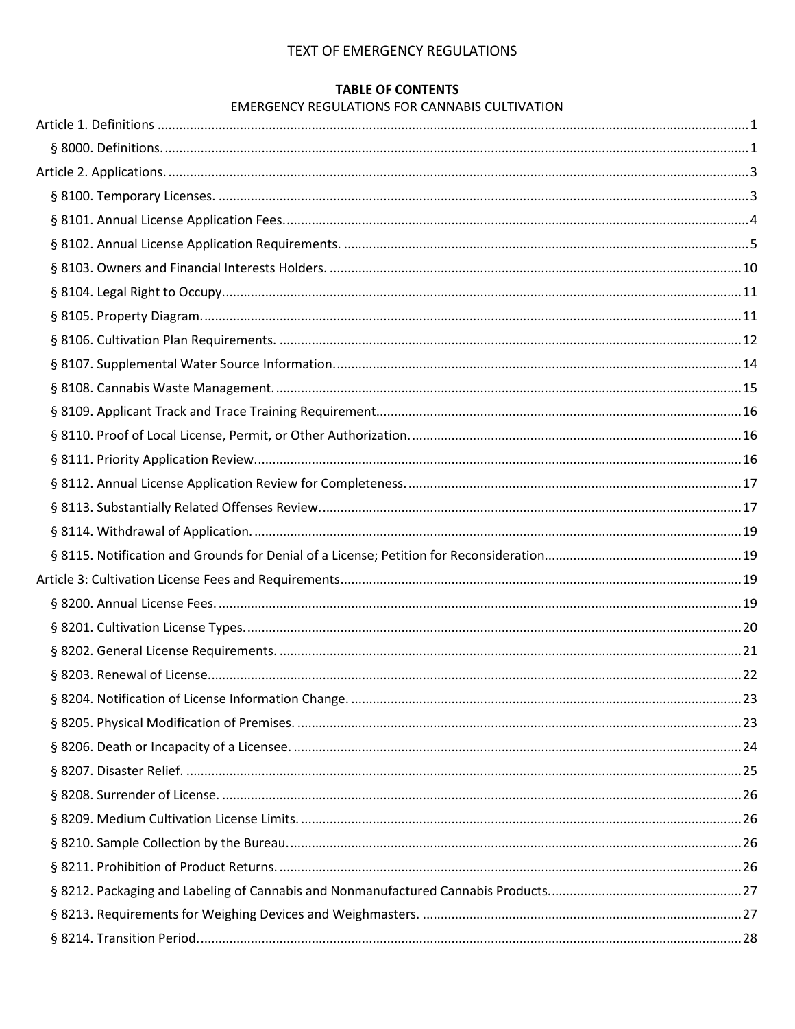# TEXT OF EMERGENCY REGULATIONS

**TABLE OF CONTENTS**

EMERGENCY REGULATIONS FOR CANNABIS CULTIVATION

Article 1. Definitions .......... 1

- § 8000. Definitions. .......... 1

Article 2. Applications. .......... 3

- § 8100. Temporary Licenses. .......... 3
- § 8101. Annual License Application Fees. .......... 4
- § 8102. Annual License Application Requirements. .......... 5
- § 8103. Owners and Financial Interests Holders. .......... 10
- § 8104. Legal Right to Occupy. .......... 11
- § 8105. Property Diagram. .......... 11
- § 8106. Cultivation Plan Requirements. .......... 12
- § 8107. Supplemental Water Source Information. .......... 14
- § 8108. Cannabis Waste Management. .......... 15
- § 8109. Applicant Track and Trace Training Requirement. .......... 16
- § 8110. Proof of Local License, Permit, or Other Authorization. .......... 16
- § 8111. Priority Application Review. .......... 16
- § 8112. Annual License Application Review for Completeness. .......... 17
- § 8113. Substantially Related Offenses Review. .......... 17
- § 8114. Withdrawal of Application. .......... 19
- § 8115. Notification and Grounds for Denial of a License; Petition for Reconsideration. .......... 19

Article 3: Cultivation License Fees and Requirements .......... 19

- § 8200. Annual License Fees. .......... 19
- § 8201. Cultivation License Types. .......... 20
- § 8202. General License Requirements. .......... 21
- § 8203. Renewal of License. .......... 22
- § 8204. Notification of License Information Change. .......... 23
- § 8205. Physical Modification of Premises. .......... 23
- § 8206. Death or Incapacity of a Licensee. .......... 24
- § 8207. Disaster Relief. .......... 25
- § 8208. Surrender of License. .......... 26
- § 8209. Medium Cultivation License Limits. .......... 26
- § 8210. Sample Collection by the Bureau. .......... 26
- § 8211. Prohibition of Product Returns. .......... 26
- § 8212. Packaging and Labeling of Cannabis and Nonmanufactured Cannabis Products. .......... 27
- § 8213. Requirements for Weighing Devices and Weighmasters. .......... 27
- § 8214. Transition Period. .......... 28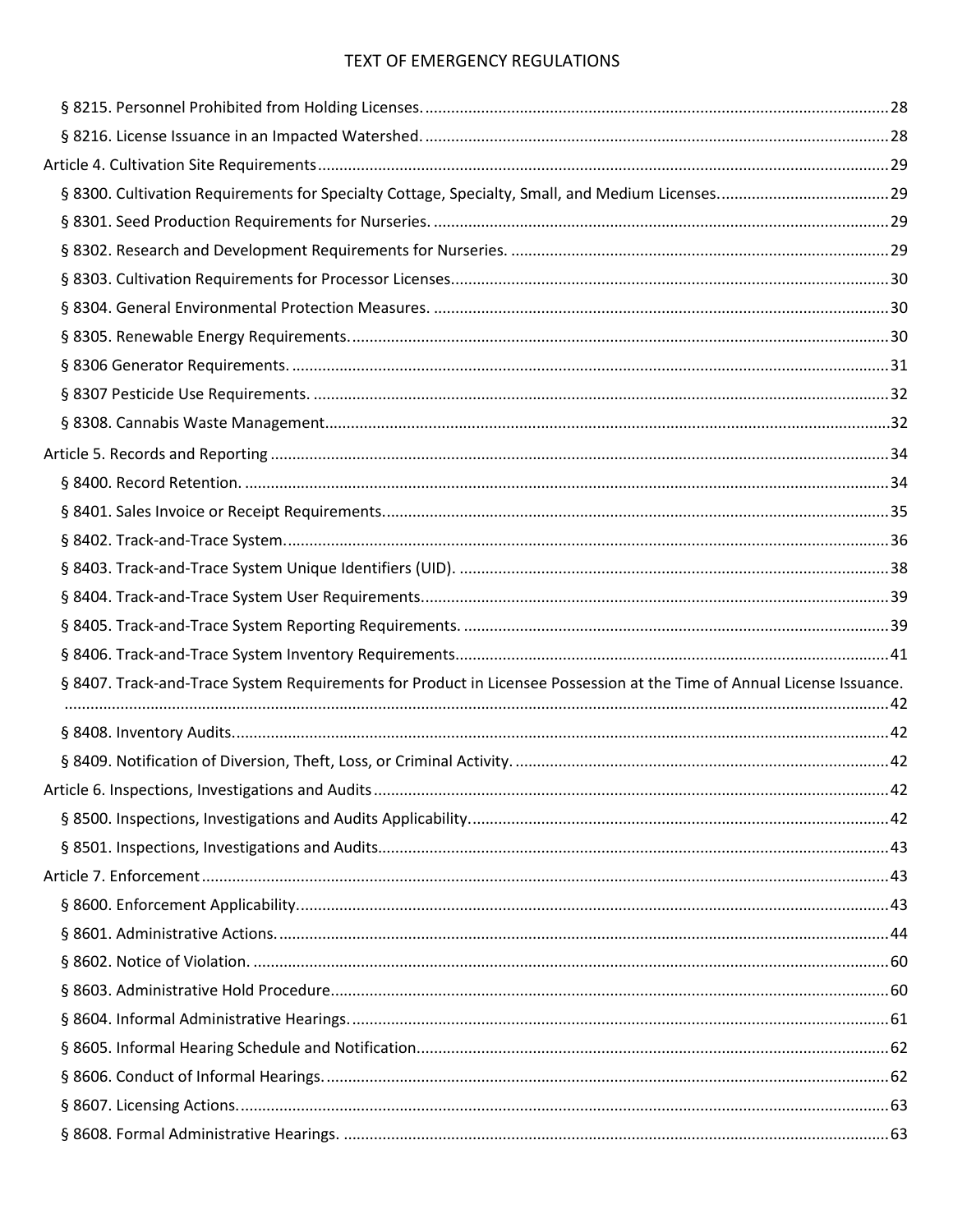§ 8215. Personnel Prohibited from Holding Licenses. ........ 28

§ 8216. License Issuance in an Impacted Watershed. ........ 28

Article 4. Cultivation Site Requirements ........ 29

§ 8300. Cultivation Requirements for Specialty Cottage, Specialty, Small, and Medium Licenses. ........ 29

§ 8301. Seed Production Requirements for Nurseries. ........ 29

§ 8302. Research and Development Requirements for Nurseries. ........ 29

§ 8303. Cultivation Requirements for Processor Licenses. ........ 30

§ 8304. General Environmental Protection Measures. ........ 30

§ 8305. Renewable Energy Requirements. ........ 30

§ 8306 Generator Requirements. ........ 31

§ 8307 Pesticide Use Requirements. ........ 32

§ 8308. Cannabis Waste Management. ........ 32

Article 5. Records and Reporting ........ 34

§ 8400. Record Retention. ........ 34

§ 8401. Sales Invoice or Receipt Requirements. ........ 35

§ 8402. Track-and-Trace System. ........ 36

§ 8403. Track-and-Trace System Unique Identifiers (UID). ........ 38

§ 8404. Track-and-Trace System User Requirements. ........ 39

§ 8405. Track-and-Trace System Reporting Requirements. ........ 39

§ 8406. Track-and-Trace System Inventory Requirements. ........ 41

§ 8407. Track-and-Trace System Requirements for Product in Licensee Possession at the Time of Annual License Issuance. ........ 42

§ 8408. Inventory Audits. ........ 42

§ 8409. Notification of Diversion, Theft, Loss, or Criminal Activity. ........ 42

Article 6. Inspections, Investigations and Audits ........ 42

§ 8500. Inspections, Investigations and Audits Applicability. ........ 42

§ 8501. Inspections, Investigations and Audits. ........ 43

Article 7. Enforcement ........ 43

§ 8600. Enforcement Applicability. ........ 43

§ 8601. Administrative Actions. ........ 44

§ 8602. Notice of Violation. ........ 60

§ 8603. Administrative Hold Procedure. ........ 60

§ 8604. Informal Administrative Hearings. ........ 61

§ 8605. Informal Hearing Schedule and Notification. ........ 62

§ 8606. Conduct of Informal Hearings. ........ 62

§ 8607. Licensing Actions. ........ 63

§ 8608. Formal Administrative Hearings. ........ 63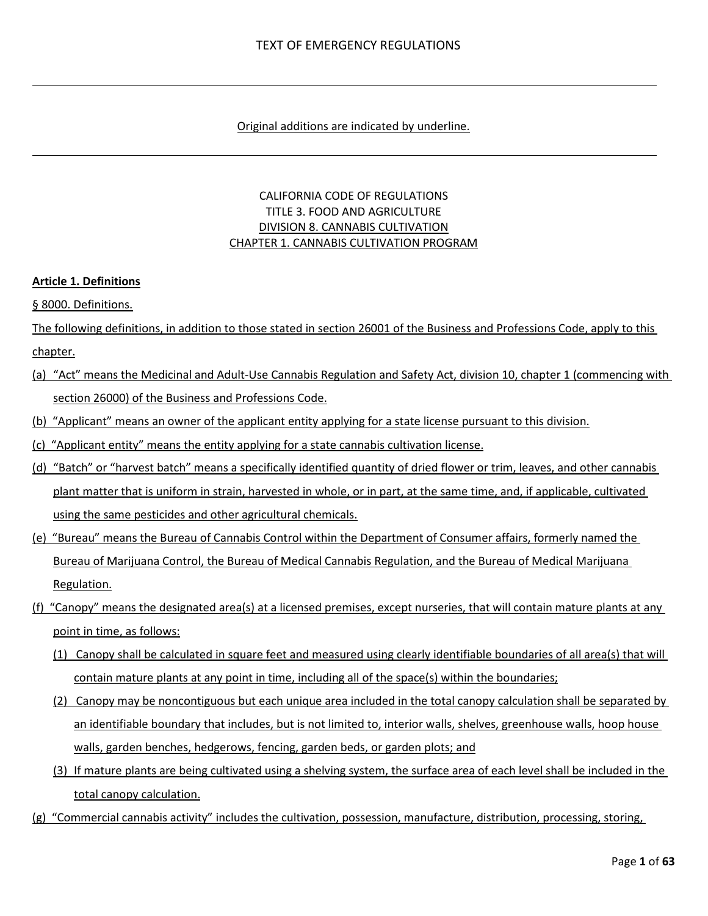TEXT OF EMERGENCY REGULATIONS

---

Original additions are indicated by underline.

---

CALIFORNIA CODE OF REGULATIONS
TITLE 3. FOOD AND AGRICULTURE
DIVISION 8. CANNABIS CULTIVATION
CHAPTER 1. CANNABIS CULTIVATION PROGRAM

**Article 1. Definitions**

§ 8000. Definitions.

The following definitions, in addition to those stated in section 26001 of the Business and Professions Code, apply to this chapter.

(a) "Act" means the Medicinal and Adult-Use Cannabis Regulation and Safety Act, division 10, chapter 1 (commencing with section 26000) of the Business and Professions Code.

(b) "Applicant" means an owner of the applicant entity applying for a state license pursuant to this division.

(c) "Applicant entity" means the entity applying for a state cannabis cultivation license.

(d) "Batch" or "harvest batch" means a specifically identified quantity of dried flower or trim, leaves, and other cannabis plant matter that is uniform in strain, harvested in whole, or in part, at the same time, and, if applicable, cultivated using the same pesticides and other agricultural chemicals.

(e) "Bureau" means the Bureau of Cannabis Control within the Department of Consumer affairs, formerly named the Bureau of Marijuana Control, the Bureau of Medical Cannabis Regulation, and the Bureau of Medical Marijuana Regulation.

(f) "Canopy" means the designated area(s) at a licensed premises, except nurseries, that will contain mature plants at any point in time, as follows:

(1) Canopy shall be calculated in square feet and measured using clearly identifiable boundaries of all area(s) that will contain mature plants at any point in time, including all of the space(s) within the boundaries;

(2) Canopy may be noncontiguous but each unique area included in the total canopy calculation shall be separated by an identifiable boundary that includes, but is not limited to, interior walls, shelves, greenhouse walls, hoop house walls, garden benches, hedgerows, fencing, garden beds, or garden plots; and

(3) If mature plants are being cultivated using a shelving system, the surface area of each level shall be included in the total canopy calculation.

(g) "Commercial cannabis activity" includes the cultivation, possession, manufacture, distribution, processing, storing,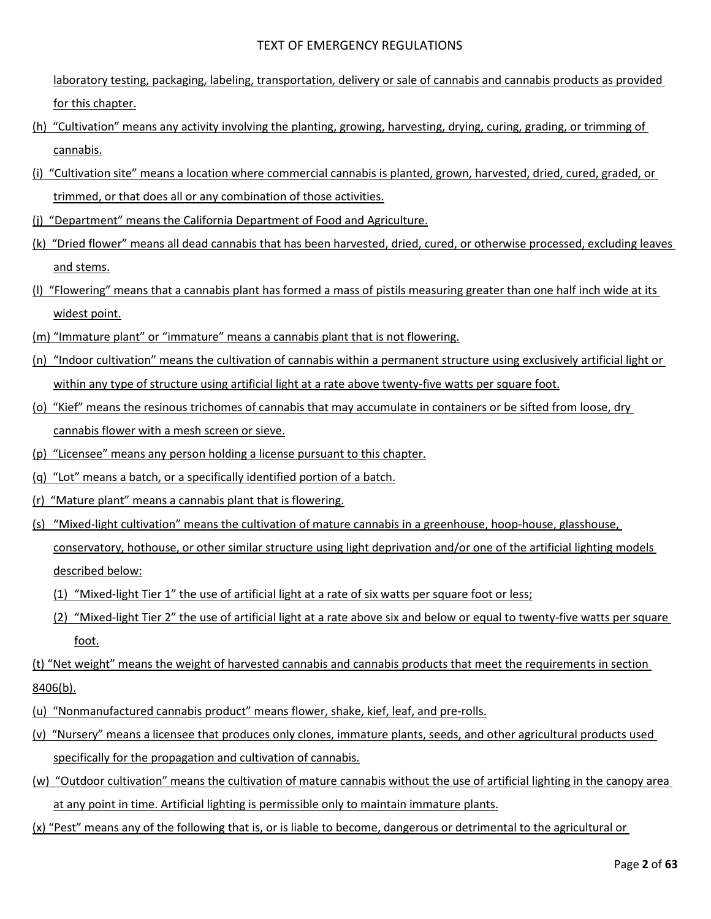laboratory testing, packaging, labeling, transportation, delivery or sale of cannabis and cannabis products as provided for this chapter.

(h) "Cultivation" means any activity involving the planting, growing, harvesting, drying, curing, grading, or trimming of cannabis.

(i) "Cultivation site" means a location where commercial cannabis is planted, grown, harvested, dried, cured, graded, or trimmed, or that does all or any combination of those activities.

(j) "Department" means the California Department of Food and Agriculture.

(k) "Dried flower" means all dead cannabis that has been harvested, dried, cured, or otherwise processed, excluding leaves and stems.

(l) "Flowering" means that a cannabis plant has formed a mass of pistils measuring greater than one half inch wide at its widest point.

(m) "Immature plant" or "immature" means a cannabis plant that is not flowering.

(n) "Indoor cultivation" means the cultivation of cannabis within a permanent structure using exclusively artificial light or within any type of structure using artificial light at a rate above twenty-five watts per square foot.

(o) "Kief" means the resinous trichomes of cannabis that may accumulate in containers or be sifted from loose, dry cannabis flower with a mesh screen or sieve.

(p) "Licensee" means any person holding a license pursuant to this chapter.

(q) "Lot" means a batch, or a specifically identified portion of a batch.

(r) "Mature plant" means a cannabis plant that is flowering.

(s) "Mixed-light cultivation" means the cultivation of mature cannabis in a greenhouse, hoop-house, glasshouse, conservatory, hothouse, or other similar structure using light deprivation and/or one of the artificial lighting models described below:

(1) "Mixed-light Tier 1" the use of artificial light at a rate of six watts per square foot or less;

(2) "Mixed-light Tier 2" the use of artificial light at a rate above six and below or equal to twenty-five watts per square foot.

(t) "Net weight" means the weight of harvested cannabis and cannabis products that meet the requirements in section 8406(b).

(u) "Nonmanufactured cannabis product" means flower, shake, kief, leaf, and pre-rolls.

(v) "Nursery" means a licensee that produces only clones, immature plants, seeds, and other agricultural products used specifically for the propagation and cultivation of cannabis.

(w) "Outdoor cultivation" means the cultivation of mature cannabis without the use of artificial lighting in the canopy area at any point in time. Artificial lighting is permissible only to maintain immature plants.

(x) "Pest" means any of the following that is, or is liable to become, dangerous or detrimental to the agricultural or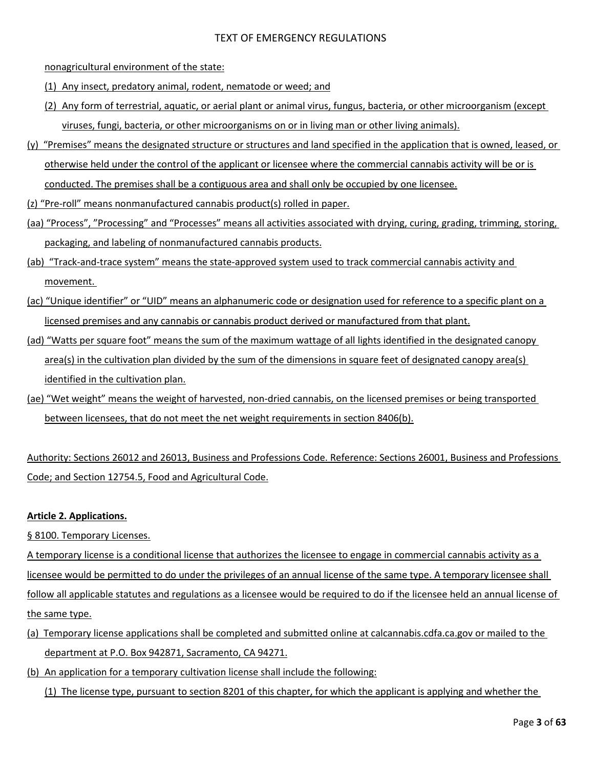nonagricultural environment of the state:

(1) Any insect, predatory animal, rodent, nematode or weed; and

(2) Any form of terrestrial, aquatic, or aerial plant or animal virus, fungus, bacteria, or other microorganism (except viruses, fungi, bacteria, or other microorganisms on or in living man or other living animals).

(y) "Premises" means the designated structure or structures and land specified in the application that is owned, leased, or otherwise held under the control of the applicant or licensee where the commercial cannabis activity will be or is conducted. The premises shall be a contiguous area and shall only be occupied by one licensee.

(z) "Pre-roll" means nonmanufactured cannabis product(s) rolled in paper.

(aa) "Process", "Processing" and "Processes" means all activities associated with drying, curing, grading, trimming, storing, packaging, and labeling of nonmanufactured cannabis products.

(ab) "Track-and-trace system" means the state-approved system used to track commercial cannabis activity and movement.

(ac) "Unique identifier" or "UID" means an alphanumeric code or designation used for reference to a specific plant on a licensed premises and any cannabis or cannabis product derived or manufactured from that plant.

(ad) "Watts per square foot" means the sum of the maximum wattage of all lights identified in the designated canopy area(s) in the cultivation plan divided by the sum of the dimensions in square feet of designated canopy area(s) identified in the cultivation plan.

(ae) "Wet weight" means the weight of harvested, non-dried cannabis, on the licensed premises or being transported between licensees, that do not meet the net weight requirements in section 8406(b).

Authority: Sections 26012 and 26013, Business and Professions Code. Reference: Sections 26001, Business and Professions Code; and Section 12754.5, Food and Agricultural Code.

**Article 2. Applications.**

§ 8100. Temporary Licenses.

A temporary license is a conditional license that authorizes the licensee to engage in commercial cannabis activity as a licensee would be permitted to do under the privileges of an annual license of the same type. A temporary licensee shall follow all applicable statutes and regulations as a licensee would be required to do if the licensee held an annual license of the same type.

(a) Temporary license applications shall be completed and submitted online at calcannabis.cdfa.ca.gov or mailed to the department at P.O. Box 942871, Sacramento, CA 94271.

(b) An application for a temporary cultivation license shall include the following:

(1) The license type, pursuant to section 8201 of this chapter, for which the applicant is applying and whether the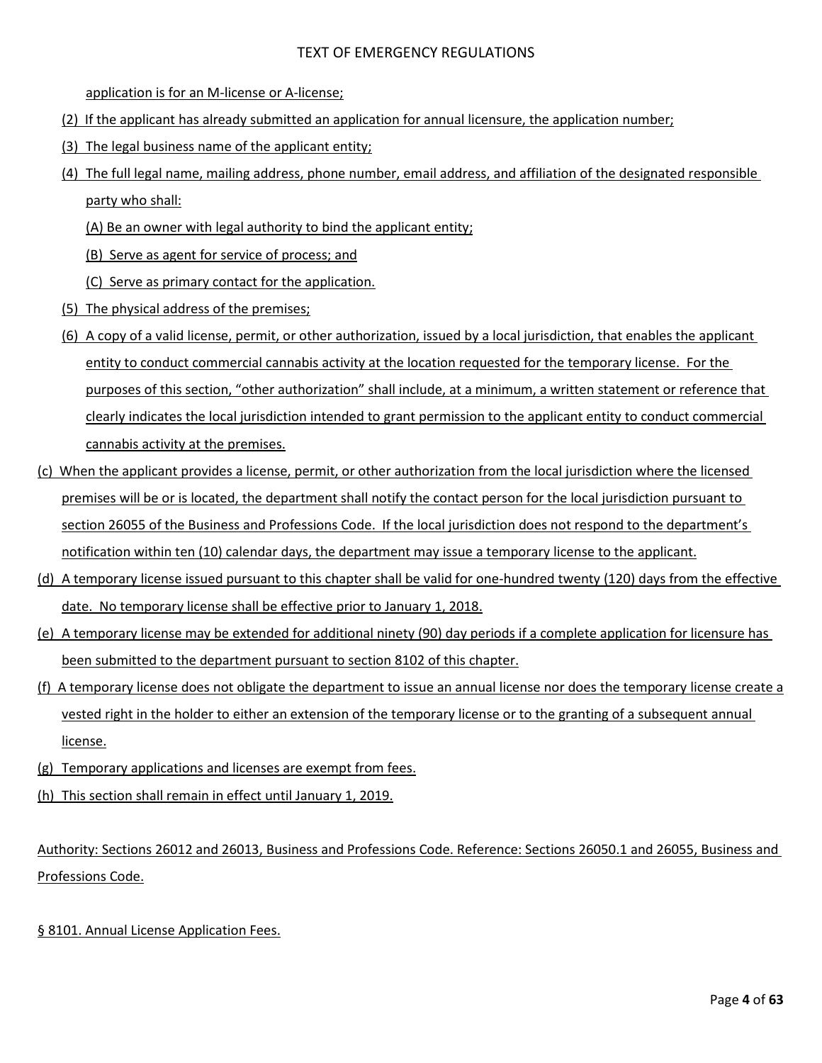application is for an M-license or A-license;

(2) If the applicant has already submitted an application for annual licensure, the application number;

(3) The legal business name of the applicant entity;

(4) The full legal name, mailing address, phone number, email address, and affiliation of the designated responsible party who shall:

(A) Be an owner with legal authority to bind the applicant entity;

(B) Serve as agent for service of process; and

(C) Serve as primary contact for the application.

(5) The physical address of the premises;

(6) A copy of a valid license, permit, or other authorization, issued by a local jurisdiction, that enables the applicant entity to conduct commercial cannabis activity at the location requested for the temporary license. For the purposes of this section, "other authorization" shall include, at a minimum, a written statement or reference that clearly indicates the local jurisdiction intended to grant permission to the applicant entity to conduct commercial cannabis activity at the premises.

(c) When the applicant provides a license, permit, or other authorization from the local jurisdiction where the licensed premises will be or is located, the department shall notify the contact person for the local jurisdiction pursuant to section 26055 of the Business and Professions Code. If the local jurisdiction does not respond to the department's notification within ten (10) calendar days, the department may issue a temporary license to the applicant.

(d) A temporary license issued pursuant to this chapter shall be valid for one-hundred twenty (120) days from the effective date. No temporary license shall be effective prior to January 1, 2018.

(e) A temporary license may be extended for additional ninety (90) day periods if a complete application for licensure has been submitted to the department pursuant to section 8102 of this chapter.

(f) A temporary license does not obligate the department to issue an annual license nor does the temporary license create a vested right in the holder to either an extension of the temporary license or to the granting of a subsequent annual license.

(g) Temporary applications and licenses are exempt from fees.

(h) This section shall remain in effect until January 1, 2019.

Authority: Sections 26012 and 26013, Business and Professions Code. Reference: Sections 26050.1 and 26055, Business and Professions Code.

§ 8101. Annual License Application Fees.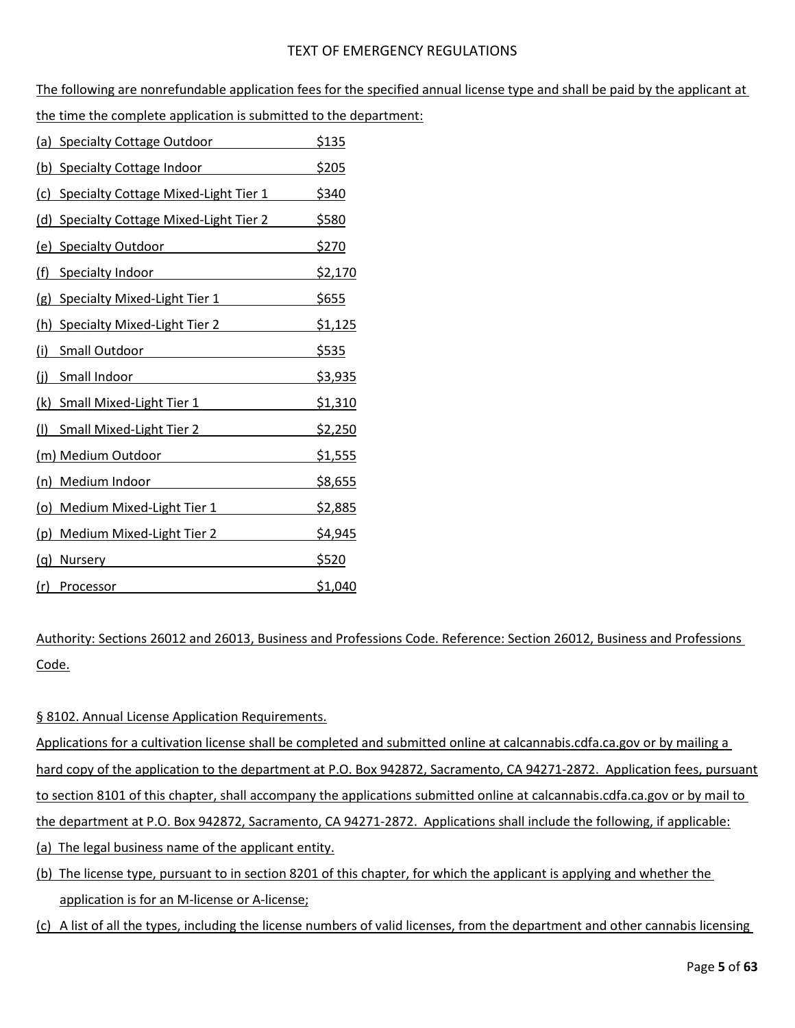The following are nonrefundable application fees for the specified annual license type and shall be paid by the applicant at the time the complete application is submitted to the department:

(a) Specialty Cottage Outdoor $135

(b) Specialty Cottage Indoor $205

(c) Specialty Cottage Mixed-Light Tier 1 $340

(d) Specialty Cottage Mixed-Light Tier 2 $580

(e) Specialty Outdoor $270

(f) Specialty Indoor $2,170

(g) Specialty Mixed-Light Tier 1 $655

(h) Specialty Mixed-Light Tier 2 $1,125

(i) Small Outdoor $535

(j) Small Indoor $3,935

(k) Small Mixed-Light Tier 1 $1,310

(l) Small Mixed-Light Tier 2 $2,250

(m) Medium Outdoor $1,555

(n) Medium Indoor $8,655

(o) Medium Mixed-Light Tier 1 $2,885

(p) Medium Mixed-Light Tier 2 $4,945

(q) Nursery $520

(r) Processor $1,040

Authority: Sections 26012 and 26013, Business and Professions Code. Reference: Section 26012, Business and Professions Code.

§ 8102. Annual License Application Requirements.

Applications for a cultivation license shall be completed and submitted online at calcannabis.cdfa.ca.gov or by mailing a hard copy of the application to the department at P.O. Box 942872, Sacramento, CA 94271-2872. Application fees, pursuant to section 8101 of this chapter, shall accompany the applications submitted online at calcannabis.cdfa.ca.gov or by mail to the department at P.O. Box 942872, Sacramento, CA 94271-2872. Applications shall include the following, if applicable:

(a) The legal business name of the applicant entity.

(b) The license type, pursuant to in section 8201 of this chapter, for which the applicant is applying and whether the application is for an M-license or A-license;

(c) A list of all the types, including the license numbers of valid licenses, from the department and other cannabis licensing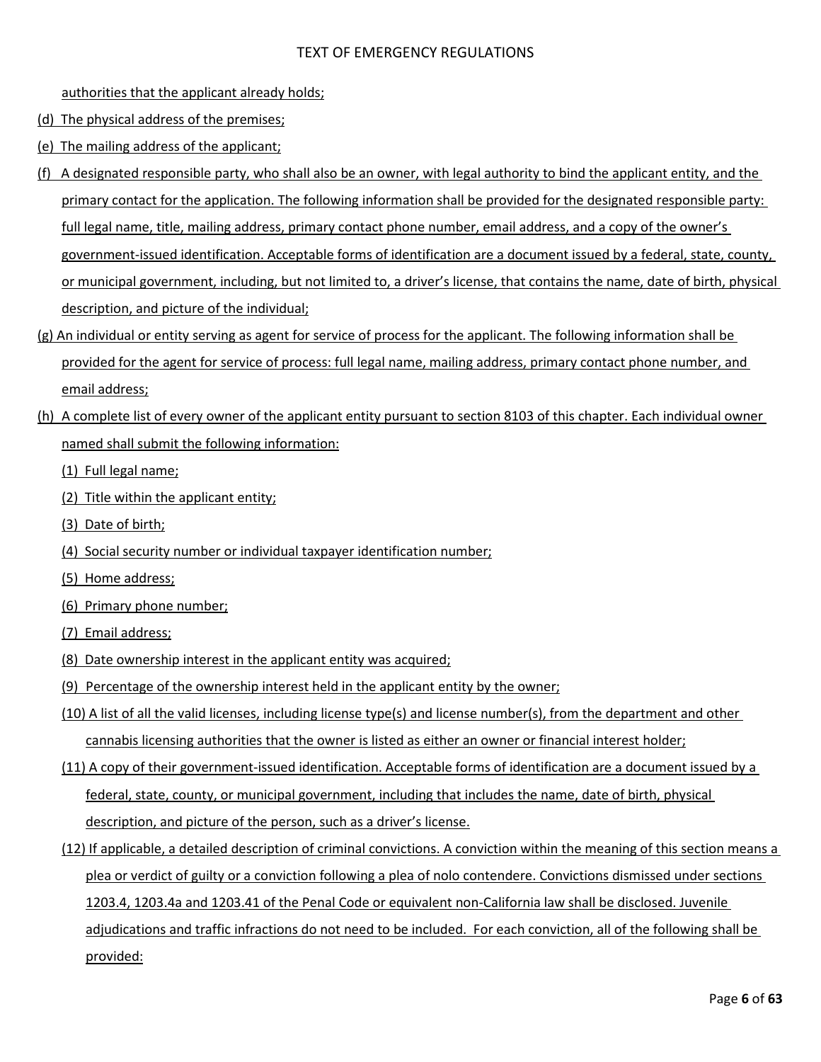authorities that the applicant already holds;

(d) The physical address of the premises;

(e) The mailing address of the applicant;

(f) A designated responsible party, who shall also be an owner, with legal authority to bind the applicant entity, and the primary contact for the application. The following information shall be provided for the designated responsible party: full legal name, title, mailing address, primary contact phone number, email address, and a copy of the owner's government-issued identification. Acceptable forms of identification are a document issued by a federal, state, county, or municipal government, including, but not limited to, a driver's license, that contains the name, date of birth, physical description, and picture of the individual;

(g) An individual or entity serving as agent for service of process for the applicant. The following information shall be provided for the agent for service of process: full legal name, mailing address, primary contact phone number, and email address;

(h) A complete list of every owner of the applicant entity pursuant to section 8103 of this chapter. Each individual owner named shall submit the following information:

(1) Full legal name;

(2) Title within the applicant entity;

(3) Date of birth;

(4) Social security number or individual taxpayer identification number;

(5) Home address;

(6) Primary phone number;

(7) Email address;

(8) Date ownership interest in the applicant entity was acquired;

(9) Percentage of the ownership interest held in the applicant entity by the owner;

(10) A list of all the valid licenses, including license type(s) and license number(s), from the department and other cannabis licensing authorities that the owner is listed as either an owner or financial interest holder;

(11) A copy of their government-issued identification. Acceptable forms of identification are a document issued by a federal, state, county, or municipal government, including that includes the name, date of birth, physical description, and picture of the person, such as a driver's license.

(12) If applicable, a detailed description of criminal convictions. A conviction within the meaning of this section means a plea or verdict of guilty or a conviction following a plea of nolo contendere. Convictions dismissed under sections 1203.4, 1203.4a and 1203.41 of the Penal Code or equivalent non-California law shall be disclosed. Juvenile adjudications and traffic infractions do not need to be included. For each conviction, all of the following shall be provided: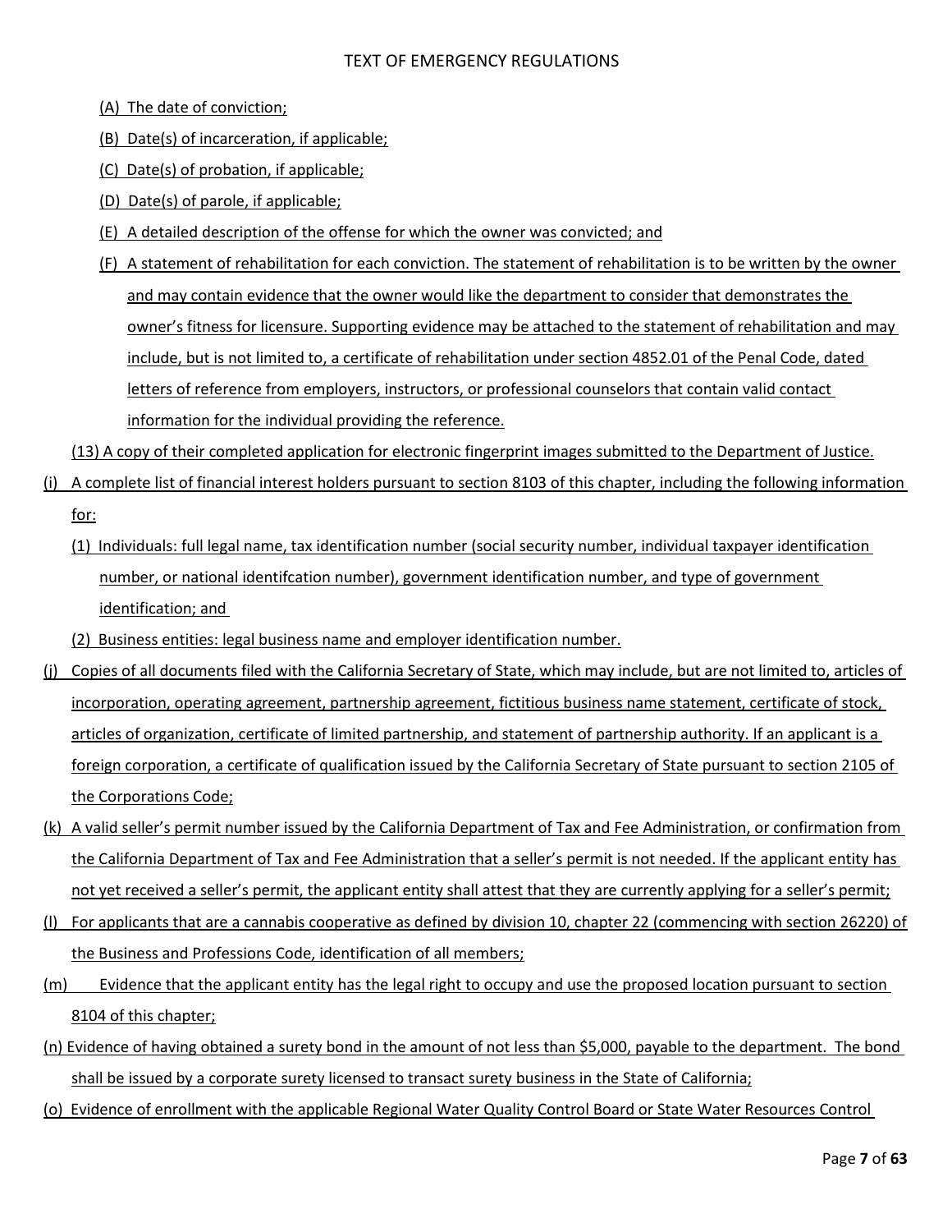(A) The date of conviction;

(B) Date(s) of incarceration, if applicable;

(C) Date(s) of probation, if applicable;

(D) Date(s) of parole, if applicable;

(E) A detailed description of the offense for which the owner was convicted; and

(F) A statement of rehabilitation for each conviction. The statement of rehabilitation is to be written by the owner and may contain evidence that the owner would like the department to consider that demonstrates the owner's fitness for licensure. Supporting evidence may be attached to the statement of rehabilitation and may include, but is not limited to, a certificate of rehabilitation under section 4852.01 of the Penal Code, dated letters of reference from employers, instructors, or professional counselors that contain valid contact information for the individual providing the reference.

(13) A copy of their completed application for electronic fingerprint images submitted to the Department of Justice.

(i) A complete list of financial interest holders pursuant to section 8103 of this chapter, including the following information for:

(1) Individuals: full legal name, tax identification number (social security number, individual taxpayer identification number, or national identifcation number), government identification number, and type of government identification; and

(2) Business entities: legal business name and employer identification number.

(j) Copies of all documents filed with the California Secretary of State, which may include, but are not limited to, articles of incorporation, operating agreement, partnership agreement, fictitious business name statement, certificate of stock, articles of organization, certificate of limited partnership, and statement of partnership authority. If an applicant is a foreign corporation, a certificate of qualification issued by the California Secretary of State pursuant to section 2105 of the Corporations Code;

(k) A valid seller's permit number issued by the California Department of Tax and Fee Administration, or confirmation from the California Department of Tax and Fee Administration that a seller's permit is not needed. If the applicant entity has not yet received a seller's permit, the applicant entity shall attest that they are currently applying for a seller's permit;

(l) For applicants that are a cannabis cooperative as defined by division 10, chapter 22 (commencing with section 26220) of the Business and Professions Code, identification of all members;

(m) Evidence that the applicant entity has the legal right to occupy and use the proposed location pursuant to section 8104 of this chapter;

(n) Evidence of having obtained a surety bond in the amount of not less than $5,000, payable to the department. The bond shall be issued by a corporate surety licensed to transact surety business in the State of California;

(o) Evidence of enrollment with the applicable Regional Water Quality Control Board or State Water Resources Control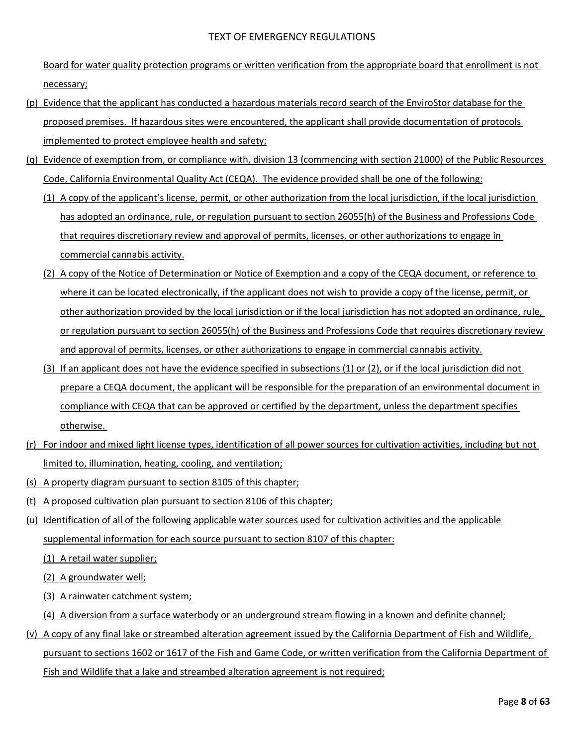Board for water quality protection programs or written verification from the appropriate board that enrollment is not necessary;

(p) Evidence that the applicant has conducted a hazardous materials record search of the EnviroStor database for the proposed premises. If hazardous sites were encountered, the applicant shall provide documentation of protocols implemented to protect employee health and safety;

(q) Evidence of exemption from, or compliance with, division 13 (commencing with section 21000) of the Public Resources Code, California Environmental Quality Act (CEQA). The evidence provided shall be one of the following:

  (1) A copy of the applicant's license, permit, or other authorization from the local jurisdiction, if the local jurisdiction has adopted an ordinance, rule, or regulation pursuant to section 26055(h) of the Business and Professions Code that requires discretionary review and approval of permits, licenses, or other authorizations to engage in commercial cannabis activity.

  (2) A copy of the Notice of Determination or Notice of Exemption and a copy of the CEQA document, or reference to where it can be located electronically, if the applicant does not wish to provide a copy of the license, permit, or other authorization provided by the local jurisdiction or if the local jurisdiction has not adopted an ordinance, rule, or regulation pursuant to section 26055(h) of the Business and Professions Code that requires discretionary review and approval of permits, licenses, or other authorizations to engage in commercial cannabis activity.

  (3) If an applicant does not have the evidence specified in subsections (1) or (2), or if the local jurisdiction did not prepare a CEQA document, the applicant will be responsible for the preparation of an environmental document in compliance with CEQA that can be approved or certified by the department, unless the department specifies otherwise.

(r) For indoor and mixed light license types, identification of all power sources for cultivation activities, including but not limited to, illumination, heating, cooling, and ventilation;

(s) A property diagram pursuant to section 8105 of this chapter;

(t) A proposed cultivation plan pursuant to section 8106 of this chapter;

(u) Identification of all of the following applicable water sources used for cultivation activities and the applicable supplemental information for each source pursuant to section 8107 of this chapter:

  (1) A retail water supplier;

  (2) A groundwater well;

  (3) A rainwater catchment system;

  (4) A diversion from a surface waterbody or an underground stream flowing in a known and definite channel;

(v) A copy of any final lake or streambed alteration agreement issued by the California Department of Fish and Wildlife, pursuant to sections 1602 or 1617 of the Fish and Game Code, or written verification from the California Department of Fish and Wildlife that a lake and streambed alteration agreement is not required;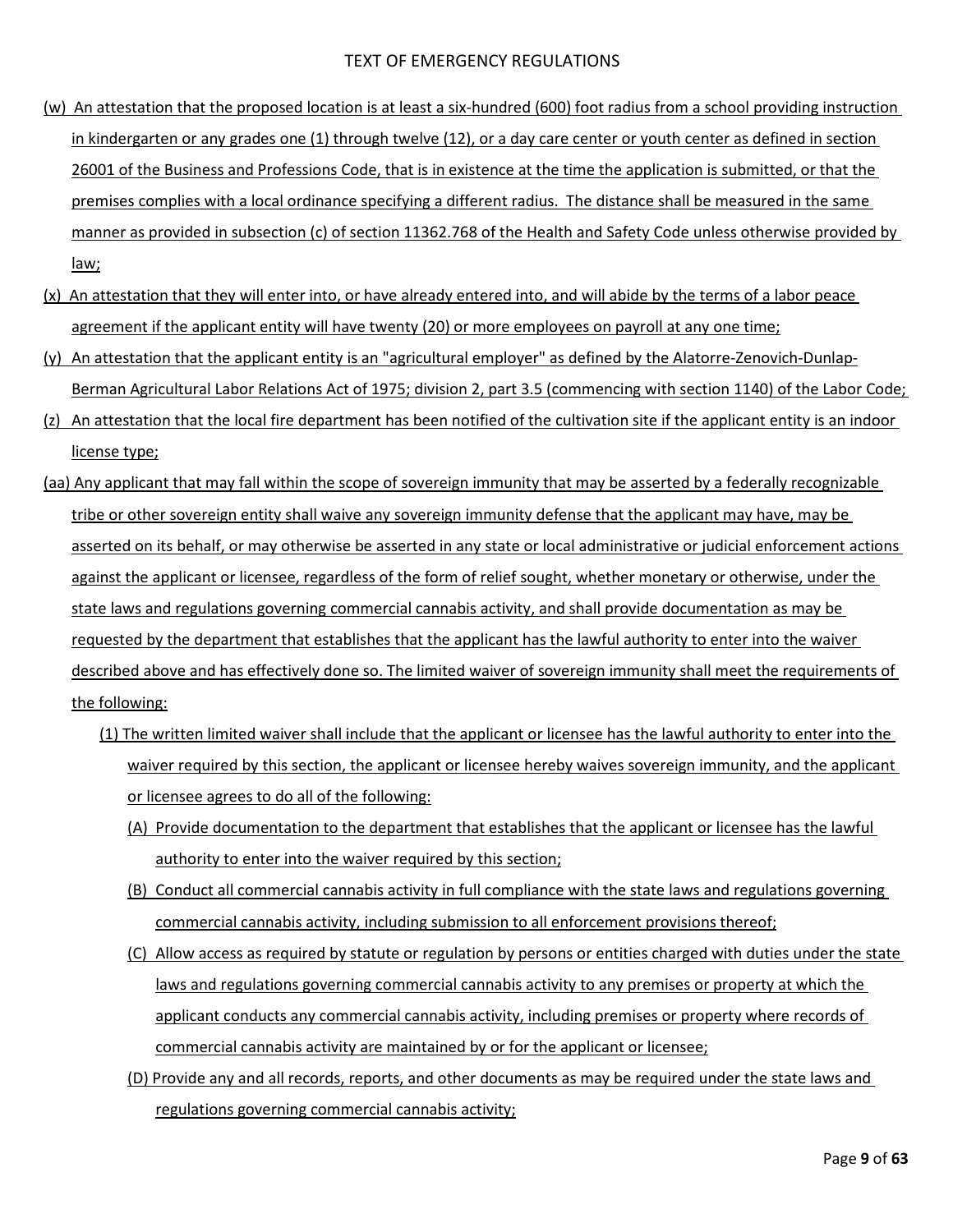TEXT OF EMERGENCY REGULATIONS

(w) An attestation that the proposed location is at least a six-hundred (600) foot radius from a school providing instruction in kindergarten or any grades one (1) through twelve (12), or a day care center or youth center as defined in section 26001 of the Business and Professions Code, that is in existence at the time the application is submitted, or that the premises complies with a local ordinance specifying a different radius. The distance shall be measured in the same manner as provided in subsection (c) of section 11362.768 of the Health and Safety Code unless otherwise provided by law;

(x) An attestation that they will enter into, or have already entered into, and will abide by the terms of a labor peace agreement if the applicant entity will have twenty (20) or more employees on payroll at any one time;

(y) An attestation that the applicant entity is an "agricultural employer" as defined by the Alatorre-Zenovich-Dunlap-Berman Agricultural Labor Relations Act of 1975; division 2, part 3.5 (commencing with section 1140) of the Labor Code;

(z) An attestation that the local fire department has been notified of the cultivation site if the applicant entity is an indoor license type;

(aa) Any applicant that may fall within the scope of sovereign immunity that may be asserted by a federally recognizable tribe or other sovereign entity shall waive any sovereign immunity defense that the applicant may have, may be asserted on its behalf, or may otherwise be asserted in any state or local administrative or judicial enforcement actions against the applicant or licensee, regardless of the form of relief sought, whether monetary or otherwise, under the state laws and regulations governing commercial cannabis activity, and shall provide documentation as may be requested by the department that establishes that the applicant has the lawful authority to enter into the waiver described above and has effectively done so. The limited waiver of sovereign immunity shall meet the requirements of the following:

(1) The written limited waiver shall include that the applicant or licensee has the lawful authority to enter into the waiver required by this section, the applicant or licensee hereby waives sovereign immunity, and the applicant or licensee agrees to do all of the following:

(A) Provide documentation to the department that establishes that the applicant or licensee has the lawful authority to enter into the waiver required by this section;

(B) Conduct all commercial cannabis activity in full compliance with the state laws and regulations governing commercial cannabis activity, including submission to all enforcement provisions thereof;

(C) Allow access as required by statute or regulation by persons or entities charged with duties under the state laws and regulations governing commercial cannabis activity to any premises or property at which the applicant conducts any commercial cannabis activity, including premises or property where records of commercial cannabis activity are maintained by or for the applicant or licensee;

(D) Provide any and all records, reports, and other documents as may be required under the state laws and regulations governing commercial cannabis activity;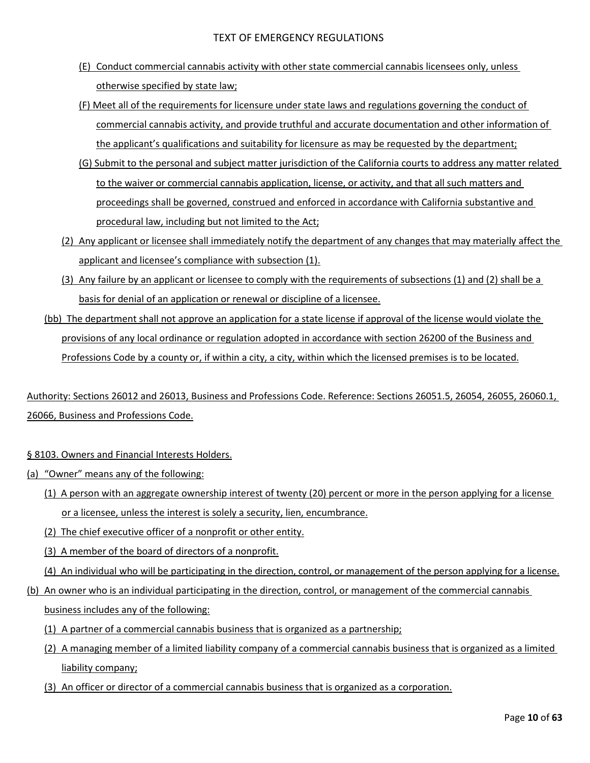(E) Conduct commercial cannabis activity with other state commercial cannabis licensees only, unless otherwise specified by state law;

(F) Meet all of the requirements for licensure under state laws and regulations governing the conduct of commercial cannabis activity, and provide truthful and accurate documentation and other information of the applicant's qualifications and suitability for licensure as may be requested by the department;

(G) Submit to the personal and subject matter jurisdiction of the California courts to address any matter related to the waiver or commercial cannabis application, license, or activity, and that all such matters and proceedings shall be governed, construed and enforced in accordance with California substantive and procedural law, including but not limited to the Act;

(2) Any applicant or licensee shall immediately notify the department of any changes that may materially affect the applicant and licensee's compliance with subsection (1).

(3) Any failure by an applicant or licensee to comply with the requirements of subsections (1) and (2) shall be a basis for denial of an application or renewal or discipline of a licensee.

(bb) The department shall not approve an application for a state license if approval of the license would violate the provisions of any local ordinance or regulation adopted in accordance with section 26200 of the Business and Professions Code by a county or, if within a city, a city, within which the licensed premises is to be located.

Authority: Sections 26012 and 26013, Business and Professions Code. Reference: Sections 26051.5, 26054, 26055, 26060.1, 26066, Business and Professions Code.

§ 8103. Owners and Financial Interests Holders.

(a) "Owner" means any of the following:

(1) A person with an aggregate ownership interest of twenty (20) percent or more in the person applying for a license or a licensee, unless the interest is solely a security, lien, encumbrance.

(2) The chief executive officer of a nonprofit or other entity.

(3) A member of the board of directors of a nonprofit.

(4) An individual who will be participating in the direction, control, or management of the person applying for a license.

(b) An owner who is an individual participating in the direction, control, or management of the commercial cannabis business includes any of the following:

(1) A partner of a commercial cannabis business that is organized as a partnership;

(2) A managing member of a limited liability company of a commercial cannabis business that is organized as a limited liability company;

(3) An officer or director of a commercial cannabis business that is organized as a corporation.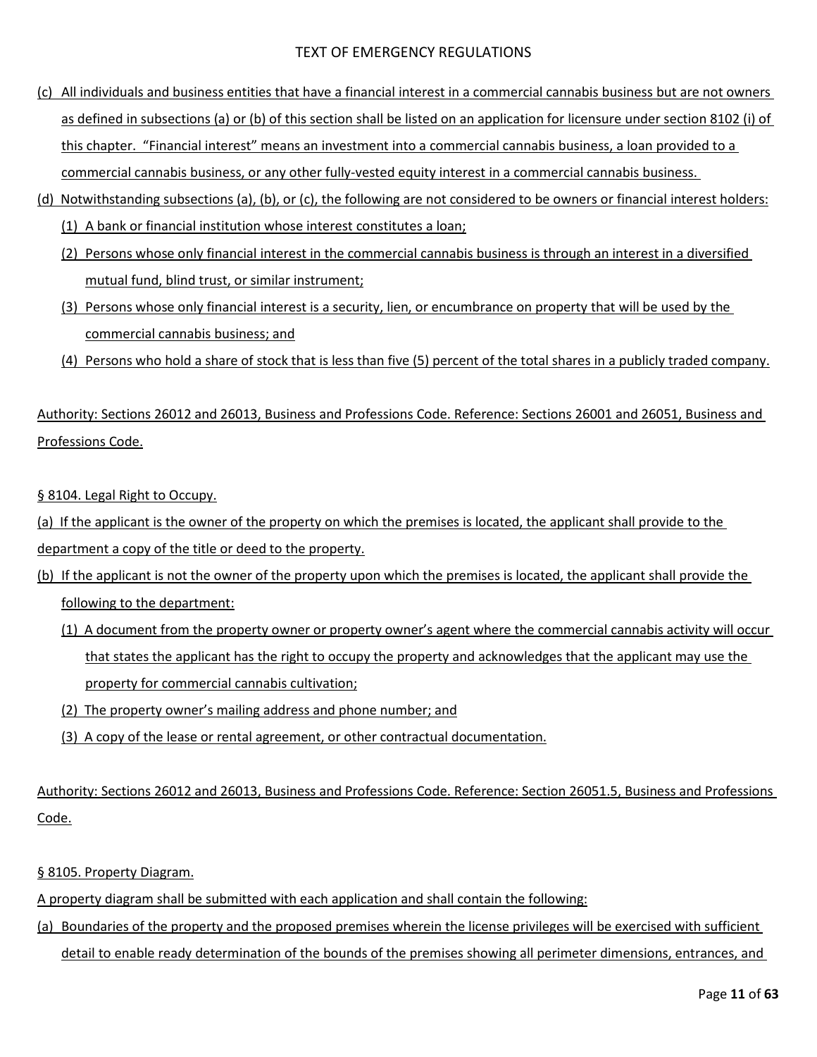(c) All individuals and business entities that have a financial interest in a commercial cannabis business but are not owners as defined in subsections (a) or (b) of this section shall be listed on an application for licensure under section 8102 (i) of this chapter. "Financial interest" means an investment into a commercial cannabis business, a loan provided to a commercial cannabis business, or any other fully-vested equity interest in a commercial cannabis business.

(d) Notwithstanding subsections (a), (b), or (c), the following are not considered to be owners or financial interest holders:

(1) A bank or financial institution whose interest constitutes a loan;

(2) Persons whose only financial interest in the commercial cannabis business is through an interest in a diversified mutual fund, blind trust, or similar instrument;

(3) Persons whose only financial interest is a security, lien, or encumbrance on property that will be used by the commercial cannabis business; and

(4) Persons who hold a share of stock that is less than five (5) percent of the total shares in a publicly traded company.

Authority: Sections 26012 and 26013, Business and Professions Code. Reference: Sections 26001 and 26051, Business and Professions Code.

§ 8104. Legal Right to Occupy.

(a) If the applicant is the owner of the property on which the premises is located, the applicant shall provide to the department a copy of the title or deed to the property.

(b) If the applicant is not the owner of the property upon which the premises is located, the applicant shall provide the following to the department:

(1) A document from the property owner or property owner's agent where the commercial cannabis activity will occur that states the applicant has the right to occupy the property and acknowledges that the applicant may use the property for commercial cannabis cultivation;

(2) The property owner's mailing address and phone number; and

(3) A copy of the lease or rental agreement, or other contractual documentation.

Authority: Sections 26012 and 26013, Business and Professions Code. Reference: Section 26051.5, Business and Professions Code.

§ 8105. Property Diagram.

A property diagram shall be submitted with each application and shall contain the following:

(a) Boundaries of the property and the proposed premises wherein the license privileges will be exercised with sufficient detail to enable ready determination of the bounds of the premises showing all perimeter dimensions, entrances, and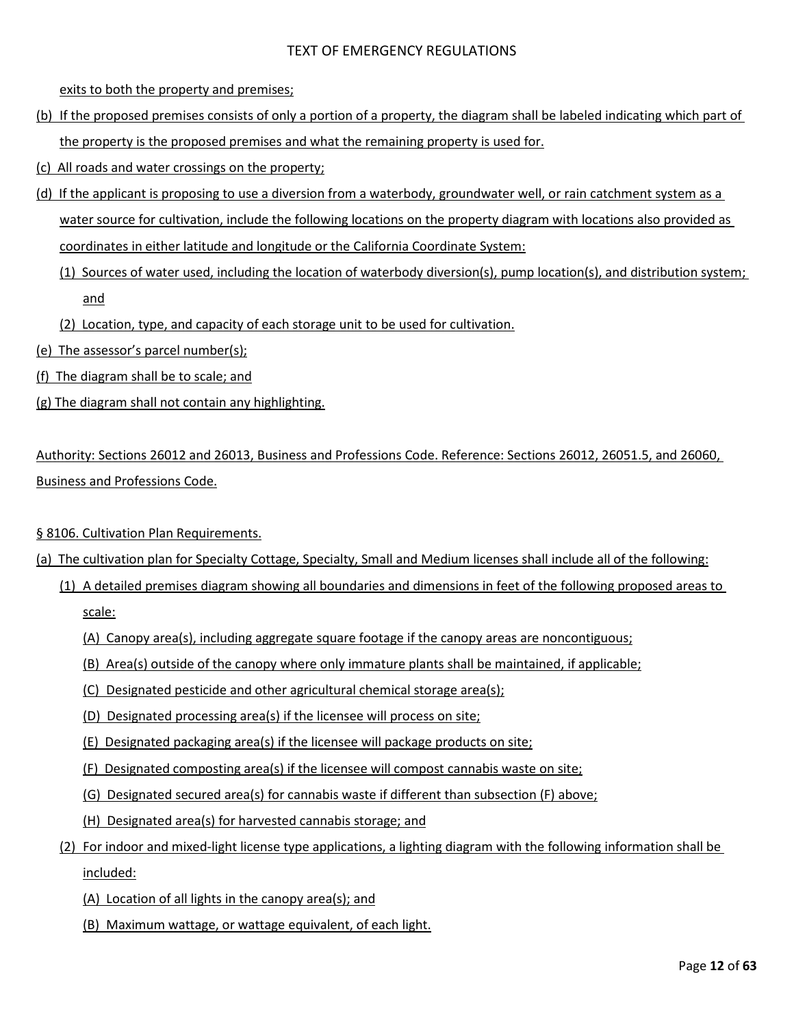exits to both the property and premises;

(b) If the proposed premises consists of only a portion of a property, the diagram shall be labeled indicating which part of the property is the proposed premises and what the remaining property is used for.

(c) All roads and water crossings on the property;

(d) If the applicant is proposing to use a diversion from a waterbody, groundwater well, or rain catchment system as a water source for cultivation, include the following locations on the property diagram with locations also provided as coordinates in either latitude and longitude or the California Coordinate System:

   (1) Sources of water used, including the location of waterbody diversion(s), pump location(s), and distribution system; and

   (2) Location, type, and capacity of each storage unit to be used for cultivation.

(e) The assessor's parcel number(s);

(f) The diagram shall be to scale; and

(g) The diagram shall not contain any highlighting.

Authority: Sections 26012 and 26013, Business and Professions Code. Reference: Sections 26012, 26051.5, and 26060, Business and Professions Code.

§ 8106. Cultivation Plan Requirements.

(a) The cultivation plan for Specialty Cottage, Specialty, Small and Medium licenses shall include all of the following:

   (1) A detailed premises diagram showing all boundaries and dimensions in feet of the following proposed areas to scale:

      (A) Canopy area(s), including aggregate square footage if the canopy areas are noncontiguous;

      (B) Area(s) outside of the canopy where only immature plants shall be maintained, if applicable;

      (C) Designated pesticide and other agricultural chemical storage area(s);

      (D) Designated processing area(s) if the licensee will process on site;

      (E) Designated packaging area(s) if the licensee will package products on site;

      (F) Designated composting area(s) if the licensee will compost cannabis waste on site;

      (G) Designated secured area(s) for cannabis waste if different than subsection (F) above;

      (H) Designated area(s) for harvested cannabis storage; and

   (2) For indoor and mixed-light license type applications, a lighting diagram with the following information shall be included:

      (A) Location of all lights in the canopy area(s); and

      (B) Maximum wattage, or wattage equivalent, of each light.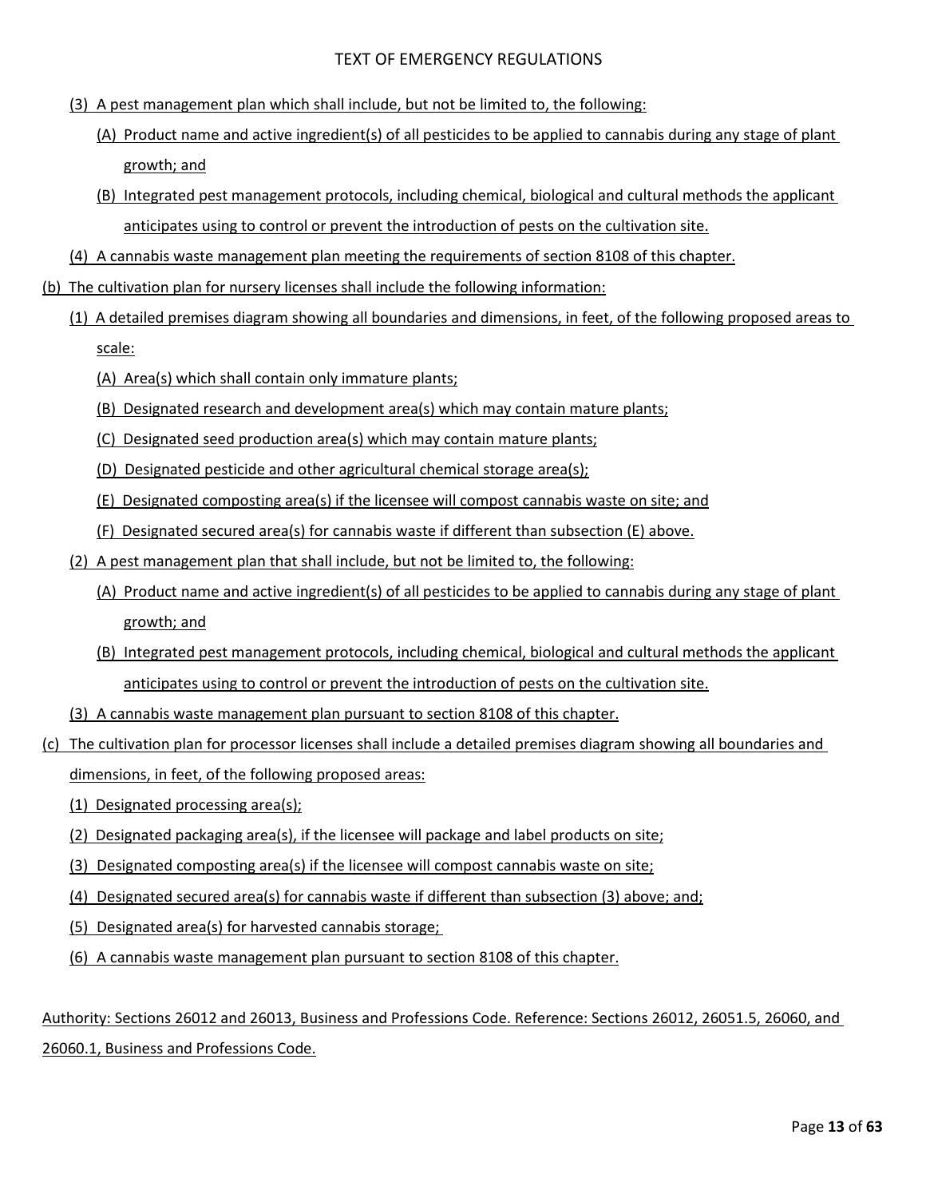(3) A pest management plan which shall include, but not be limited to, the following:

(A) Product name and active ingredient(s) of all pesticides to be applied to cannabis during any stage of plant growth; and

(B) Integrated pest management protocols, including chemical, biological and cultural methods the applicant anticipates using to control or prevent the introduction of pests on the cultivation site.

(4) A cannabis waste management plan meeting the requirements of section 8108 of this chapter.

(b) The cultivation plan for nursery licenses shall include the following information:

(1) A detailed premises diagram showing all boundaries and dimensions, in feet, of the following proposed areas to scale:

(A) Area(s) which shall contain only immature plants;

(B) Designated research and development area(s) which may contain mature plants;

(C) Designated seed production area(s) which may contain mature plants;

(D) Designated pesticide and other agricultural chemical storage area(s);

(E) Designated composting area(s) if the licensee will compost cannabis waste on site; and

(F) Designated secured area(s) for cannabis waste if different than subsection (E) above.

(2) A pest management plan that shall include, but not be limited to, the following:

(A) Product name and active ingredient(s) of all pesticides to be applied to cannabis during any stage of plant growth; and

(B) Integrated pest management protocols, including chemical, biological and cultural methods the applicant anticipates using to control or prevent the introduction of pests on the cultivation site.

(3) A cannabis waste management plan pursuant to section 8108 of this chapter.

(c) The cultivation plan for processor licenses shall include a detailed premises diagram showing all boundaries and dimensions, in feet, of the following proposed areas:

(1) Designated processing area(s);

(2) Designated packaging area(s), if the licensee will package and label products on site;

(3) Designated composting area(s) if the licensee will compost cannabis waste on site;

(4) Designated secured area(s) for cannabis waste if different than subsection (3) above; and;

(5) Designated area(s) for harvested cannabis storage;

(6) A cannabis waste management plan pursuant to section 8108 of this chapter.

Authority: Sections 26012 and 26013, Business and Professions Code. Reference: Sections 26012, 26051.5, 26060, and 26060.1, Business and Professions Code.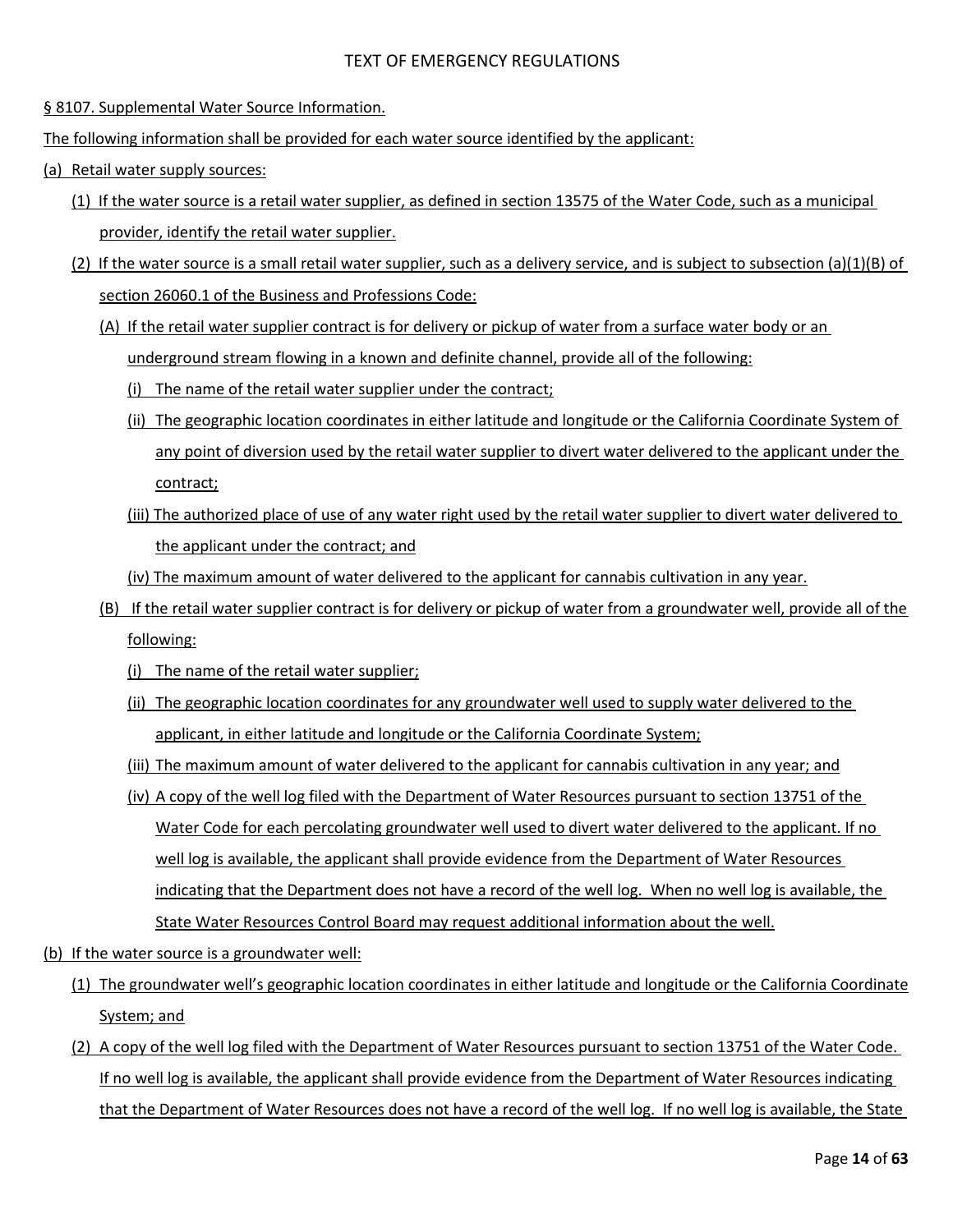TEXT OF EMERGENCY REGULATIONS

§ 8107. Supplemental Water Source Information.

The following information shall be provided for each water source identified by the applicant:

(a) Retail water supply sources:

(1) If the water source is a retail water supplier, as defined in section 13575 of the Water Code, such as a municipal provider, identify the retail water supplier.

(2) If the water source is a small retail water supplier, such as a delivery service, and is subject to subsection (a)(1)(B) of section 26060.1 of the Business and Professions Code:

(A) If the retail water supplier contract is for delivery or pickup of water from a surface water body or an underground stream flowing in a known and definite channel, provide all of the following:

(i) The name of the retail water supplier under the contract;

(ii) The geographic location coordinates in either latitude and longitude or the California Coordinate System of any point of diversion used by the retail water supplier to divert water delivered to the applicant under the contract;

(iii) The authorized place of use of any water right used by the retail water supplier to divert water delivered to the applicant under the contract; and

(iv) The maximum amount of water delivered to the applicant for cannabis cultivation in any year.

(B) If the retail water supplier contract is for delivery or pickup of water from a groundwater well, provide all of the following:

(i) The name of the retail water supplier;

(ii) The geographic location coordinates for any groundwater well used to supply water delivered to the applicant, in either latitude and longitude or the California Coordinate System;

(iii) The maximum amount of water delivered to the applicant for cannabis cultivation in any year; and

(iv) A copy of the well log filed with the Department of Water Resources pursuant to section 13751 of the Water Code for each percolating groundwater well used to divert water delivered to the applicant. If no well log is available, the applicant shall provide evidence from the Department of Water Resources indicating that the Department does not have a record of the well log. When no well log is available, the State Water Resources Control Board may request additional information about the well.

(b) If the water source is a groundwater well:

(1) The groundwater well's geographic location coordinates in either latitude and longitude or the California Coordinate System; and

(2) A copy of the well log filed with the Department of Water Resources pursuant to section 13751 of the Water Code. If no well log is available, the applicant shall provide evidence from the Department of Water Resources indicating that the Department of Water Resources does not have a record of the well log. If no well log is available, the State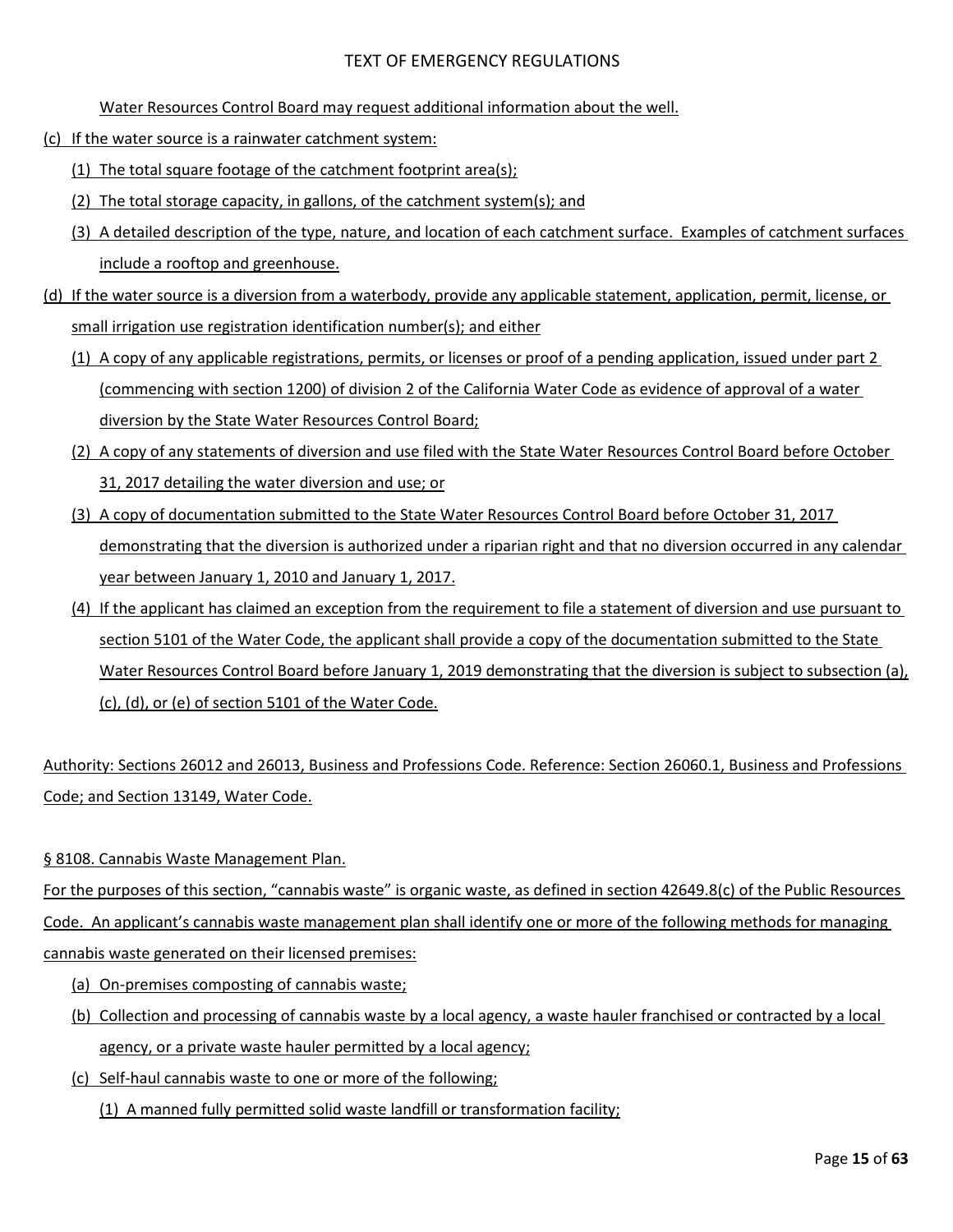Water Resources Control Board may request additional information about the well.

(c) If the water source is a rainwater catchment system:

(1) The total square footage of the catchment footprint area(s);

(2) The total storage capacity, in gallons, of the catchment system(s); and

(3) A detailed description of the type, nature, and location of each catchment surface. Examples of catchment surfaces include a rooftop and greenhouse.

(d) If the water source is a diversion from a waterbody, provide any applicable statement, application, permit, license, or small irrigation use registration identification number(s); and either

(1) A copy of any applicable registrations, permits, or licenses or proof of a pending application, issued under part 2 (commencing with section 1200) of division 2 of the California Water Code as evidence of approval of a water diversion by the State Water Resources Control Board;

(2) A copy of any statements of diversion and use filed with the State Water Resources Control Board before October 31, 2017 detailing the water diversion and use; or

(3) A copy of documentation submitted to the State Water Resources Control Board before October 31, 2017 demonstrating that the diversion is authorized under a riparian right and that no diversion occurred in any calendar year between January 1, 2010 and January 1, 2017.

(4) If the applicant has claimed an exception from the requirement to file a statement of diversion and use pursuant to section 5101 of the Water Code, the applicant shall provide a copy of the documentation submitted to the State Water Resources Control Board before January 1, 2019 demonstrating that the diversion is subject to subsection (a), (c), (d), or (e) of section 5101 of the Water Code.

Authority: Sections 26012 and 26013, Business and Professions Code. Reference: Section 26060.1, Business and Professions Code; and Section 13149, Water Code.

§ 8108. Cannabis Waste Management Plan.

For the purposes of this section, "cannabis waste" is organic waste, as defined in section 42649.8(c) of the Public Resources Code. An applicant's cannabis waste management plan shall identify one or more of the following methods for managing cannabis waste generated on their licensed premises:

(a) On-premises composting of cannabis waste;

(b) Collection and processing of cannabis waste by a local agency, a waste hauler franchised or contracted by a local agency, or a private waste hauler permitted by a local agency;

(c) Self-haul cannabis waste to one or more of the following;

(1) A manned fully permitted solid waste landfill or transformation facility;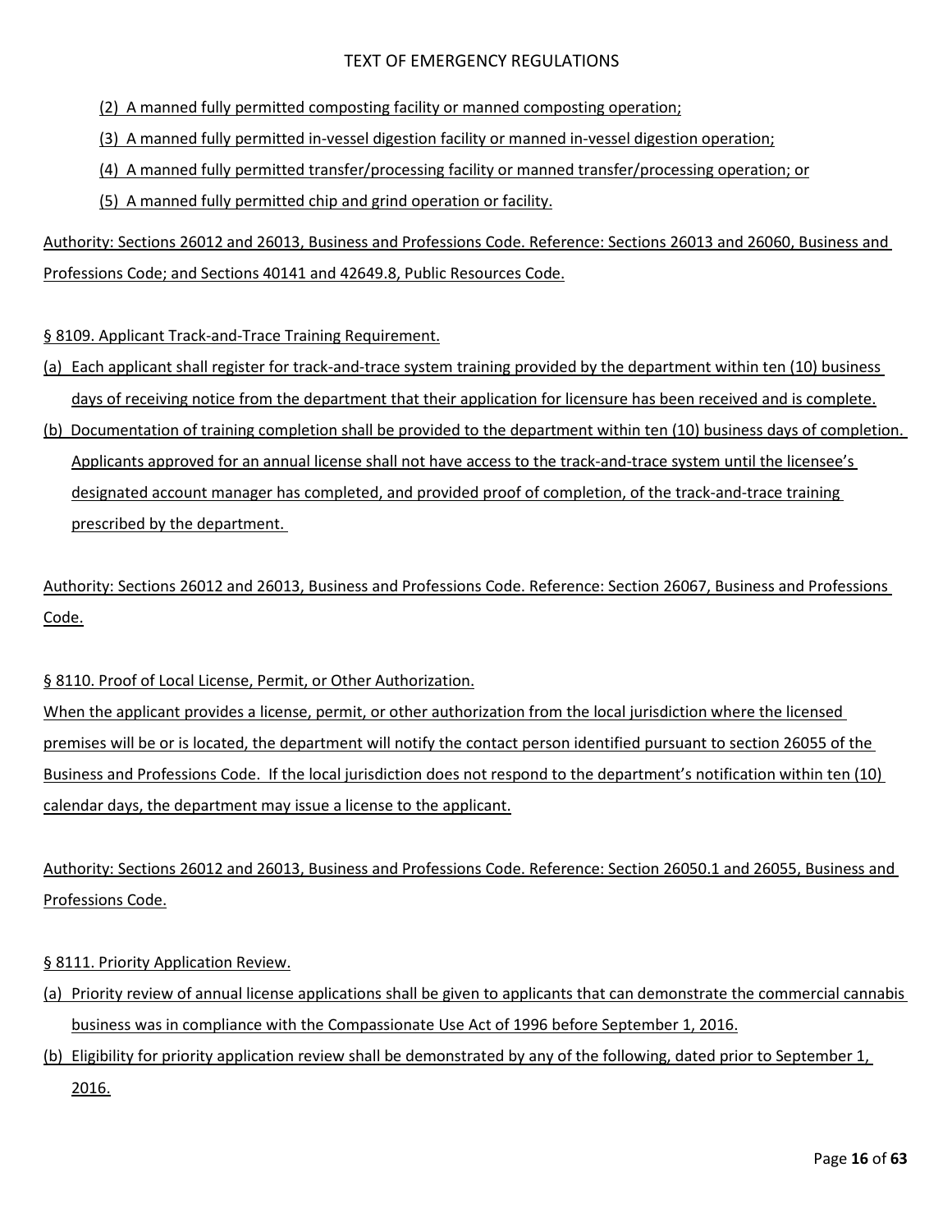(2) A manned fully permitted composting facility or manned composting operation;

(3) A manned fully permitted in-vessel digestion facility or manned in-vessel digestion operation;

(4) A manned fully permitted transfer/processing facility or manned transfer/processing operation; or

(5) A manned fully permitted chip and grind operation or facility.

Authority: Sections 26012 and 26013, Business and Professions Code. Reference: Sections 26013 and 26060, Business and Professions Code; and Sections 40141 and 42649.8, Public Resources Code.

§ 8109. Applicant Track-and-Trace Training Requirement.

(a) Each applicant shall register for track-and-trace system training provided by the department within ten (10) business days of receiving notice from the department that their application for licensure has been received and is complete.

(b) Documentation of training completion shall be provided to the department within ten (10) business days of completion. Applicants approved for an annual license shall not have access to the track-and-trace system until the licensee's designated account manager has completed, and provided proof of completion, of the track-and-trace training prescribed by the department.

Authority: Sections 26012 and 26013, Business and Professions Code. Reference: Section 26067, Business and Professions Code.

§ 8110. Proof of Local License, Permit, or Other Authorization.

When the applicant provides a license, permit, or other authorization from the local jurisdiction where the licensed premises will be or is located, the department will notify the contact person identified pursuant to section 26055 of the Business and Professions Code. If the local jurisdiction does not respond to the department's notification within ten (10) calendar days, the department may issue a license to the applicant.

Authority: Sections 26012 and 26013, Business and Professions Code. Reference: Section 26050.1 and 26055, Business and Professions Code.

§ 8111. Priority Application Review.

(a) Priority review of annual license applications shall be given to applicants that can demonstrate the commercial cannabis business was in compliance with the Compassionate Use Act of 1996 before September 1, 2016.

(b) Eligibility for priority application review shall be demonstrated by any of the following, dated prior to September 1, 2016.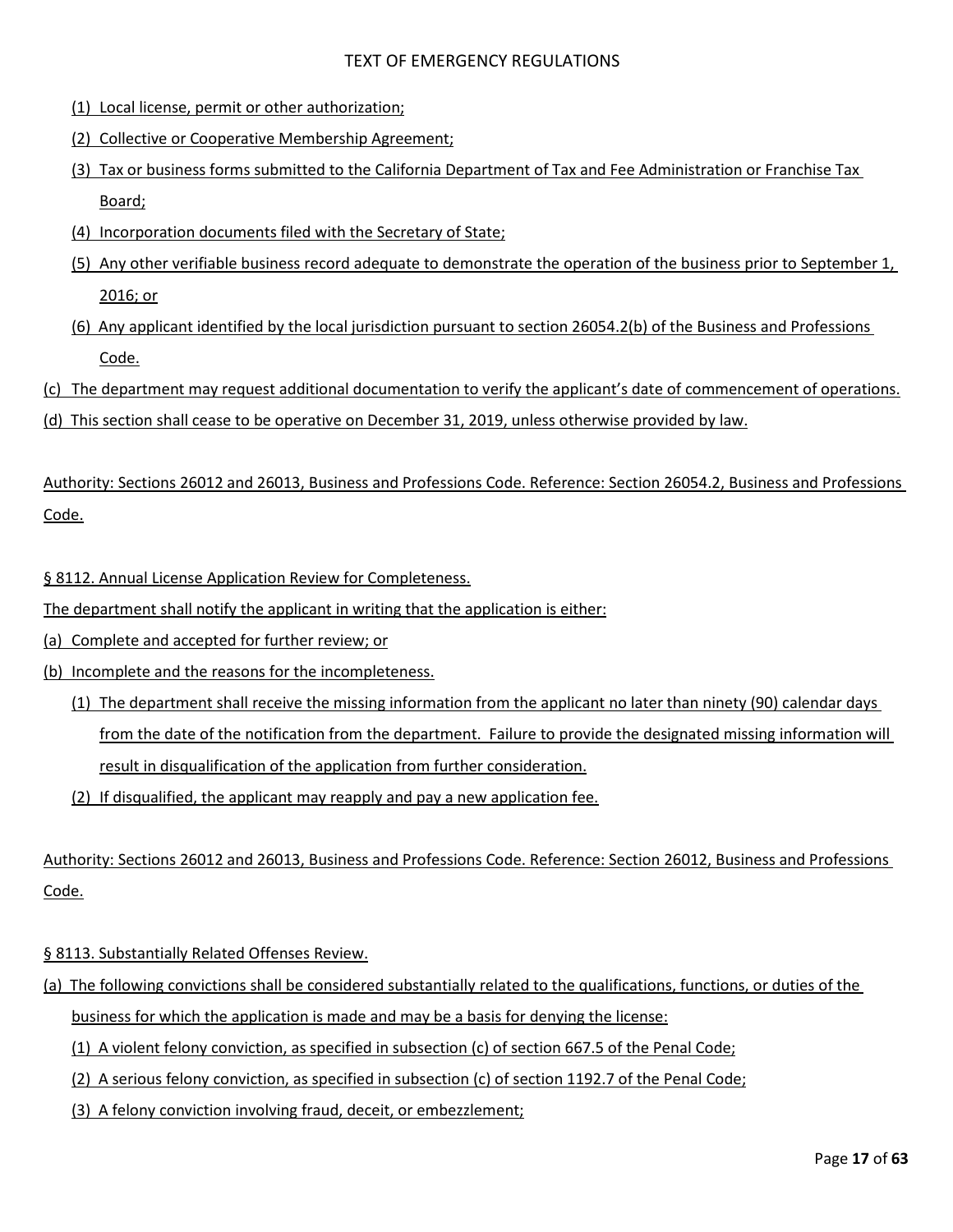(1) Local license, permit or other authorization;

(2) Collective or Cooperative Membership Agreement;

(3) Tax or business forms submitted to the California Department of Tax and Fee Administration or Franchise Tax Board;

(4) Incorporation documents filed with the Secretary of State;

(5) Any other verifiable business record adequate to demonstrate the operation of the business prior to September 1, 2016; or

(6) Any applicant identified by the local jurisdiction pursuant to section 26054.2(b) of the Business and Professions Code.

(c) The department may request additional documentation to verify the applicant's date of commencement of operations.

(d) This section shall cease to be operative on December 31, 2019, unless otherwise provided by law.

Authority: Sections 26012 and 26013, Business and Professions Code. Reference: Section 26054.2, Business and Professions Code.

§ 8112. Annual License Application Review for Completeness.

The department shall notify the applicant in writing that the application is either:

(a) Complete and accepted for further review; or

(b) Incomplete and the reasons for the incompleteness.

(1) The department shall receive the missing information from the applicant no later than ninety (90) calendar days from the date of the notification from the department. Failure to provide the designated missing information will result in disqualification of the application from further consideration.

(2) If disqualified, the applicant may reapply and pay a new application fee.

Authority: Sections 26012 and 26013, Business and Professions Code. Reference: Section 26012, Business and Professions Code.

§ 8113. Substantially Related Offenses Review.

(a) The following convictions shall be considered substantially related to the qualifications, functions, or duties of the business for which the application is made and may be a basis for denying the license:

(1) A violent felony conviction, as specified in subsection (c) of section 667.5 of the Penal Code;

(2) A serious felony conviction, as specified in subsection (c) of section 1192.7 of the Penal Code;

(3) A felony conviction involving fraud, deceit, or embezzlement;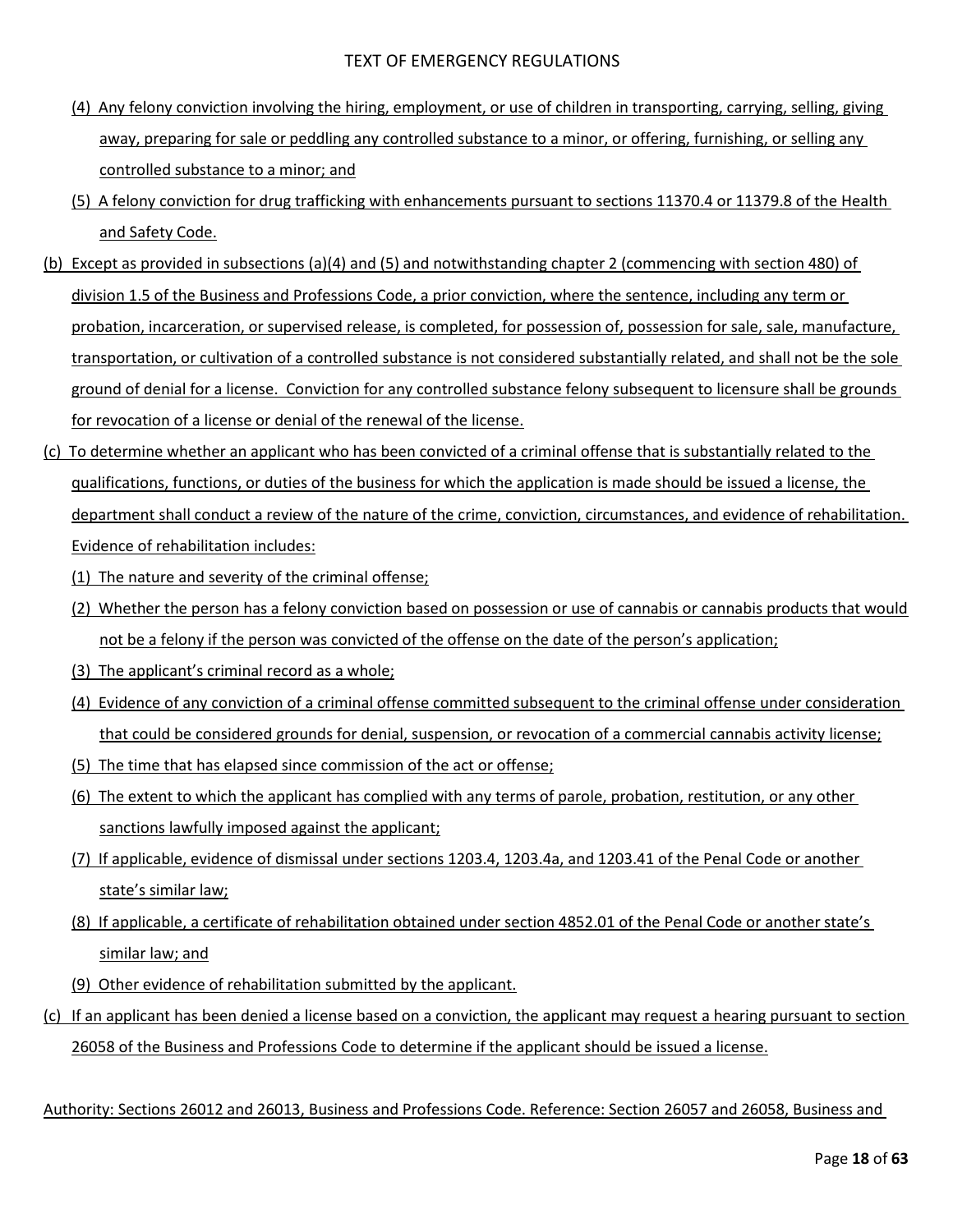(4) Any felony conviction involving the hiring, employment, or use of children in transporting, carrying, selling, giving away, preparing for sale or peddling any controlled substance to a minor, or offering, furnishing, or selling any controlled substance to a minor; and

(5) A felony conviction for drug trafficking with enhancements pursuant to sections 11370.4 or 11379.8 of the Health and Safety Code.

(b) Except as provided in subsections (a)(4) and (5) and notwithstanding chapter 2 (commencing with section 480) of division 1.5 of the Business and Professions Code, a prior conviction, where the sentence, including any term or probation, incarceration, or supervised release, is completed, for possession of, possession for sale, sale, manufacture, transportation, or cultivation of a controlled substance is not considered substantially related, and shall not be the sole ground of denial for a license. Conviction for any controlled substance felony subsequent to licensure shall be grounds for revocation of a license or denial of the renewal of the license.

(c) To determine whether an applicant who has been convicted of a criminal offense that is substantially related to the qualifications, functions, or duties of the business for which the application is made should be issued a license, the department shall conduct a review of the nature of the crime, conviction, circumstances, and evidence of rehabilitation. Evidence of rehabilitation includes:

(1) The nature and severity of the criminal offense;

(2) Whether the person has a felony conviction based on possession or use of cannabis or cannabis products that would not be a felony if the person was convicted of the offense on the date of the person's application;

(3) The applicant's criminal record as a whole;

(4) Evidence of any conviction of a criminal offense committed subsequent to the criminal offense under consideration that could be considered grounds for denial, suspension, or revocation of a commercial cannabis activity license;

(5) The time that has elapsed since commission of the act or offense;

(6) The extent to which the applicant has complied with any terms of parole, probation, restitution, or any other sanctions lawfully imposed against the applicant;

(7) If applicable, evidence of dismissal under sections 1203.4, 1203.4a, and 1203.41 of the Penal Code or another state's similar law;

(8) If applicable, a certificate of rehabilitation obtained under section 4852.01 of the Penal Code or another state's similar law; and

(9) Other evidence of rehabilitation submitted by the applicant.

(c) If an applicant has been denied a license based on a conviction, the applicant may request a hearing pursuant to section 26058 of the Business and Professions Code to determine if the applicant should be issued a license.

Authority: Sections 26012 and 26013, Business and Professions Code. Reference: Section 26057 and 26058, Business and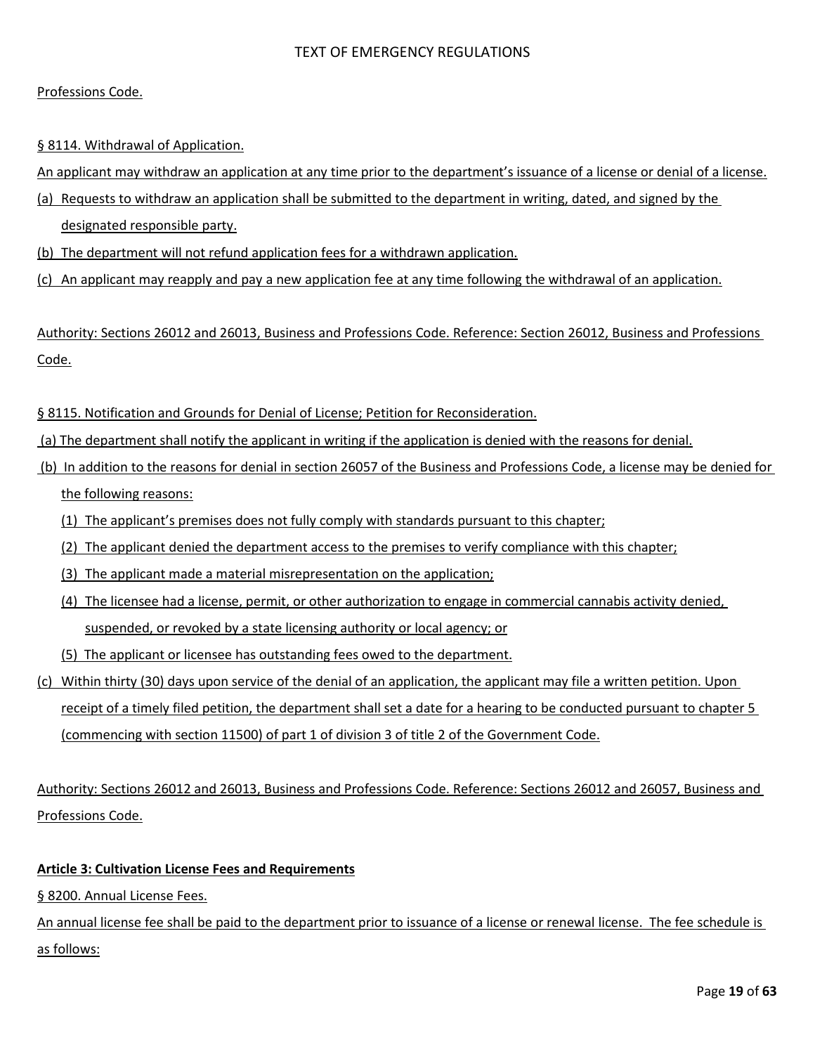Professions Code.

§ 8114. Withdrawal of Application.

An applicant may withdraw an application at any time prior to the department's issuance of a license or denial of a license.

(a) Requests to withdraw an application shall be submitted to the department in writing, dated, and signed by the designated responsible party.

(b) The department will not refund application fees for a withdrawn application.

(c) An applicant may reapply and pay a new application fee at any time following the withdrawal of an application.

Authority: Sections 26012 and 26013, Business and Professions Code. Reference: Section 26012, Business and Professions Code.

§ 8115. Notification and Grounds for Denial of License; Petition for Reconsideration.

(a) The department shall notify the applicant in writing if the application is denied with the reasons for denial.

(b) In addition to the reasons for denial in section 26057 of the Business and Professions Code, a license may be denied for the following reasons:

(1) The applicant's premises does not fully comply with standards pursuant to this chapter;

(2) The applicant denied the department access to the premises to verify compliance with this chapter;

(3) The applicant made a material misrepresentation on the application;

(4) The licensee had a license, permit, or other authorization to engage in commercial cannabis activity denied, suspended, or revoked by a state licensing authority or local agency; or

(5) The applicant or licensee has outstanding fees owed to the department.

(c) Within thirty (30) days upon service of the denial of an application, the applicant may file a written petition. Upon receipt of a timely filed petition, the department shall set a date for a hearing to be conducted pursuant to chapter 5 (commencing with section 11500) of part 1 of division 3 of title 2 of the Government Code.

Authority: Sections 26012 and 26013, Business and Professions Code. Reference: Sections 26012 and 26057, Business and Professions Code.

**Article 3: Cultivation License Fees and Requirements**

§ 8200. Annual License Fees.

An annual license fee shall be paid to the department prior to issuance of a license or renewal license. The fee schedule is as follows: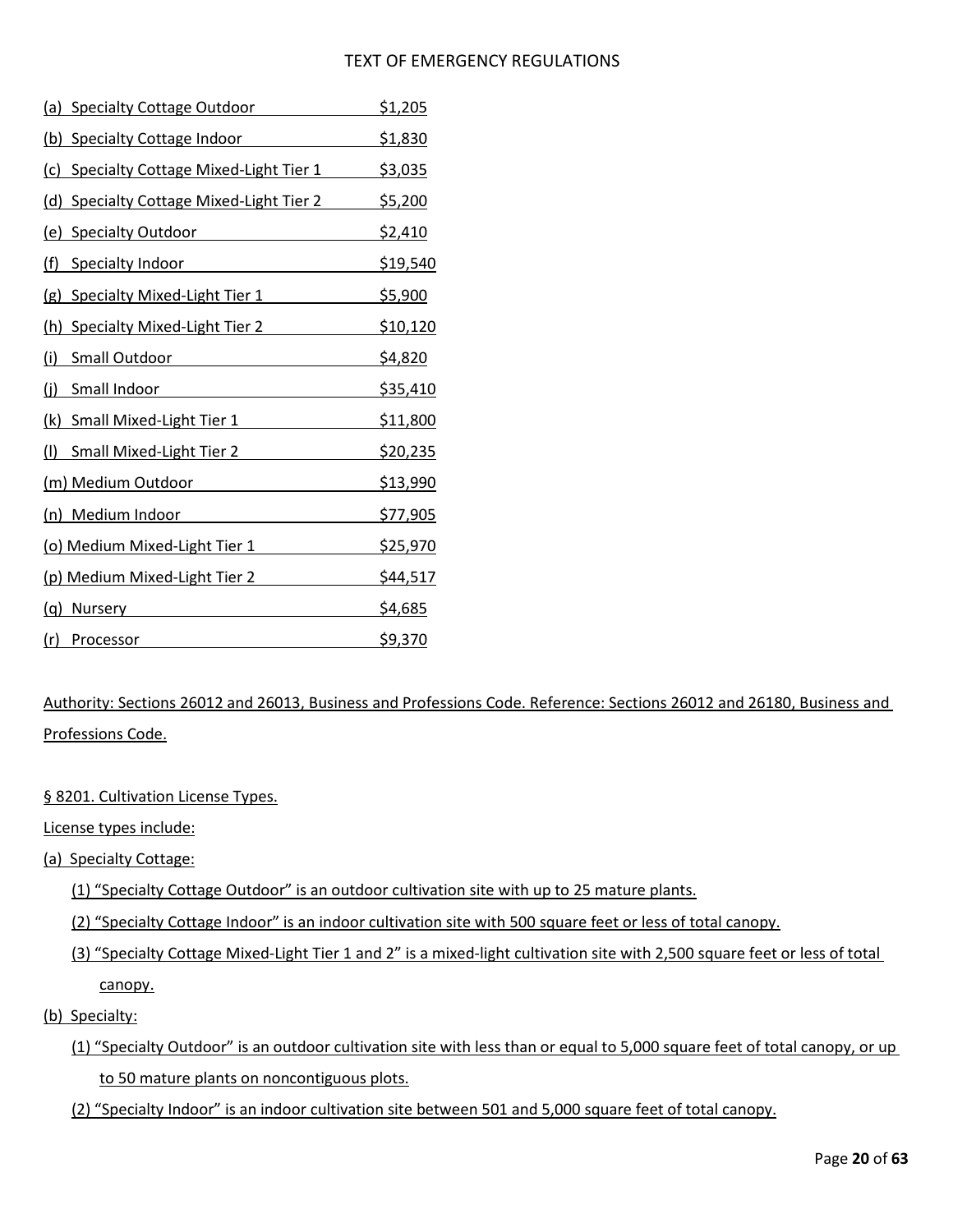| License Type | Fee |
|---|---|
| (a) Specialty Cottage Outdoor | $1,205 |
| (b) Specialty Cottage Indoor | $1,830 |
| (c) Specialty Cottage Mixed-Light Tier 1 | $3,035 |
| (d) Specialty Cottage Mixed-Light Tier 2 | $5,200 |
| (e) Specialty Outdoor | $2,410 |
| (f) Specialty Indoor | $19,540 |
| (g) Specialty Mixed-Light Tier 1 | $5,900 |
| (h) Specialty Mixed-Light Tier 2 | $10,120 |
| (i) Small Outdoor | $4,820 |
| (j) Small Indoor | $35,410 |
| (k) Small Mixed-Light Tier 1 | $11,800 |
| (l) Small Mixed-Light Tier 2 | $20,235 |
| (m) Medium Outdoor | $13,990 |
| (n) Medium Indoor | $77,905 |
| (o) Medium Mixed-Light Tier 1 | $25,970 |
| (p) Medium Mixed-Light Tier 2 | $44,517 |
| (q) Nursery | $4,685 |
| (r) Processor | $9,370 |

Authority: Sections 26012 and 26013, Business and Professions Code. Reference: Sections 26012 and 26180, Business and Professions Code.

§ 8201. Cultivation License Types.

License types include:

(a) Specialty Cottage:

(1) "Specialty Cottage Outdoor" is an outdoor cultivation site with up to 25 mature plants.

(2) "Specialty Cottage Indoor" is an indoor cultivation site with 500 square feet or less of total canopy.

(3) "Specialty Cottage Mixed-Light Tier 1 and 2" is a mixed-light cultivation site with 2,500 square feet or less of total canopy.

(b) Specialty:

(1) "Specialty Outdoor" is an outdoor cultivation site with less than or equal to 5,000 square feet of total canopy, or up to 50 mature plants on noncontiguous plots.

(2) "Specialty Indoor" is an indoor cultivation site between 501 and 5,000 square feet of total canopy.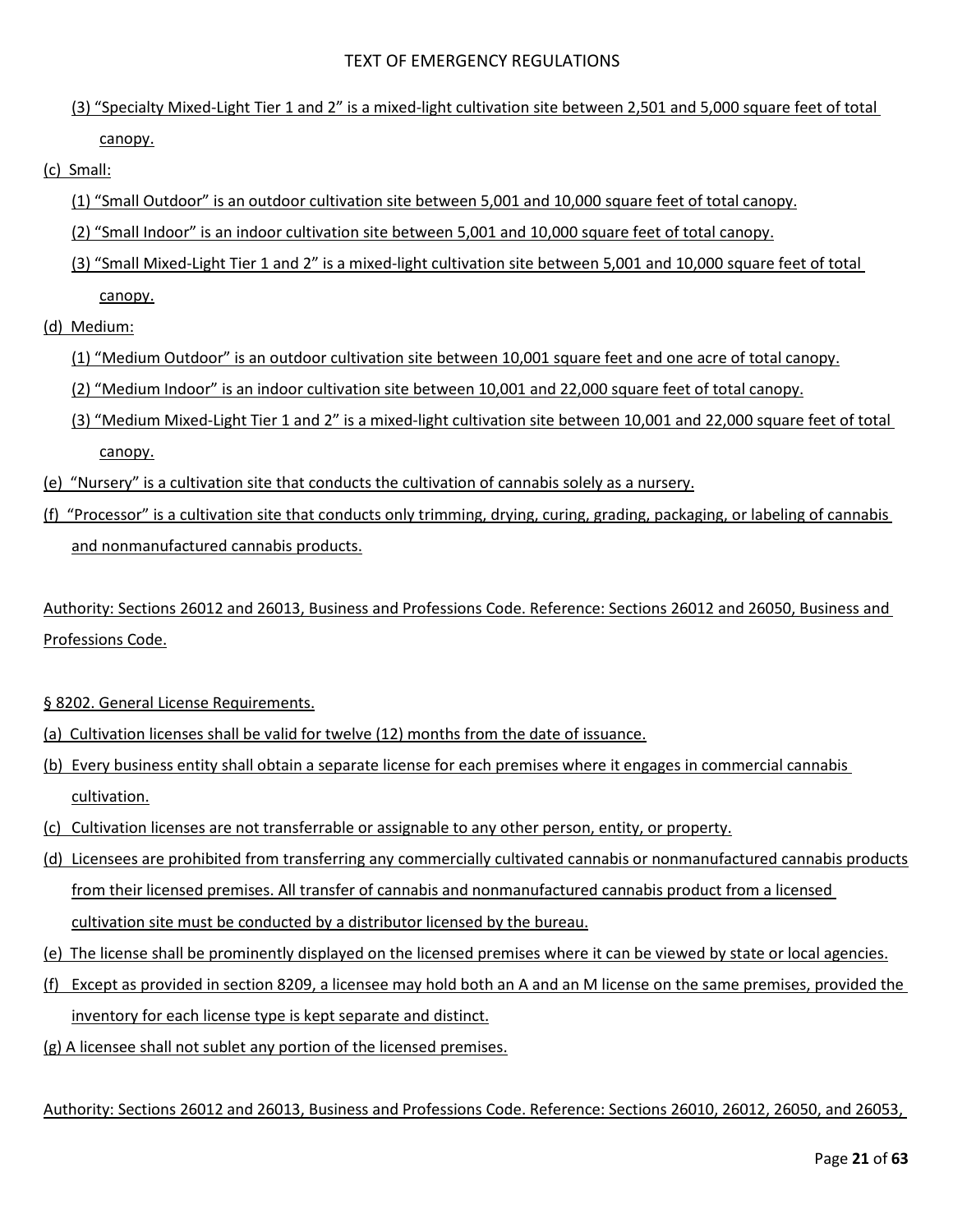(3) "Specialty Mixed-Light Tier 1 and 2" is a mixed-light cultivation site between 2,501 and 5,000 square feet of total canopy.

(c) Small:

(1) "Small Outdoor" is an outdoor cultivation site between 5,001 and 10,000 square feet of total canopy.

(2) "Small Indoor" is an indoor cultivation site between 5,001 and 10,000 square feet of total canopy.

(3) "Small Mixed-Light Tier 1 and 2" is a mixed-light cultivation site between 5,001 and 10,000 square feet of total canopy.

(d) Medium:

(1) "Medium Outdoor" is an outdoor cultivation site between 10,001 square feet and one acre of total canopy.

(2) "Medium Indoor" is an indoor cultivation site between 10,001 and 22,000 square feet of total canopy.

(3) "Medium Mixed-Light Tier 1 and 2" is a mixed-light cultivation site between 10,001 and 22,000 square feet of total canopy.

(e) "Nursery" is a cultivation site that conducts the cultivation of cannabis solely as a nursery.

(f) "Processor" is a cultivation site that conducts only trimming, drying, curing, grading, packaging, or labeling of cannabis and nonmanufactured cannabis products.

Authority: Sections 26012 and 26013, Business and Professions Code. Reference: Sections 26012 and 26050, Business and Professions Code.

§ 8202. General License Requirements.

(a) Cultivation licenses shall be valid for twelve (12) months from the date of issuance.

(b) Every business entity shall obtain a separate license for each premises where it engages in commercial cannabis cultivation.

(c) Cultivation licenses are not transferrable or assignable to any other person, entity, or property.

(d) Licensees are prohibited from transferring any commercially cultivated cannabis or nonmanufactured cannabis products from their licensed premises. All transfer of cannabis and nonmanufactured cannabis product from a licensed cultivation site must be conducted by a distributor licensed by the bureau.

(e) The license shall be prominently displayed on the licensed premises where it can be viewed by state or local agencies.

(f) Except as provided in section 8209, a licensee may hold both an A and an M license on the same premises, provided the inventory for each license type is kept separate and distinct.

(g) A licensee shall not sublet any portion of the licensed premises.

Authority: Sections 26012 and 26013, Business and Professions Code. Reference: Sections 26010, 26012, 26050, and 26053,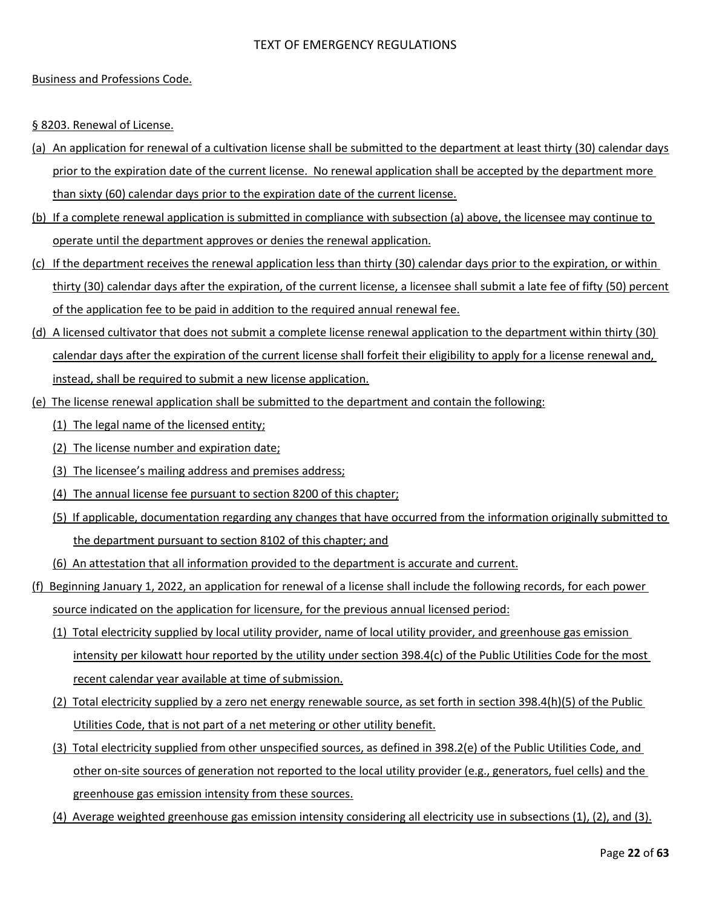Business and Professions Code.

§ 8203. Renewal of License.

(a) An application for renewal of a cultivation license shall be submitted to the department at least thirty (30) calendar days prior to the expiration date of the current license. No renewal application shall be accepted by the department more than sixty (60) calendar days prior to the expiration date of the current license.

(b) If a complete renewal application is submitted in compliance with subsection (a) above, the licensee may continue to operate until the department approves or denies the renewal application.

(c) If the department receives the renewal application less than thirty (30) calendar days prior to the expiration, or within thirty (30) calendar days after the expiration, of the current license, a licensee shall submit a late fee of fifty (50) percent of the application fee to be paid in addition to the required annual renewal fee.

(d) A licensed cultivator that does not submit a complete license renewal application to the department within thirty (30) calendar days after the expiration of the current license shall forfeit their eligibility to apply for a license renewal and, instead, shall be required to submit a new license application.

(e) The license renewal application shall be submitted to the department and contain the following:

(1) The legal name of the licensed entity;

(2) The license number and expiration date;

(3) The licensee's mailing address and premises address;

(4) The annual license fee pursuant to section 8200 of this chapter;

(5) If applicable, documentation regarding any changes that have occurred from the information originally submitted to the department pursuant to section 8102 of this chapter; and

(6) An attestation that all information provided to the department is accurate and current.

(f) Beginning January 1, 2022, an application for renewal of a license shall include the following records, for each power source indicated on the application for licensure, for the previous annual licensed period:

(1) Total electricity supplied by local utility provider, name of local utility provider, and greenhouse gas emission intensity per kilowatt hour reported by the utility under section 398.4(c) of the Public Utilities Code for the most recent calendar year available at time of submission.

(2) Total electricity supplied by a zero net energy renewable source, as set forth in section 398.4(h)(5) of the Public Utilities Code, that is not part of a net metering or other utility benefit.

(3) Total electricity supplied from other unspecified sources, as defined in 398.2(e) of the Public Utilities Code, and other on-site sources of generation not reported to the local utility provider (e.g., generators, fuel cells) and the greenhouse gas emission intensity from these sources.

(4) Average weighted greenhouse gas emission intensity considering all electricity use in subsections (1), (2), and (3).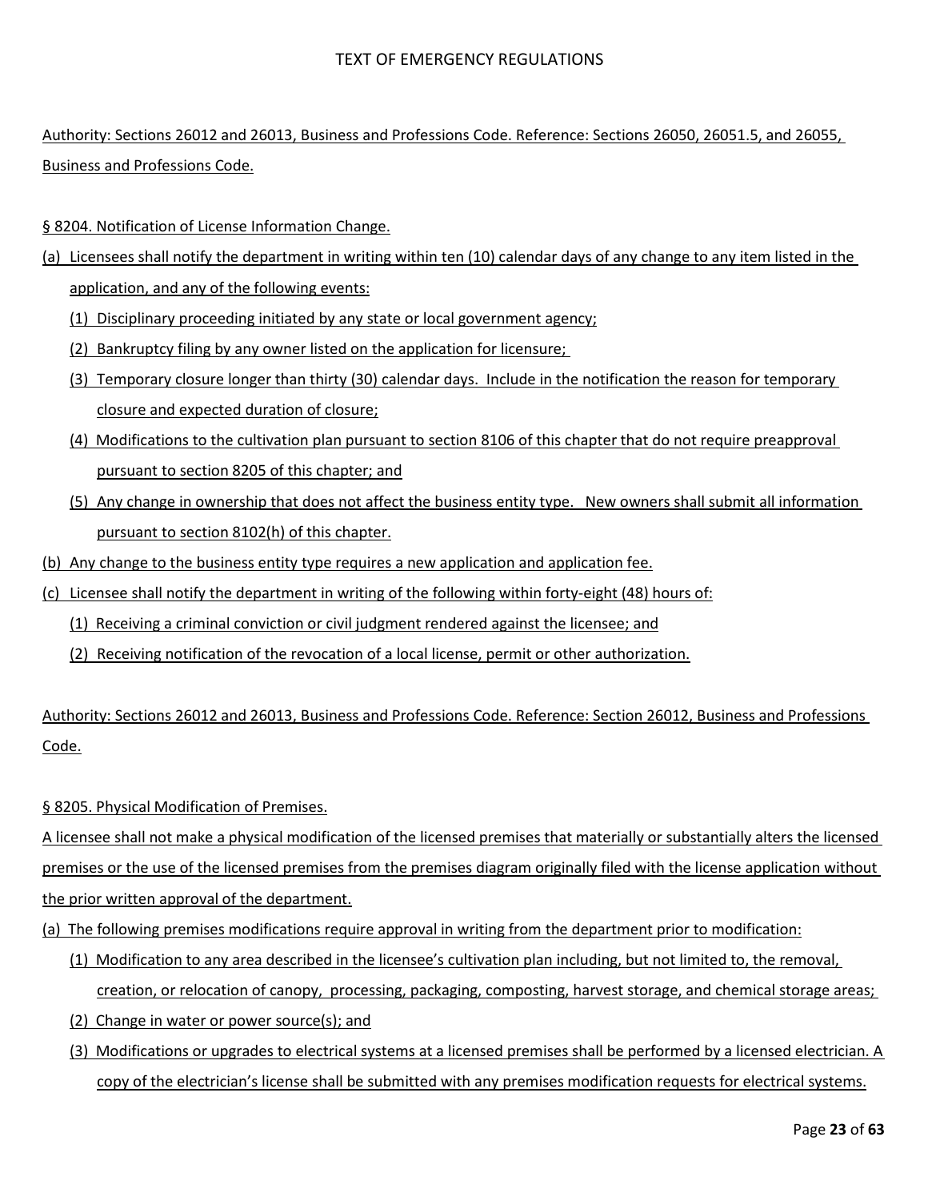Authority: Sections 26012 and 26013, Business and Professions Code. Reference: Sections 26050, 26051.5, and 26055, Business and Professions Code.

§ 8204. Notification of License Information Change.

(a) Licensees shall notify the department in writing within ten (10) calendar days of any change to any item listed in the application, and any of the following events:

  (1) Disciplinary proceeding initiated by any state or local government agency;

  (2) Bankruptcy filing by any owner listed on the application for licensure;

  (3) Temporary closure longer than thirty (30) calendar days. Include in the notification the reason for temporary closure and expected duration of closure;

  (4) Modifications to the cultivation plan pursuant to section 8106 of this chapter that do not require preapproval pursuant to section 8205 of this chapter; and

  (5) Any change in ownership that does not affect the business entity type. New owners shall submit all information pursuant to section 8102(h) of this chapter.

(b) Any change to the business entity type requires a new application and application fee.

(c) Licensee shall notify the department in writing of the following within forty-eight (48) hours of:

  (1) Receiving a criminal conviction or civil judgment rendered against the licensee; and

  (2) Receiving notification of the revocation of a local license, permit or other authorization.

Authority: Sections 26012 and 26013, Business and Professions Code. Reference: Section 26012, Business and Professions Code.

§ 8205. Physical Modification of Premises.

A licensee shall not make a physical modification of the licensed premises that materially or substantially alters the licensed premises or the use of the licensed premises from the premises diagram originally filed with the license application without the prior written approval of the department.

(a) The following premises modifications require approval in writing from the department prior to modification:

  (1) Modification to any area described in the licensee's cultivation plan including, but not limited to, the removal, creation, or relocation of canopy, processing, packaging, composting, harvest storage, and chemical storage areas;

  (2) Change in water or power source(s); and

  (3) Modifications or upgrades to electrical systems at a licensed premises shall be performed by a licensed electrician. A copy of the electrician's license shall be submitted with any premises modification requests for electrical systems.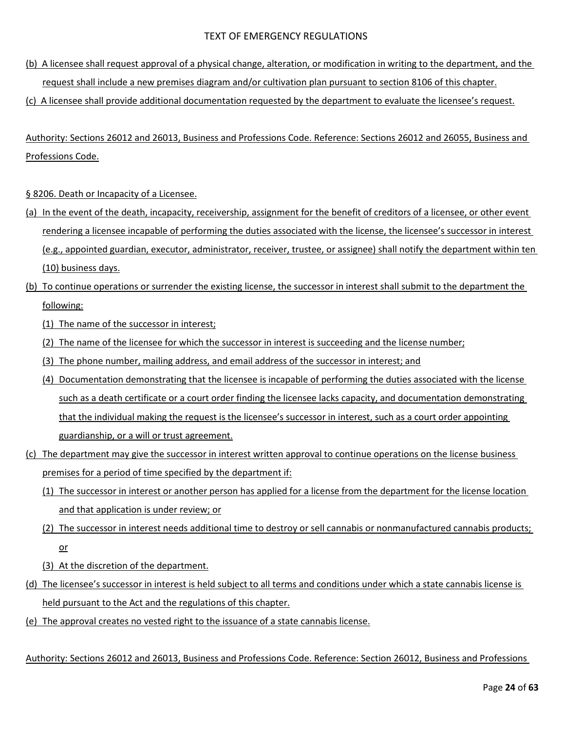(b) A licensee shall request approval of a physical change, alteration, or modification in writing to the department, and the request shall include a new premises diagram and/or cultivation plan pursuant to section 8106 of this chapter.

(c) A licensee shall provide additional documentation requested by the department to evaluate the licensee's request.

Authority: Sections 26012 and 26013, Business and Professions Code. Reference: Sections 26012 and 26055, Business and Professions Code.

§ 8206. Death or Incapacity of a Licensee.

(a) In the event of the death, incapacity, receivership, assignment for the benefit of creditors of a licensee, or other event rendering a licensee incapable of performing the duties associated with the license, the licensee's successor in interest (e.g., appointed guardian, executor, administrator, receiver, trustee, or assignee) shall notify the department within ten (10) business days.

(b) To continue operations or surrender the existing license, the successor in interest shall submit to the department the following:

  (1) The name of the successor in interest;

  (2) The name of the licensee for which the successor in interest is succeeding and the license number;

  (3) The phone number, mailing address, and email address of the successor in interest; and

  (4) Documentation demonstrating that the licensee is incapable of performing the duties associated with the license such as a death certificate or a court order finding the licensee lacks capacity, and documentation demonstrating that the individual making the request is the licensee's successor in interest, such as a court order appointing guardianship, or a will or trust agreement.

(c) The department may give the successor in interest written approval to continue operations on the license business premises for a period of time specified by the department if:

  (1) The successor in interest or another person has applied for a license from the department for the license location and that application is under review; or

  (2) The successor in interest needs additional time to destroy or sell cannabis or nonmanufactured cannabis products; or

  (3) At the discretion of the department.

(d) The licensee's successor in interest is held subject to all terms and conditions under which a state cannabis license is held pursuant to the Act and the regulations of this chapter.

(e) The approval creates no vested right to the issuance of a state cannabis license.

Authority: Sections 26012 and 26013, Business and Professions Code. Reference: Section 26012, Business and Professions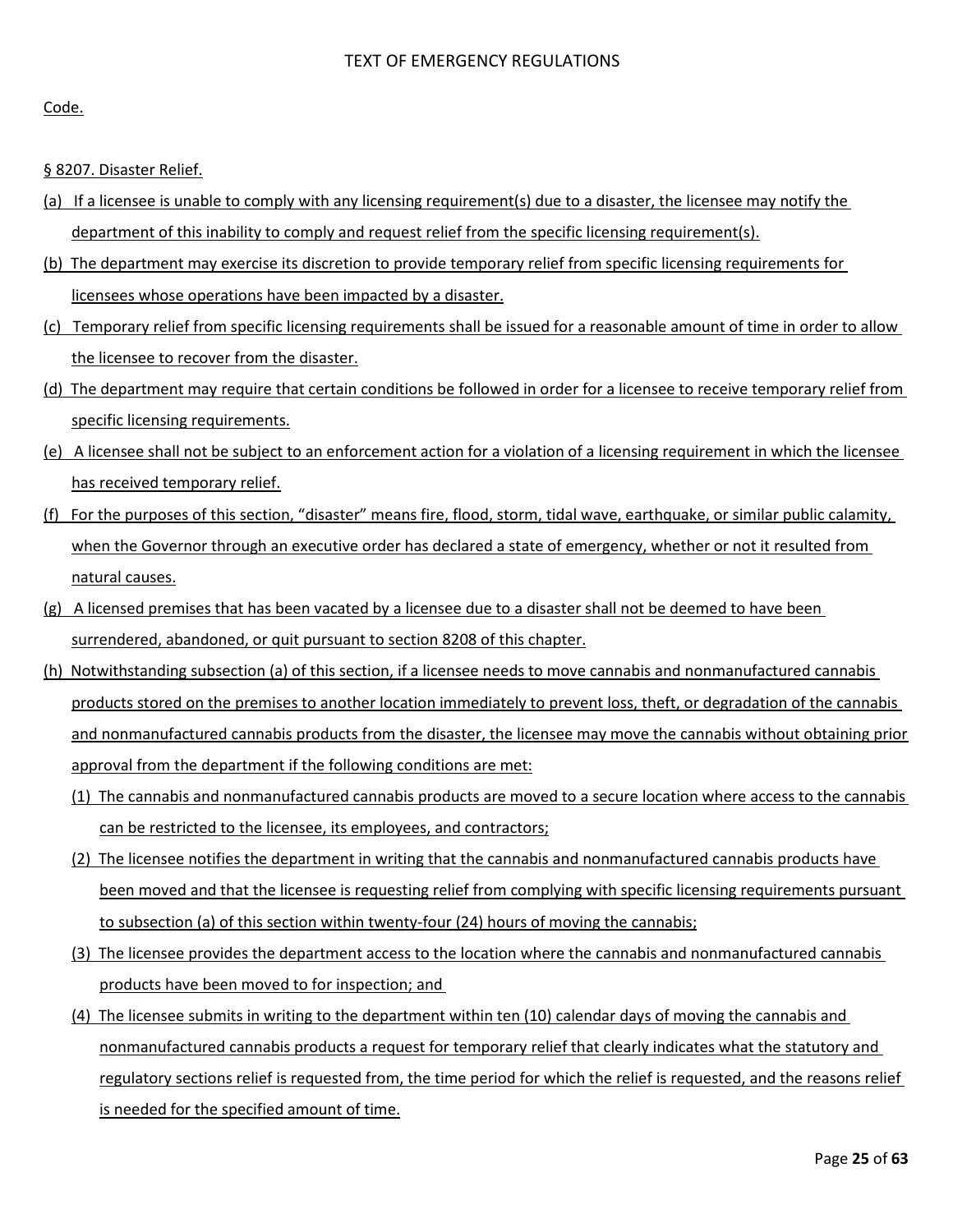Code.

§ 8207. Disaster Relief.

(a) If a licensee is unable to comply with any licensing requirement(s) due to a disaster, the licensee may notify the department of this inability to comply and request relief from the specific licensing requirement(s).

(b) The department may exercise its discretion to provide temporary relief from specific licensing requirements for licensees whose operations have been impacted by a disaster.

(c) Temporary relief from specific licensing requirements shall be issued for a reasonable amount of time in order to allow the licensee to recover from the disaster.

(d) The department may require that certain conditions be followed in order for a licensee to receive temporary relief from specific licensing requirements.

(e) A licensee shall not be subject to an enforcement action for a violation of a licensing requirement in which the licensee has received temporary relief.

(f) For the purposes of this section, "disaster" means fire, flood, storm, tidal wave, earthquake, or similar public calamity, when the Governor through an executive order has declared a state of emergency, whether or not it resulted from natural causes.

(g) A licensed premises that has been vacated by a licensee due to a disaster shall not be deemed to have been surrendered, abandoned, or quit pursuant to section 8208 of this chapter.

(h) Notwithstanding subsection (a) of this section, if a licensee needs to move cannabis and nonmanufactured cannabis products stored on the premises to another location immediately to prevent loss, theft, or degradation of the cannabis and nonmanufactured cannabis products from the disaster, the licensee may move the cannabis without obtaining prior approval from the department if the following conditions are met:

  (1) The cannabis and nonmanufactured cannabis products are moved to a secure location where access to the cannabis can be restricted to the licensee, its employees, and contractors;

  (2) The licensee notifies the department in writing that the cannabis and nonmanufactured cannabis products have been moved and that the licensee is requesting relief from complying with specific licensing requirements pursuant to subsection (a) of this section within twenty-four (24) hours of moving the cannabis;

  (3) The licensee provides the department access to the location where the cannabis and nonmanufactured cannabis products have been moved to for inspection; and

  (4) The licensee submits in writing to the department within ten (10) calendar days of moving the cannabis and nonmanufactured cannabis products a request for temporary relief that clearly indicates what the statutory and regulatory sections relief is requested from, the time period for which the relief is requested, and the reasons relief is needed for the specified amount of time.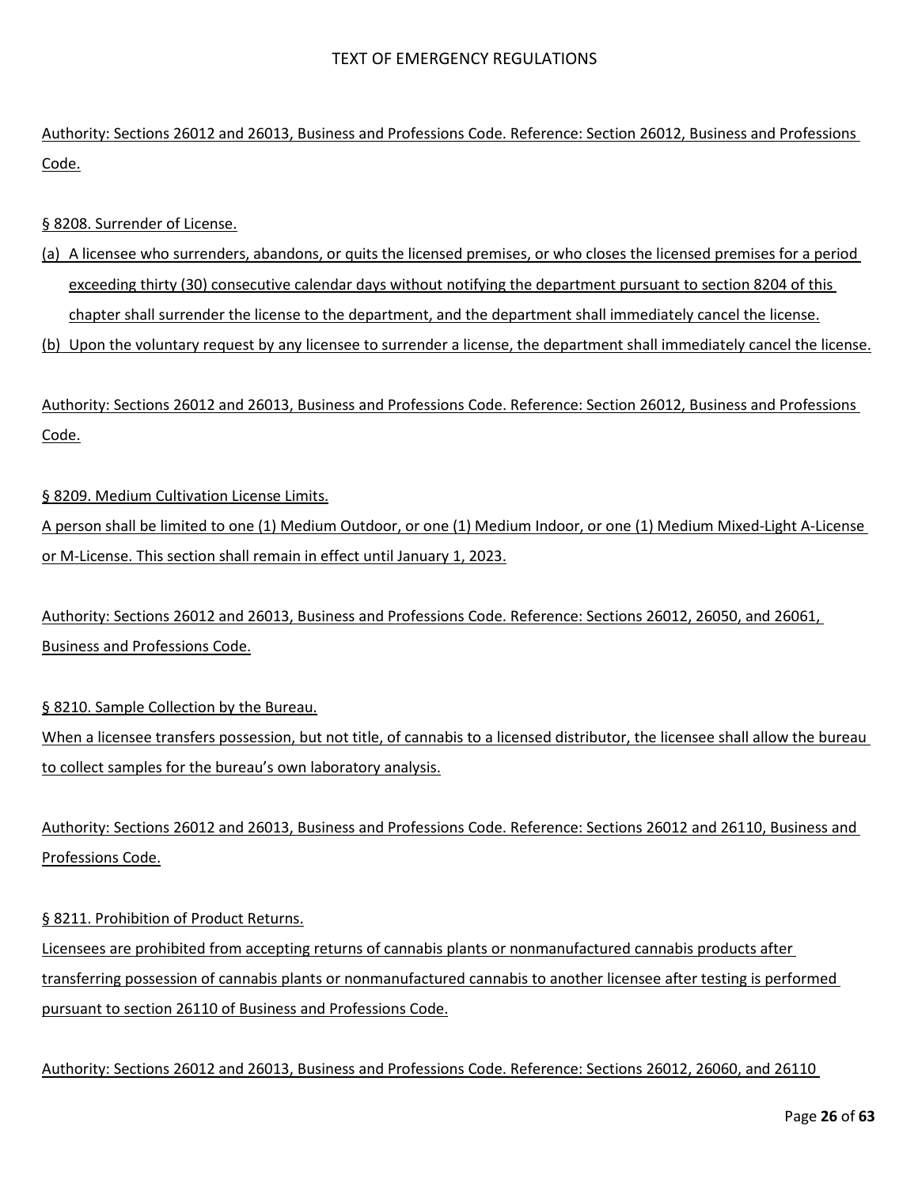Authority: Sections 26012 and 26013, Business and Professions Code. Reference: Section 26012, Business and Professions Code.

§ 8208. Surrender of License.

(a) A licensee who surrenders, abandons, or quits the licensed premises, or who closes the licensed premises for a period exceeding thirty (30) consecutive calendar days without notifying the department pursuant to section 8204 of this chapter shall surrender the license to the department, and the department shall immediately cancel the license.

(b) Upon the voluntary request by any licensee to surrender a license, the department shall immediately cancel the license.

Authority: Sections 26012 and 26013, Business and Professions Code. Reference: Section 26012, Business and Professions Code.

§ 8209. Medium Cultivation License Limits.

A person shall be limited to one (1) Medium Outdoor, or one (1) Medium Indoor, or one (1) Medium Mixed-Light A-License or M-License. This section shall remain in effect until January 1, 2023.

Authority: Sections 26012 and 26013, Business and Professions Code. Reference: Sections 26012, 26050, and 26061, Business and Professions Code.

§ 8210. Sample Collection by the Bureau.

When a licensee transfers possession, but not title, of cannabis to a licensed distributor, the licensee shall allow the bureau to collect samples for the bureau's own laboratory analysis.

Authority: Sections 26012 and 26013, Business and Professions Code. Reference: Sections 26012 and 26110, Business and Professions Code.

§ 8211. Prohibition of Product Returns.

Licensees are prohibited from accepting returns of cannabis plants or nonmanufactured cannabis products after transferring possession of cannabis plants or nonmanufactured cannabis to another licensee after testing is performed pursuant to section 26110 of Business and Professions Code.

Authority: Sections 26012 and 26013, Business and Professions Code. Reference: Sections 26012, 26060, and 26110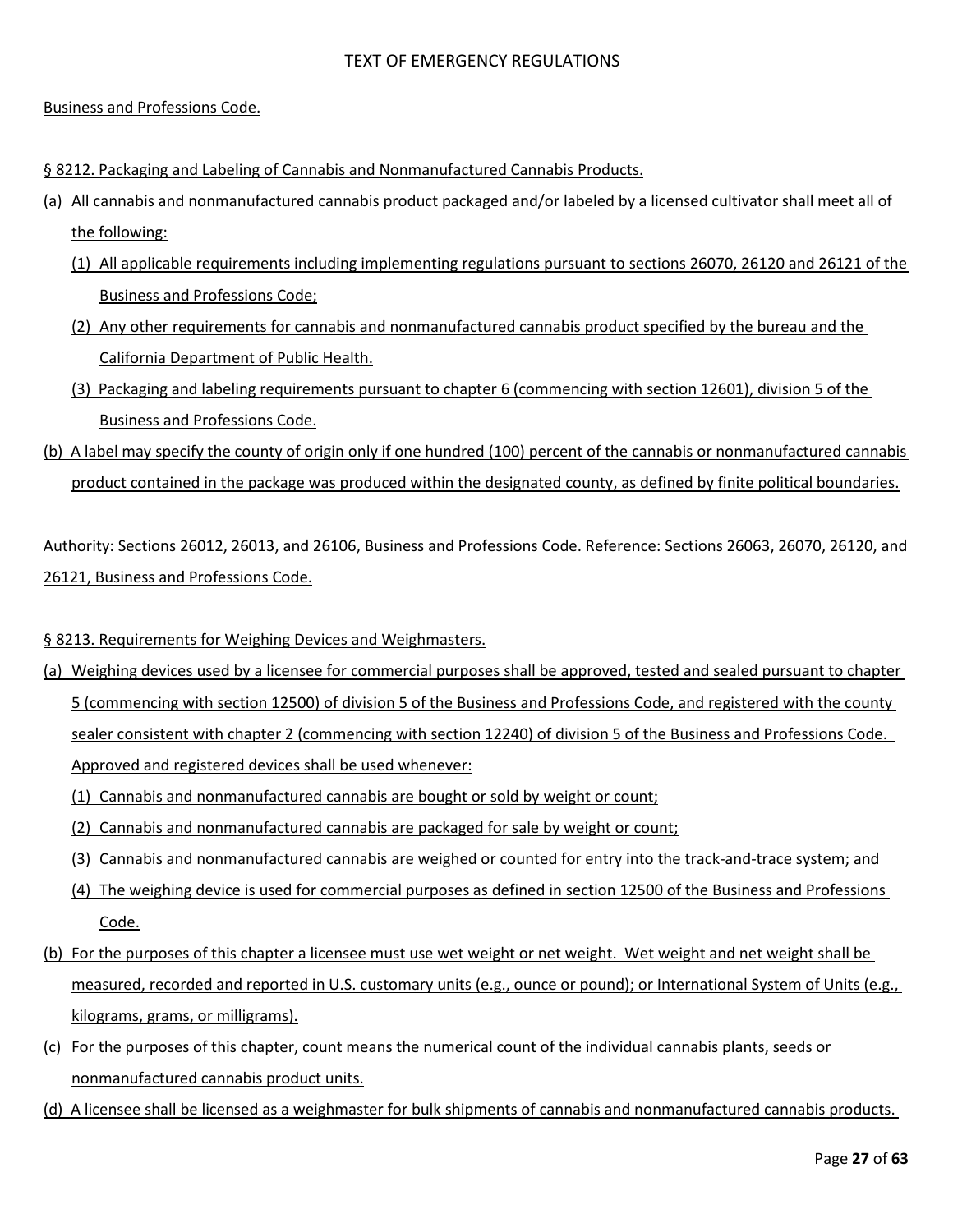Business and Professions Code.

§ 8212. Packaging and Labeling of Cannabis and Nonmanufactured Cannabis Products.

(a) All cannabis and nonmanufactured cannabis product packaged and/or labeled by a licensed cultivator shall meet all of the following:

  (1) All applicable requirements including implementing regulations pursuant to sections 26070, 26120 and 26121 of the Business and Professions Code;

  (2) Any other requirements for cannabis and nonmanufactured cannabis product specified by the bureau and the California Department of Public Health.

  (3) Packaging and labeling requirements pursuant to chapter 6 (commencing with section 12601), division 5 of the Business and Professions Code.

(b) A label may specify the county of origin only if one hundred (100) percent of the cannabis or nonmanufactured cannabis product contained in the package was produced within the designated county, as defined by finite political boundaries.

Authority: Sections 26012, 26013, and 26106, Business and Professions Code. Reference: Sections 26063, 26070, 26120, and 26121, Business and Professions Code.

§ 8213. Requirements for Weighing Devices and Weighmasters.

(a) Weighing devices used by a licensee for commercial purposes shall be approved, tested and sealed pursuant to chapter 5 (commencing with section 12500) of division 5 of the Business and Professions Code, and registered with the county sealer consistent with chapter 2 (commencing with section 12240) of division 5 of the Business and Professions Code. Approved and registered devices shall be used whenever:

  (1) Cannabis and nonmanufactured cannabis are bought or sold by weight or count;

  (2) Cannabis and nonmanufactured cannabis are packaged for sale by weight or count;

  (3) Cannabis and nonmanufactured cannabis are weighed or counted for entry into the track-and-trace system; and

  (4) The weighing device is used for commercial purposes as defined in section 12500 of the Business and Professions Code.

(b) For the purposes of this chapter a licensee must use wet weight or net weight. Wet weight and net weight shall be measured, recorded and reported in U.S. customary units (e.g., ounce or pound); or International System of Units (e.g., kilograms, grams, or milligrams).

(c) For the purposes of this chapter, count means the numerical count of the individual cannabis plants, seeds or nonmanufactured cannabis product units.

(d) A licensee shall be licensed as a weighmaster for bulk shipments of cannabis and nonmanufactured cannabis products.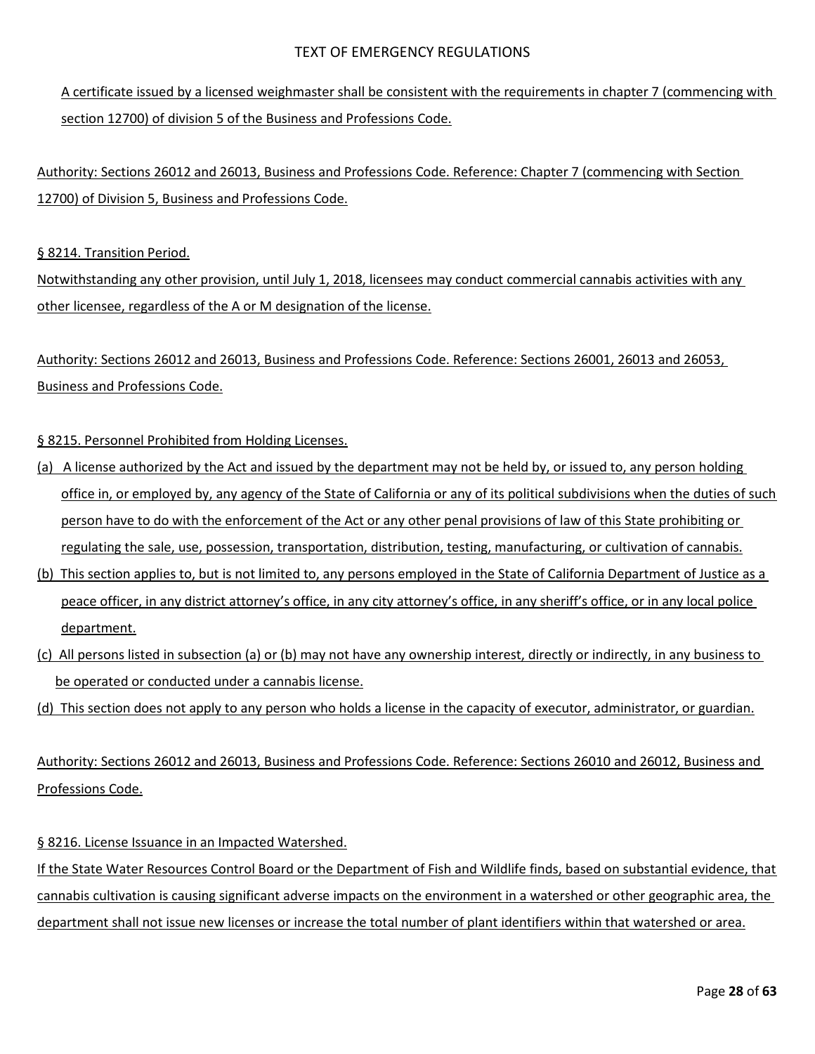A certificate issued by a licensed weighmaster shall be consistent with the requirements in chapter 7 (commencing with section 12700) of division 5 of the Business and Professions Code.

Authority: Sections 26012 and 26013, Business and Professions Code. Reference: Chapter 7 (commencing with Section 12700) of Division 5, Business and Professions Code.

§ 8214. Transition Period.

Notwithstanding any other provision, until July 1, 2018, licensees may conduct commercial cannabis activities with any other licensee, regardless of the A or M designation of the license.

Authority: Sections 26012 and 26013, Business and Professions Code. Reference: Sections 26001, 26013 and 26053, Business and Professions Code.

§ 8215. Personnel Prohibited from Holding Licenses.

(a) A license authorized by the Act and issued by the department may not be held by, or issued to, any person holding office in, or employed by, any agency of the State of California or any of its political subdivisions when the duties of such person have to do with the enforcement of the Act or any other penal provisions of law of this State prohibiting or regulating the sale, use, possession, transportation, distribution, testing, manufacturing, or cultivation of cannabis.

(b) This section applies to, but is not limited to, any persons employed in the State of California Department of Justice as a peace officer, in any district attorney's office, in any city attorney's office, in any sheriff's office, or in any local police department.

(c) All persons listed in subsection (a) or (b) may not have any ownership interest, directly or indirectly, in any business to be operated or conducted under a cannabis license.

(d) This section does not apply to any person who holds a license in the capacity of executor, administrator, or guardian.

Authority: Sections 26012 and 26013, Business and Professions Code. Reference: Sections 26010 and 26012, Business and Professions Code.

§ 8216. License Issuance in an Impacted Watershed.

If the State Water Resources Control Board or the Department of Fish and Wildlife finds, based on substantial evidence, that cannabis cultivation is causing significant adverse impacts on the environment in a watershed or other geographic area, the department shall not issue new licenses or increase the total number of plant identifiers within that watershed or area.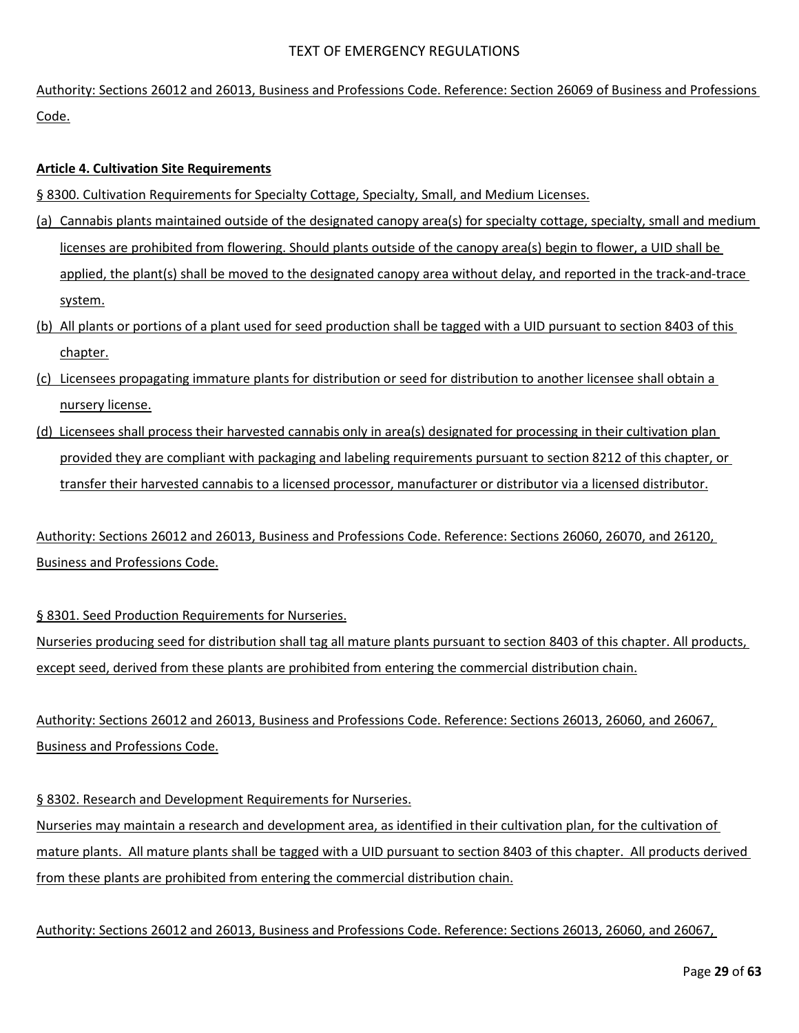Authority: Sections 26012 and 26013, Business and Professions Code. Reference: Section 26069 of Business and Professions Code.

**Article 4. Cultivation Site Requirements**

§ 8300. Cultivation Requirements for Specialty Cottage, Specialty, Small, and Medium Licenses.

(a) Cannabis plants maintained outside of the designated canopy area(s) for specialty cottage, specialty, small and medium licenses are prohibited from flowering. Should plants outside of the canopy area(s) begin to flower, a UID shall be applied, the plant(s) shall be moved to the designated canopy area without delay, and reported in the track-and-trace system.

(b) All plants or portions of a plant used for seed production shall be tagged with a UID pursuant to section 8403 of this chapter.

(c) Licensees propagating immature plants for distribution or seed for distribution to another licensee shall obtain a nursery license.

(d) Licensees shall process their harvested cannabis only in area(s) designated for processing in their cultivation plan provided they are compliant with packaging and labeling requirements pursuant to section 8212 of this chapter, or transfer their harvested cannabis to a licensed processor, manufacturer or distributor via a licensed distributor.

Authority: Sections 26012 and 26013, Business and Professions Code. Reference: Sections 26060, 26070, and 26120, Business and Professions Code.

§ 8301. Seed Production Requirements for Nurseries.

Nurseries producing seed for distribution shall tag all mature plants pursuant to section 8403 of this chapter. All products, except seed, derived from these plants are prohibited from entering the commercial distribution chain.

Authority: Sections 26012 and 26013, Business and Professions Code. Reference: Sections 26013, 26060, and 26067, Business and Professions Code.

§ 8302. Research and Development Requirements for Nurseries.

Nurseries may maintain a research and development area, as identified in their cultivation plan, for the cultivation of mature plants. All mature plants shall be tagged with a UID pursuant to section 8403 of this chapter. All products derived from these plants are prohibited from entering the commercial distribution chain.

Authority: Sections 26012 and 26013, Business and Professions Code. Reference: Sections 26013, 26060, and 26067,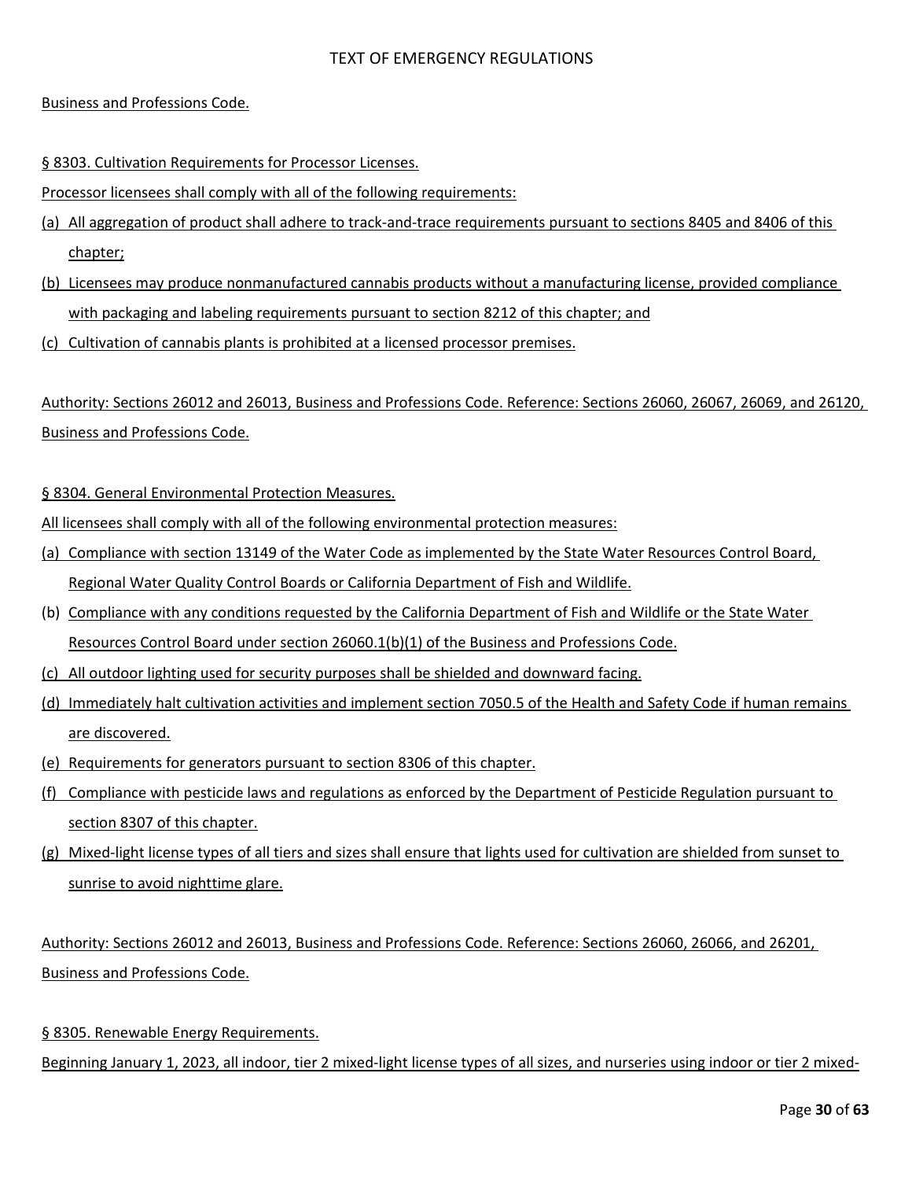Business and Professions Code.

§ 8303. Cultivation Requirements for Processor Licenses.

Processor licensees shall comply with all of the following requirements:

(a) All aggregation of product shall adhere to track-and-trace requirements pursuant to sections 8405 and 8406 of this chapter;

(b) Licensees may produce nonmanufactured cannabis products without a manufacturing license, provided compliance with packaging and labeling requirements pursuant to section 8212 of this chapter; and

(c) Cultivation of cannabis plants is prohibited at a licensed processor premises.

Authority: Sections 26012 and 26013, Business and Professions Code. Reference: Sections 26060, 26067, 26069, and 26120, Business and Professions Code.

§ 8304. General Environmental Protection Measures.

All licensees shall comply with all of the following environmental protection measures:

(a) Compliance with section 13149 of the Water Code as implemented by the State Water Resources Control Board, Regional Water Quality Control Boards or California Department of Fish and Wildlife.

(b) Compliance with any conditions requested by the California Department of Fish and Wildlife or the State Water Resources Control Board under section 26060.1(b)(1) of the Business and Professions Code.

(c) All outdoor lighting used for security purposes shall be shielded and downward facing.

(d) Immediately halt cultivation activities and implement section 7050.5 of the Health and Safety Code if human remains are discovered.

(e) Requirements for generators pursuant to section 8306 of this chapter.

(f) Compliance with pesticide laws and regulations as enforced by the Department of Pesticide Regulation pursuant to section 8307 of this chapter.

(g) Mixed-light license types of all tiers and sizes shall ensure that lights used for cultivation are shielded from sunset to sunrise to avoid nighttime glare.

Authority: Sections 26012 and 26013, Business and Professions Code. Reference: Sections 26060, 26066, and 26201, Business and Professions Code.

§ 8305. Renewable Energy Requirements.

Beginning January 1, 2023, all indoor, tier 2 mixed-light license types of all sizes, and nurseries using indoor or tier 2 mixed-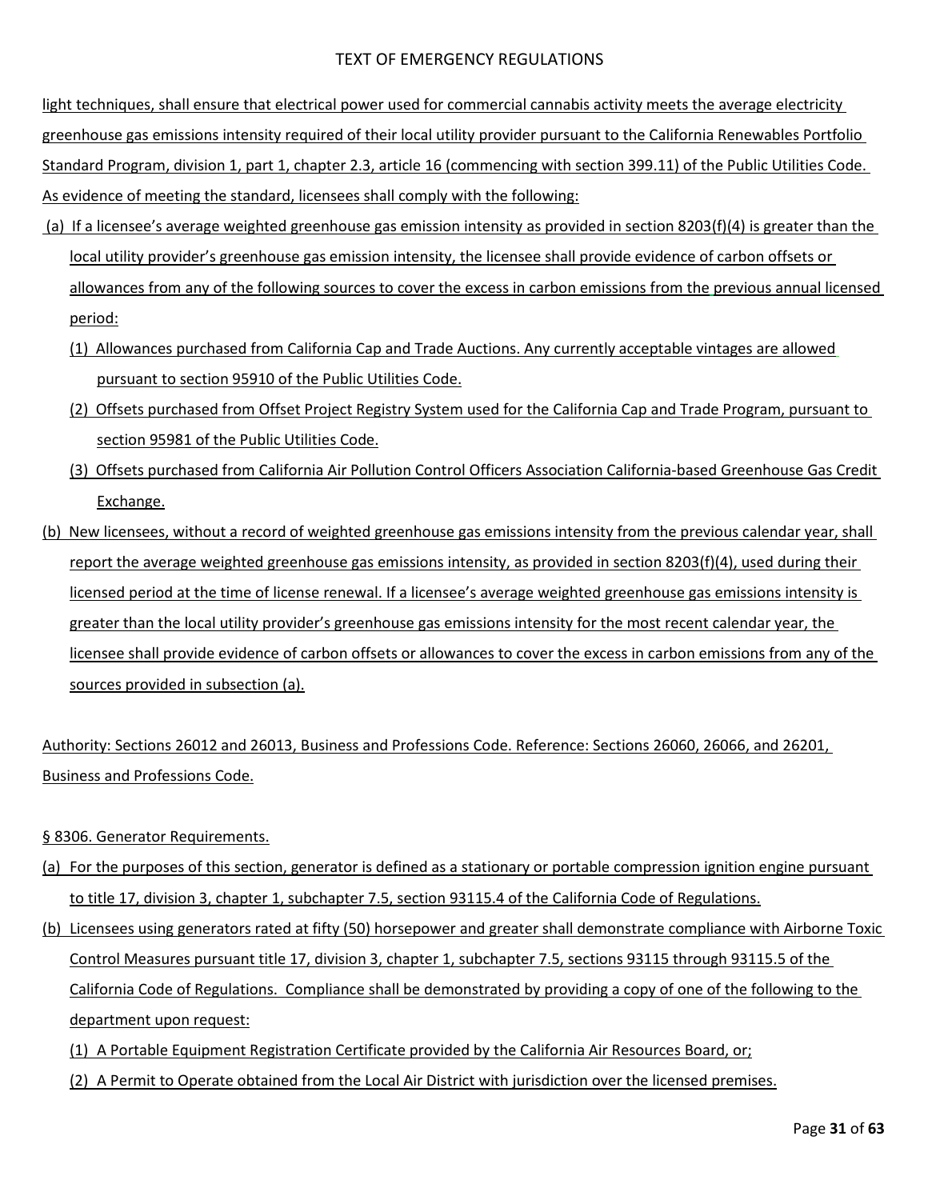light techniques, shall ensure that electrical power used for commercial cannabis activity meets the average electricity greenhouse gas emissions intensity required of their local utility provider pursuant to the California Renewables Portfolio Standard Program, division 1, part 1, chapter 2.3, article 16 (commencing with section 399.11) of the Public Utilities Code. As evidence of meeting the standard, licensees shall comply with the following:

(a) If a licensee's average weighted greenhouse gas emission intensity as provided in section 8203(f)(4) is greater than the local utility provider's greenhouse gas emission intensity, the licensee shall provide evidence of carbon offsets or allowances from any of the following sources to cover the excess in carbon emissions from the previous annual licensed period:

  (1) Allowances purchased from California Cap and Trade Auctions. Any currently acceptable vintages are allowed pursuant to section 95910 of the Public Utilities Code.

  (2) Offsets purchased from Offset Project Registry System used for the California Cap and Trade Program, pursuant to section 95981 of the Public Utilities Code.

  (3) Offsets purchased from California Air Pollution Control Officers Association California-based Greenhouse Gas Credit Exchange.

(b) New licensees, without a record of weighted greenhouse gas emissions intensity from the previous calendar year, shall report the average weighted greenhouse gas emissions intensity, as provided in section 8203(f)(4), used during their licensed period at the time of license renewal. If a licensee's average weighted greenhouse gas emissions intensity is greater than the local utility provider's greenhouse gas emissions intensity for the most recent calendar year, the licensee shall provide evidence of carbon offsets or allowances to cover the excess in carbon emissions from any of the sources provided in subsection (a).

Authority: Sections 26012 and 26013, Business and Professions Code. Reference: Sections 26060, 26066, and 26201, Business and Professions Code.

§ 8306. Generator Requirements.

(a) For the purposes of this section, generator is defined as a stationary or portable compression ignition engine pursuant to title 17, division 3, chapter 1, subchapter 7.5, section 93115.4 of the California Code of Regulations.

(b) Licensees using generators rated at fifty (50) horsepower and greater shall demonstrate compliance with Airborne Toxic Control Measures pursuant title 17, division 3, chapter 1, subchapter 7.5, sections 93115 through 93115.5 of the California Code of Regulations. Compliance shall be demonstrated by providing a copy of one of the following to the department upon request:

  (1) A Portable Equipment Registration Certificate provided by the California Air Resources Board, or;

  (2) A Permit to Operate obtained from the Local Air District with jurisdiction over the licensed premises.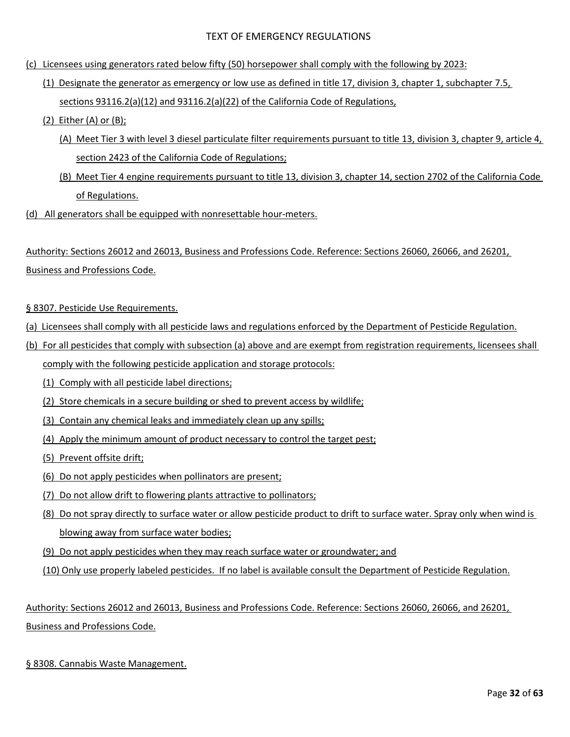(c) Licensees using generators rated below fifty (50) horsepower shall comply with the following by 2023:

(1) Designate the generator as emergency or low use as defined in title 17, division 3, chapter 1, subchapter 7.5, sections 93116.2(a)(12) and 93116.2(a)(22) of the California Code of Regulations,

(2) Either (A) or (B);

(A) Meet Tier 3 with level 3 diesel particulate filter requirements pursuant to title 13, division 3, chapter 9, article 4, section 2423 of the California Code of Regulations;

(B) Meet Tier 4 engine requirements pursuant to title 13, division 3, chapter 14, section 2702 of the California Code of Regulations.

(d) All generators shall be equipped with nonresettable hour-meters.

Authority: Sections 26012 and 26013, Business and Professions Code. Reference: Sections 26060, 26066, and 26201, Business and Professions Code.

§ 8307. Pesticide Use Requirements.

(a) Licensees shall comply with all pesticide laws and regulations enforced by the Department of Pesticide Regulation.

(b) For all pesticides that comply with subsection (a) above and are exempt from registration requirements, licensees shall comply with the following pesticide application and storage protocols:

(1) Comply with all pesticide label directions;

(2) Store chemicals in a secure building or shed to prevent access by wildlife;

(3) Contain any chemical leaks and immediately clean up any spills;

(4) Apply the minimum amount of product necessary to control the target pest;

(5) Prevent offsite drift;

(6) Do not apply pesticides when pollinators are present;

(7) Do not allow drift to flowering plants attractive to pollinators;

(8) Do not spray directly to surface water or allow pesticide product to drift to surface water. Spray only when wind is blowing away from surface water bodies;

(9) Do not apply pesticides when they may reach surface water or groundwater; and

(10) Only use properly labeled pesticides. If no label is available consult the Department of Pesticide Regulation.

Authority: Sections 26012 and 26013, Business and Professions Code. Reference: Sections 26060, 26066, and 26201, Business and Professions Code.

§ 8308. Cannabis Waste Management.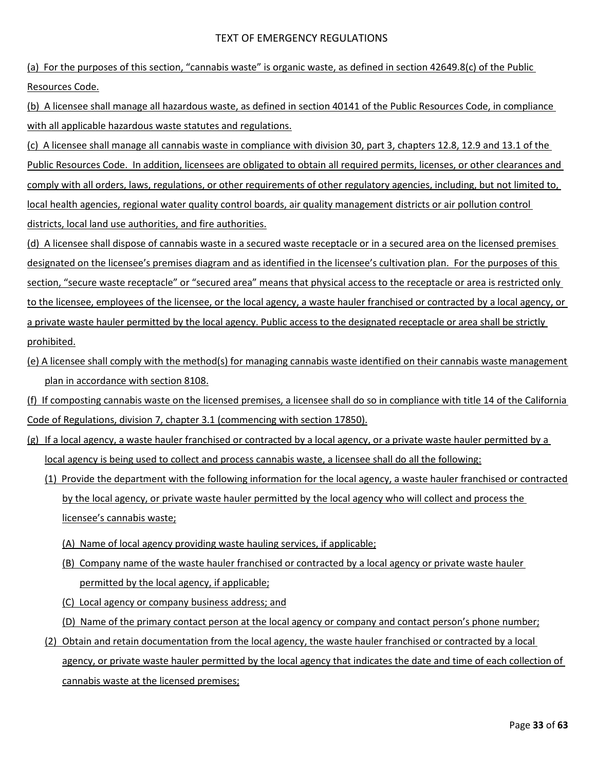TEXT OF EMERGENCY REGULATIONS

(a) For the purposes of this section, "cannabis waste" is organic waste, as defined in section 42649.8(c) of the Public Resources Code.

(b) A licensee shall manage all hazardous waste, as defined in section 40141 of the Public Resources Code, in compliance with all applicable hazardous waste statutes and regulations.

(c) A licensee shall manage all cannabis waste in compliance with division 30, part 3, chapters 12.8, 12.9 and 13.1 of the Public Resources Code. In addition, licensees are obligated to obtain all required permits, licenses, or other clearances and comply with all orders, laws, regulations, or other requirements of other regulatory agencies, including, but not limited to, local health agencies, regional water quality control boards, air quality management districts or air pollution control districts, local land use authorities, and fire authorities.

(d) A licensee shall dispose of cannabis waste in a secured waste receptacle or in a secured area on the licensed premises designated on the licensee's premises diagram and as identified in the licensee's cultivation plan. For the purposes of this section, "secure waste receptacle" or "secured area" means that physical access to the receptacle or area is restricted only to the licensee, employees of the licensee, or the local agency, a waste hauler franchised or contracted by a local agency, or a private waste hauler permitted by the local agency. Public access to the designated receptacle or area shall be strictly prohibited.

(e) A licensee shall comply with the method(s) for managing cannabis waste identified on their cannabis waste management plan in accordance with section 8108.

(f) If composting cannabis waste on the licensed premises, a licensee shall do so in compliance with title 14 of the California Code of Regulations, division 7, chapter 3.1 (commencing with section 17850).

(g) If a local agency, a waste hauler franchised or contracted by a local agency, or a private waste hauler permitted by a local agency is being used to collect and process cannabis waste, a licensee shall do all the following:

- (1) Provide the department with the following information for the local agency, a waste hauler franchised or contracted by the local agency, or private waste hauler permitted by the local agency who will collect and process the licensee's cannabis waste;
  - (A) Name of local agency providing waste hauling services, if applicable;
  - (B) Company name of the waste hauler franchised or contracted by a local agency or private waste hauler permitted by the local agency, if applicable;
  - (C) Local agency or company business address; and
  - (D) Name of the primary contact person at the local agency or company and contact person's phone number;
- (2) Obtain and retain documentation from the local agency, the waste hauler franchised or contracted by a local agency, or private waste hauler permitted by the local agency that indicates the date and time of each collection of cannabis waste at the licensed premises;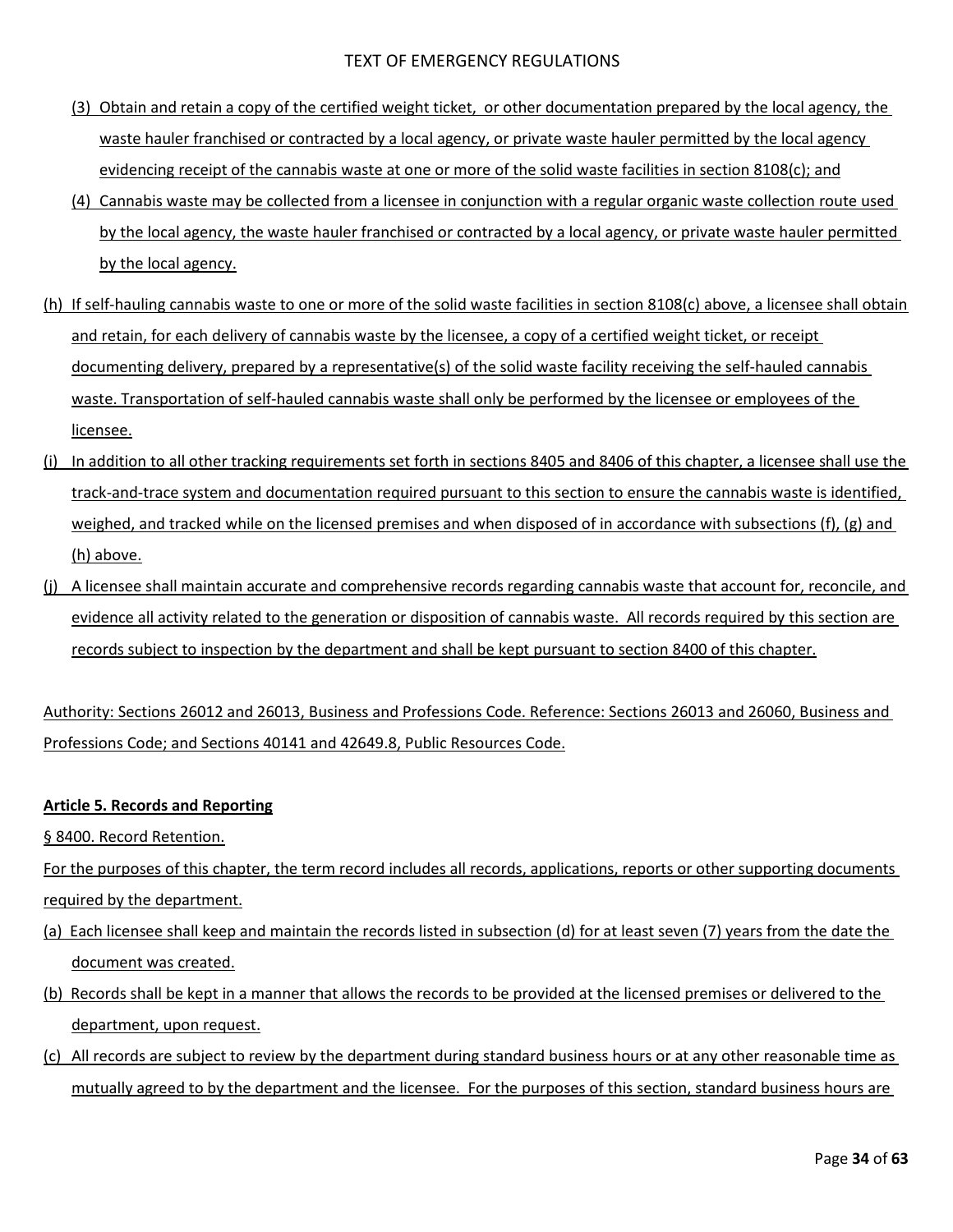(3) Obtain and retain a copy of the certified weight ticket, or other documentation prepared by the local agency, the waste hauler franchised or contracted by a local agency, or private waste hauler permitted by the local agency evidencing receipt of the cannabis waste at one or more of the solid waste facilities in section 8108(c); and

(4) Cannabis waste may be collected from a licensee in conjunction with a regular organic waste collection route used by the local agency, the waste hauler franchised or contracted by a local agency, or private waste hauler permitted by the local agency.

(h) If self-hauling cannabis waste to one or more of the solid waste facilities in section 8108(c) above, a licensee shall obtain and retain, for each delivery of cannabis waste by the licensee, a copy of a certified weight ticket, or receipt documenting delivery, prepared by a representative(s) of the solid waste facility receiving the self-hauled cannabis waste. Transportation of self-hauled cannabis waste shall only be performed by the licensee or employees of the licensee.

(i) In addition to all other tracking requirements set forth in sections 8405 and 8406 of this chapter, a licensee shall use the track-and-trace system and documentation required pursuant to this section to ensure the cannabis waste is identified, weighed, and tracked while on the licensed premises and when disposed of in accordance with subsections (f), (g) and (h) above.

(j) A licensee shall maintain accurate and comprehensive records regarding cannabis waste that account for, reconcile, and evidence all activity related to the generation or disposition of cannabis waste. All records required by this section are records subject to inspection by the department and shall be kept pursuant to section 8400 of this chapter.

Authority: Sections 26012 and 26013, Business and Professions Code. Reference: Sections 26013 and 26060, Business and Professions Code; and Sections 40141 and 42649.8, Public Resources Code.

**Article 5. Records and Reporting**

§ 8400. Record Retention.

For the purposes of this chapter, the term record includes all records, applications, reports or other supporting documents required by the department.

(a) Each licensee shall keep and maintain the records listed in subsection (d) for at least seven (7) years from the date the document was created.

(b) Records shall be kept in a manner that allows the records to be provided at the licensed premises or delivered to the department, upon request.

(c) All records are subject to review by the department during standard business hours or at any other reasonable time as mutually agreed to by the department and the licensee. For the purposes of this section, standard business hours are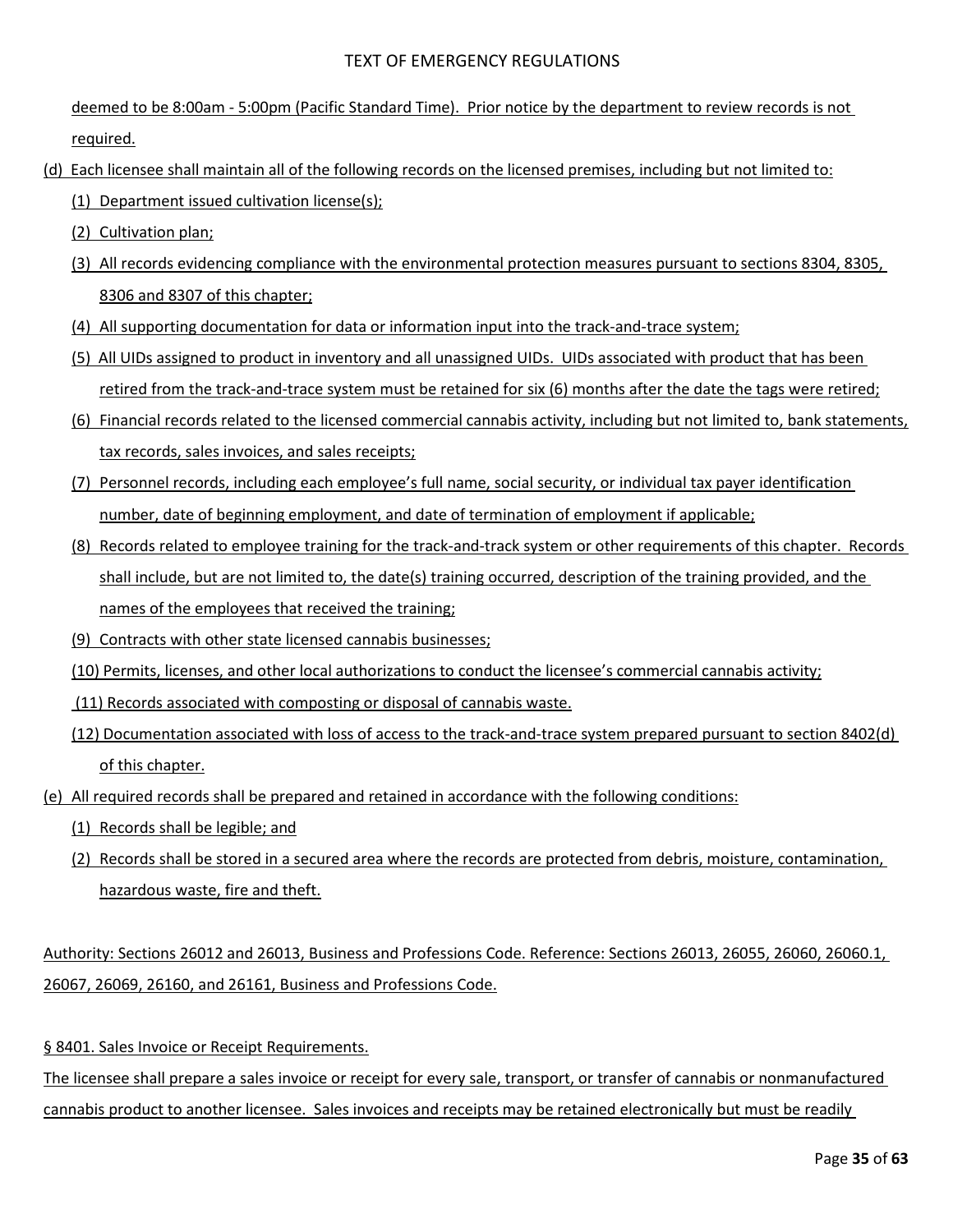deemed to be 8:00am - 5:00pm (Pacific Standard Time). Prior notice by the department to review records is not required.

(d) Each licensee shall maintain all of the following records on the licensed premises, including but not limited to:

(1) Department issued cultivation license(s);

(2) Cultivation plan;

(3) All records evidencing compliance with the environmental protection measures pursuant to sections 8304, 8305, 8306 and 8307 of this chapter;

(4) All supporting documentation for data or information input into the track-and-trace system;

(5) All UIDs assigned to product in inventory and all unassigned UIDs. UIDs associated with product that has been retired from the track-and-trace system must be retained for six (6) months after the date the tags were retired;

(6) Financial records related to the licensed commercial cannabis activity, including but not limited to, bank statements, tax records, sales invoices, and sales receipts;

(7) Personnel records, including each employee's full name, social security, or individual tax payer identification number, date of beginning employment, and date of termination of employment if applicable;

(8) Records related to employee training for the track-and-track system or other requirements of this chapter. Records shall include, but are not limited to, the date(s) training occurred, description of the training provided, and the names of the employees that received the training;

(9) Contracts with other state licensed cannabis businesses;

(10) Permits, licenses, and other local authorizations to conduct the licensee's commercial cannabis activity;

(11) Records associated with composting or disposal of cannabis waste.

(12) Documentation associated with loss of access to the track-and-trace system prepared pursuant to section 8402(d) of this chapter.

(e) All required records shall be prepared and retained in accordance with the following conditions:

(1) Records shall be legible; and

(2) Records shall be stored in a secured area where the records are protected from debris, moisture, contamination, hazardous waste, fire and theft.

Authority: Sections 26012 and 26013, Business and Professions Code. Reference: Sections 26013, 26055, 26060, 26060.1, 26067, 26069, 26160, and 26161, Business and Professions Code.

§ 8401. Sales Invoice or Receipt Requirements.

The licensee shall prepare a sales invoice or receipt for every sale, transport, or transfer of cannabis or nonmanufactured cannabis product to another licensee. Sales invoices and receipts may be retained electronically but must be readily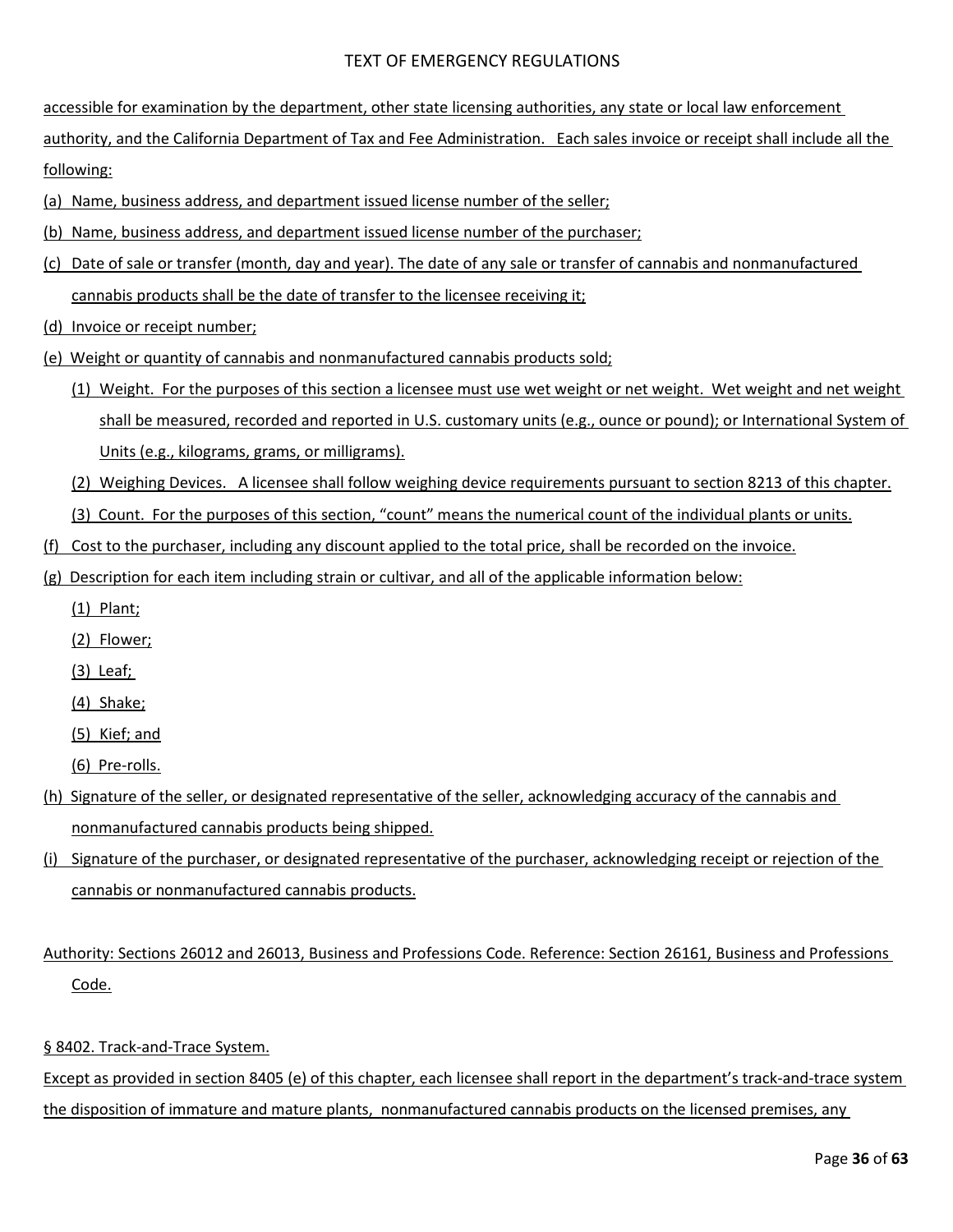accessible for examination by the department, other state licensing authorities, any state or local law enforcement authority, and the California Department of Tax and Fee Administration. Each sales invoice or receipt shall include all the following:

(a) Name, business address, and department issued license number of the seller;

(b) Name, business address, and department issued license number of the purchaser;

(c) Date of sale or transfer (month, day and year). The date of any sale or transfer of cannabis and nonmanufactured cannabis products shall be the date of transfer to the licensee receiving it;

(d) Invoice or receipt number;

(e) Weight or quantity of cannabis and nonmanufactured cannabis products sold;

(1) Weight. For the purposes of this section a licensee must use wet weight or net weight. Wet weight and net weight shall be measured, recorded and reported in U.S. customary units (e.g., ounce or pound); or International System of Units (e.g., kilograms, grams, or milligrams).

(2) Weighing Devices. A licensee shall follow weighing device requirements pursuant to section 8213 of this chapter.

(3) Count. For the purposes of this section, "count" means the numerical count of the individual plants or units.

(f) Cost to the purchaser, including any discount applied to the total price, shall be recorded on the invoice.

(g) Description for each item including strain or cultivar, and all of the applicable information below:

(1) Plant;

(2) Flower;

(3) Leaf;

(4) Shake;

(5) Kief; and

(6) Pre-rolls.

(h) Signature of the seller, or designated representative of the seller, acknowledging accuracy of the cannabis and nonmanufactured cannabis products being shipped.

(i) Signature of the purchaser, or designated representative of the purchaser, acknowledging receipt or rejection of the cannabis or nonmanufactured cannabis products.

Authority: Sections 26012 and 26013, Business and Professions Code. Reference: Section 26161, Business and Professions Code.

§ 8402. Track-and-Trace System.

Except as provided in section 8405 (e) of this chapter, each licensee shall report in the department's track-and-trace system the disposition of immature and mature plants, nonmanufactured cannabis products on the licensed premises, any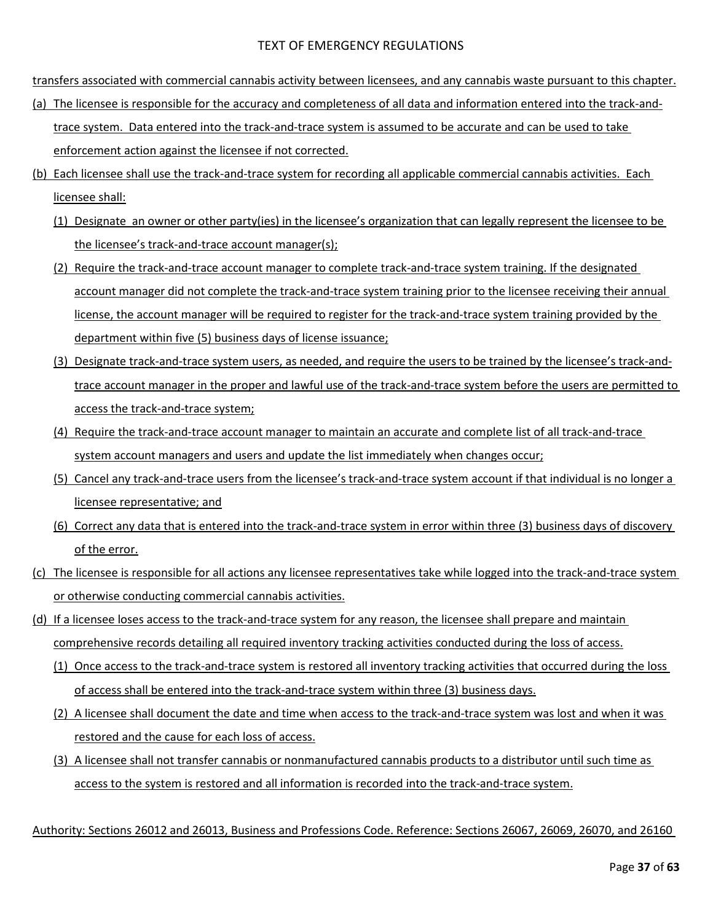transfers associated with commercial cannabis activity between licensees, and any cannabis waste pursuant to this chapter.

(a) The licensee is responsible for the accuracy and completeness of all data and information entered into the track-and-trace system. Data entered into the track-and-trace system is assumed to be accurate and can be used to take enforcement action against the licensee if not corrected.

(b) Each licensee shall use the track-and-trace system for recording all applicable commercial cannabis activities. Each licensee shall:

(1) Designate an owner or other party(ies) in the licensee's organization that can legally represent the licensee to be the licensee's track-and-trace account manager(s);

(2) Require the track-and-trace account manager to complete track-and-trace system training. If the designated account manager did not complete the track-and-trace system training prior to the licensee receiving their annual license, the account manager will be required to register for the track-and-trace system training provided by the department within five (5) business days of license issuance;

(3) Designate track-and-trace system users, as needed, and require the users to be trained by the licensee's track-and-trace account manager in the proper and lawful use of the track-and-trace system before the users are permitted to access the track-and-trace system;

(4) Require the track-and-trace account manager to maintain an accurate and complete list of all track-and-trace system account managers and users and update the list immediately when changes occur;

(5) Cancel any track-and-trace users from the licensee's track-and-trace system account if that individual is no longer a licensee representative; and

(6) Correct any data that is entered into the track-and-trace system in error within three (3) business days of discovery of the error.

(c) The licensee is responsible for all actions any licensee representatives take while logged into the track-and-trace system or otherwise conducting commercial cannabis activities.

(d) If a licensee loses access to the track-and-trace system for any reason, the licensee shall prepare and maintain comprehensive records detailing all required inventory tracking activities conducted during the loss of access.

(1) Once access to the track-and-trace system is restored all inventory tracking activities that occurred during the loss of access shall be entered into the track-and-trace system within three (3) business days.

(2) A licensee shall document the date and time when access to the track-and-trace system was lost and when it was restored and the cause for each loss of access.

(3) A licensee shall not transfer cannabis or nonmanufactured cannabis products to a distributor until such time as access to the system is restored and all information is recorded into the track-and-trace system.

Authority: Sections 26012 and 26013, Business and Professions Code. Reference: Sections 26067, 26069, 26070, and 26160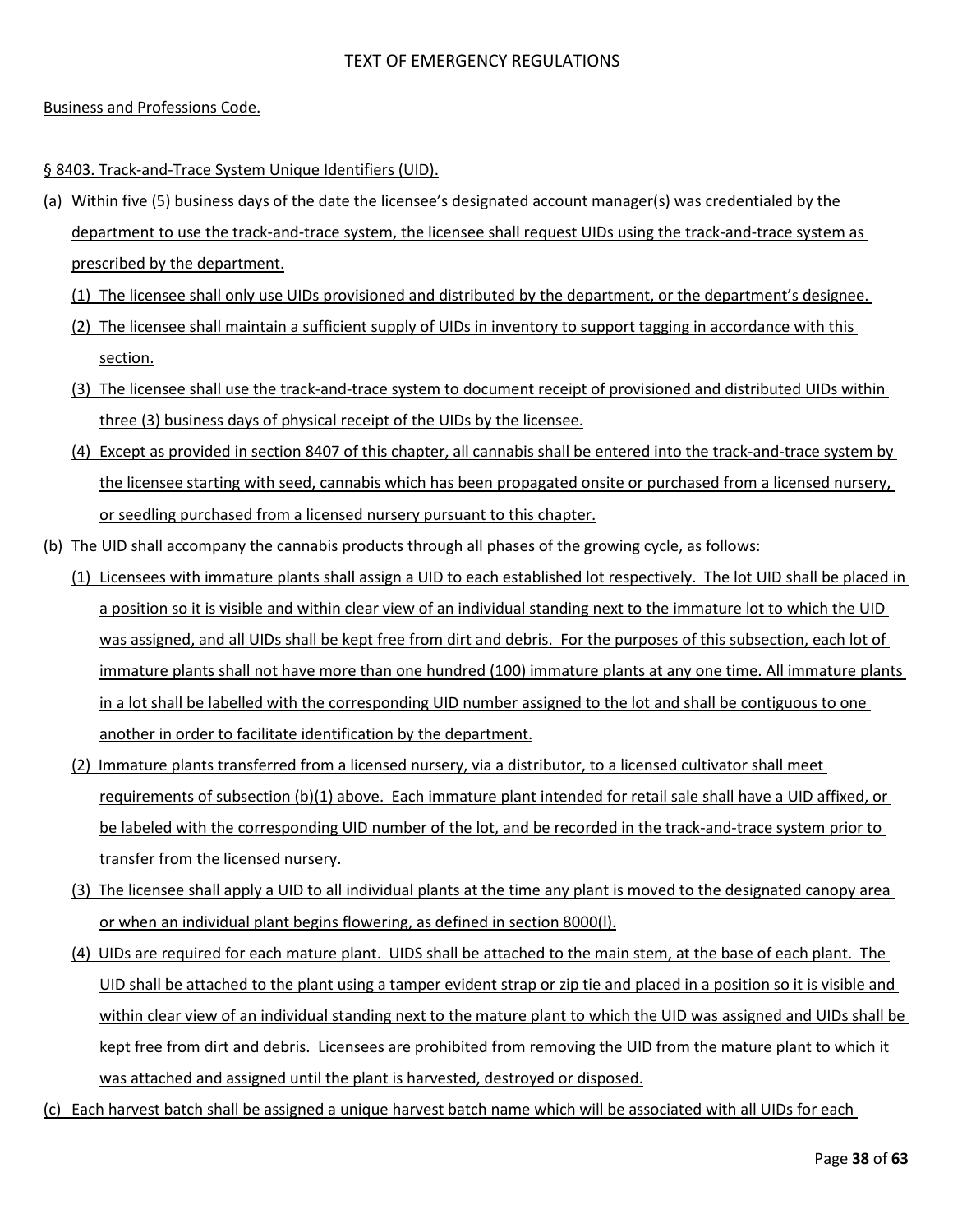Business and Professions Code.

§ 8403. Track-and-Trace System Unique Identifiers (UID).

(a) Within five (5) business days of the date the licensee's designated account manager(s) was credentialed by the department to use the track-and-trace system, the licensee shall request UIDs using the track-and-trace system as prescribed by the department.

(1) The licensee shall only use UIDs provisioned and distributed by the department, or the department's designee.

(2) The licensee shall maintain a sufficient supply of UIDs in inventory to support tagging in accordance with this section.

(3) The licensee shall use the track-and-trace system to document receipt of provisioned and distributed UIDs within three (3) business days of physical receipt of the UIDs by the licensee.

(4) Except as provided in section 8407 of this chapter, all cannabis shall be entered into the track-and-trace system by the licensee starting with seed, cannabis which has been propagated onsite or purchased from a licensed nursery, or seedling purchased from a licensed nursery pursuant to this chapter.

(b) The UID shall accompany the cannabis products through all phases of the growing cycle, as follows:

(1) Licensees with immature plants shall assign a UID to each established lot respectively. The lot UID shall be placed in a position so it is visible and within clear view of an individual standing next to the immature lot to which the UID was assigned, and all UIDs shall be kept free from dirt and debris. For the purposes of this subsection, each lot of immature plants shall not have more than one hundred (100) immature plants at any one time. All immature plants in a lot shall be labelled with the corresponding UID number assigned to the lot and shall be contiguous to one another in order to facilitate identification by the department.

(2) Immature plants transferred from a licensed nursery, via a distributor, to a licensed cultivator shall meet requirements of subsection (b)(1) above. Each immature plant intended for retail sale shall have a UID affixed, or be labeled with the corresponding UID number of the lot, and be recorded in the track-and-trace system prior to transfer from the licensed nursery.

(3) The licensee shall apply a UID to all individual plants at the time any plant is moved to the designated canopy area or when an individual plant begins flowering, as defined in section 8000(l).

(4) UIDs are required for each mature plant. UIDS shall be attached to the main stem, at the base of each plant. The UID shall be attached to the plant using a tamper evident strap or zip tie and placed in a position so it is visible and within clear view of an individual standing next to the mature plant to which the UID was assigned and UIDs shall be kept free from dirt and debris. Licensees are prohibited from removing the UID from the mature plant to which it was attached and assigned until the plant is harvested, destroyed or disposed.

(c) Each harvest batch shall be assigned a unique harvest batch name which will be associated with all UIDs for each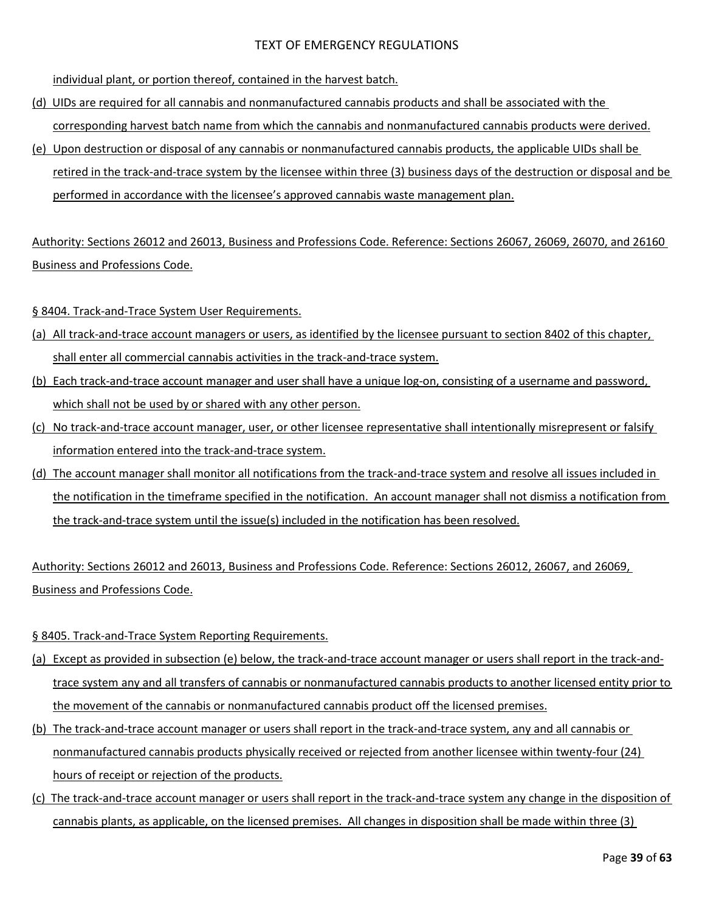individual plant, or portion thereof, contained in the harvest batch.

(d) UIDs are required for all cannabis and nonmanufactured cannabis products and shall be associated with the corresponding harvest batch name from which the cannabis and nonmanufactured cannabis products were derived.

(e) Upon destruction or disposal of any cannabis or nonmanufactured cannabis products, the applicable UIDs shall be retired in the track-and-trace system by the licensee within three (3) business days of the destruction or disposal and be performed in accordance with the licensee's approved cannabis waste management plan.

Authority: Sections 26012 and 26013, Business and Professions Code. Reference: Sections 26067, 26069, 26070, and 26160 Business and Professions Code.

§ 8404. Track-and-Trace System User Requirements.

(a) All track-and-trace account managers or users, as identified by the licensee pursuant to section 8402 of this chapter, shall enter all commercial cannabis activities in the track-and-trace system.

(b) Each track-and-trace account manager and user shall have a unique log-on, consisting of a username and password, which shall not be used by or shared with any other person.

(c) No track-and-trace account manager, user, or other licensee representative shall intentionally misrepresent or falsify information entered into the track-and-trace system.

(d) The account manager shall monitor all notifications from the track-and-trace system and resolve all issues included in the notification in the timeframe specified in the notification. An account manager shall not dismiss a notification from the track-and-trace system until the issue(s) included in the notification has been resolved.

Authority: Sections 26012 and 26013, Business and Professions Code. Reference: Sections 26012, 26067, and 26069, Business and Professions Code.

§ 8405. Track-and-Trace System Reporting Requirements.

(a) Except as provided in subsection (e) below, the track-and-trace account manager or users shall report in the track-and-trace system any and all transfers of cannabis or nonmanufactured cannabis products to another licensed entity prior to the movement of the cannabis or nonmanufactured cannabis product off the licensed premises.

(b) The track-and-trace account manager or users shall report in the track-and-trace system, any and all cannabis or nonmanufactured cannabis products physically received or rejected from another licensee within twenty-four (24) hours of receipt or rejection of the products.

(c) The track-and-trace account manager or users shall report in the track-and-trace system any change in the disposition of cannabis plants, as applicable, on the licensed premises. All changes in disposition shall be made within three (3)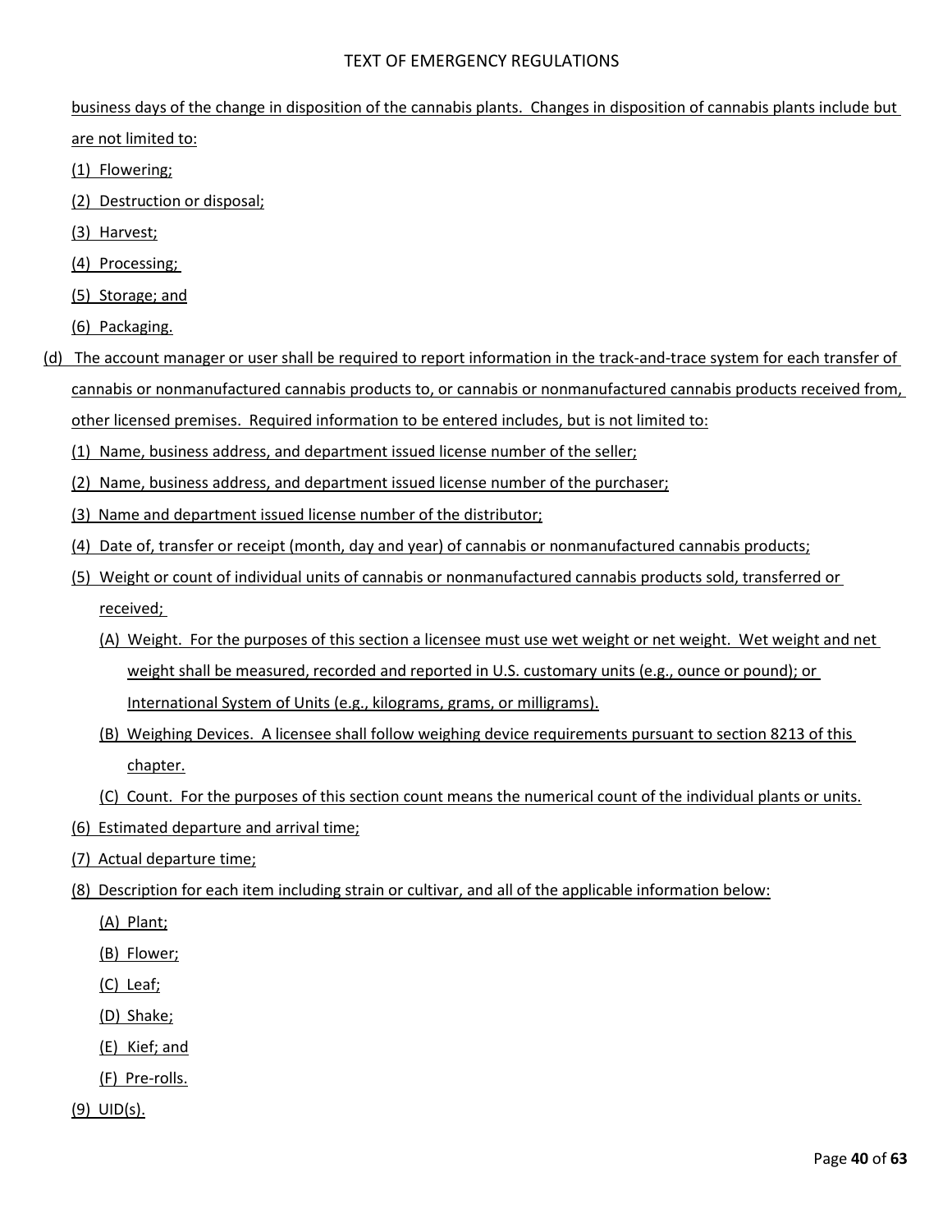business days of the change in disposition of the cannabis plants. Changes in disposition of cannabis plants include but are not limited to:

(1) Flowering;

(2) Destruction or disposal;

(3) Harvest;

(4) Processing;

(5) Storage; and

(6) Packaging.

(d) The account manager or user shall be required to report information in the track-and-trace system for each transfer of cannabis or nonmanufactured cannabis products to, or cannabis or nonmanufactured cannabis products received from, other licensed premises. Required information to be entered includes, but is not limited to:

(1) Name, business address, and department issued license number of the seller;

(2) Name, business address, and department issued license number of the purchaser;

(3) Name and department issued license number of the distributor;

(4) Date of, transfer or receipt (month, day and year) of cannabis or nonmanufactured cannabis products;

(5) Weight or count of individual units of cannabis or nonmanufactured cannabis products sold, transferred or received;

(A) Weight. For the purposes of this section a licensee must use wet weight or net weight. Wet weight and net weight shall be measured, recorded and reported in U.S. customary units (e.g., ounce or pound); or International System of Units (e.g., kilograms, grams, or milligrams).

(B) Weighing Devices. A licensee shall follow weighing device requirements pursuant to section 8213 of this chapter.

(C) Count. For the purposes of this section count means the numerical count of the individual plants or units.

(6) Estimated departure and arrival time;

(7) Actual departure time;

(8) Description for each item including strain or cultivar, and all of the applicable information below:

(A) Plant;

(B) Flower;

(C) Leaf;

(D) Shake;

(E) Kief; and

(F) Pre-rolls.

(9) UID(s).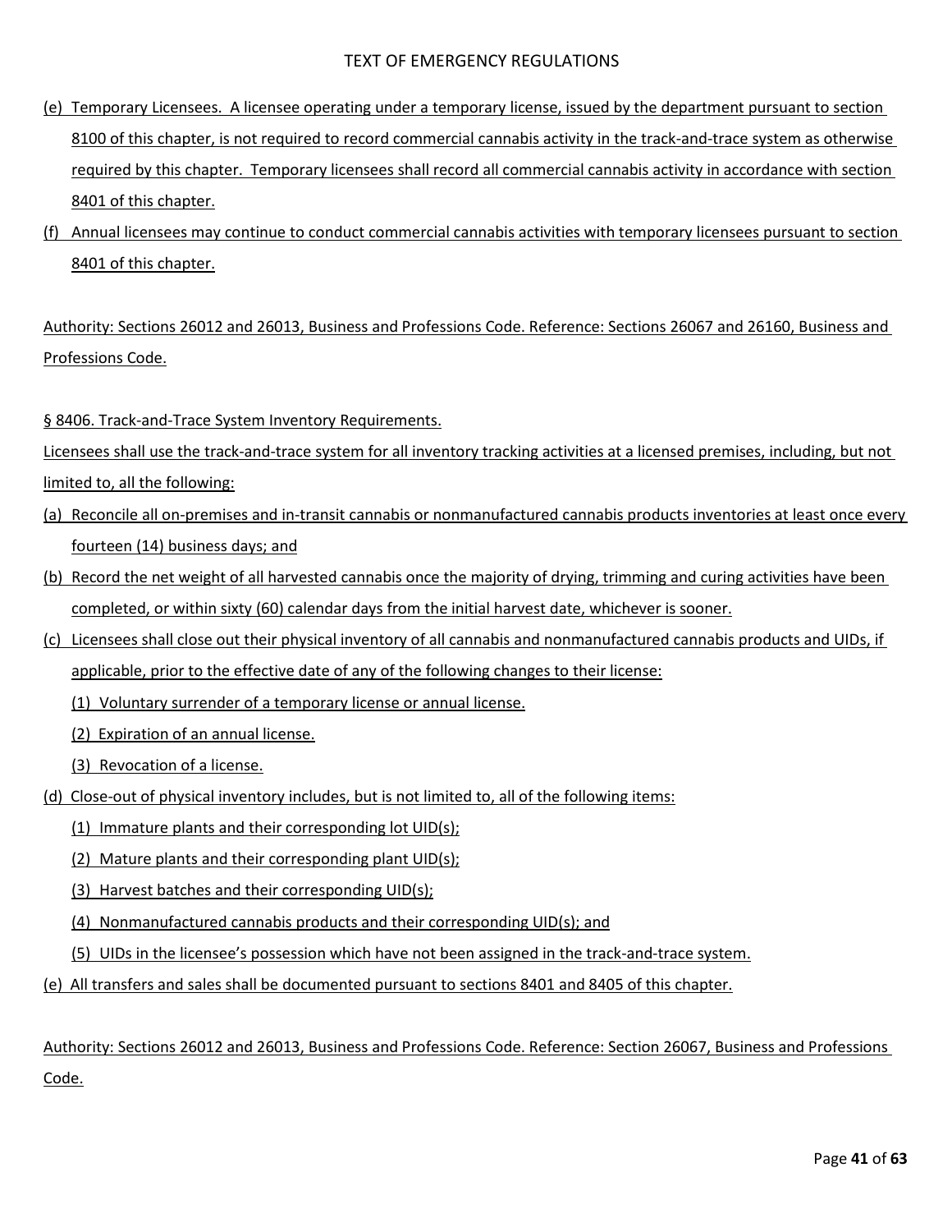(e) Temporary Licensees. A licensee operating under a temporary license, issued by the department pursuant to section 8100 of this chapter, is not required to record commercial cannabis activity in the track-and-trace system as otherwise required by this chapter. Temporary licensees shall record all commercial cannabis activity in accordance with section 8401 of this chapter.

(f) Annual licensees may continue to conduct commercial cannabis activities with temporary licensees pursuant to section 8401 of this chapter.

Authority: Sections 26012 and 26013, Business and Professions Code. Reference: Sections 26067 and 26160, Business and Professions Code.

§ 8406. Track-and-Trace System Inventory Requirements.

Licensees shall use the track-and-trace system for all inventory tracking activities at a licensed premises, including, but not limited to, all the following:

(a) Reconcile all on-premises and in-transit cannabis or nonmanufactured cannabis products inventories at least once every fourteen (14) business days; and

(b) Record the net weight of all harvested cannabis once the majority of drying, trimming and curing activities have been completed, or within sixty (60) calendar days from the initial harvest date, whichever is sooner.

(c) Licensees shall close out their physical inventory of all cannabis and nonmanufactured cannabis products and UIDs, if applicable, prior to the effective date of any of the following changes to their license:

   (1) Voluntary surrender of a temporary license or annual license.

   (2) Expiration of an annual license.

   (3) Revocation of a license.

(d) Close-out of physical inventory includes, but is not limited to, all of the following items:

   (1) Immature plants and their corresponding lot UID(s);

   (2) Mature plants and their corresponding plant UID(s);

   (3) Harvest batches and their corresponding UID(s);

   (4) Nonmanufactured cannabis products and their corresponding UID(s); and

   (5) UIDs in the licensee's possession which have not been assigned in the track-and-trace system.

(e) All transfers and sales shall be documented pursuant to sections 8401 and 8405 of this chapter.

Authority: Sections 26012 and 26013, Business and Professions Code. Reference: Section 26067, Business and Professions Code.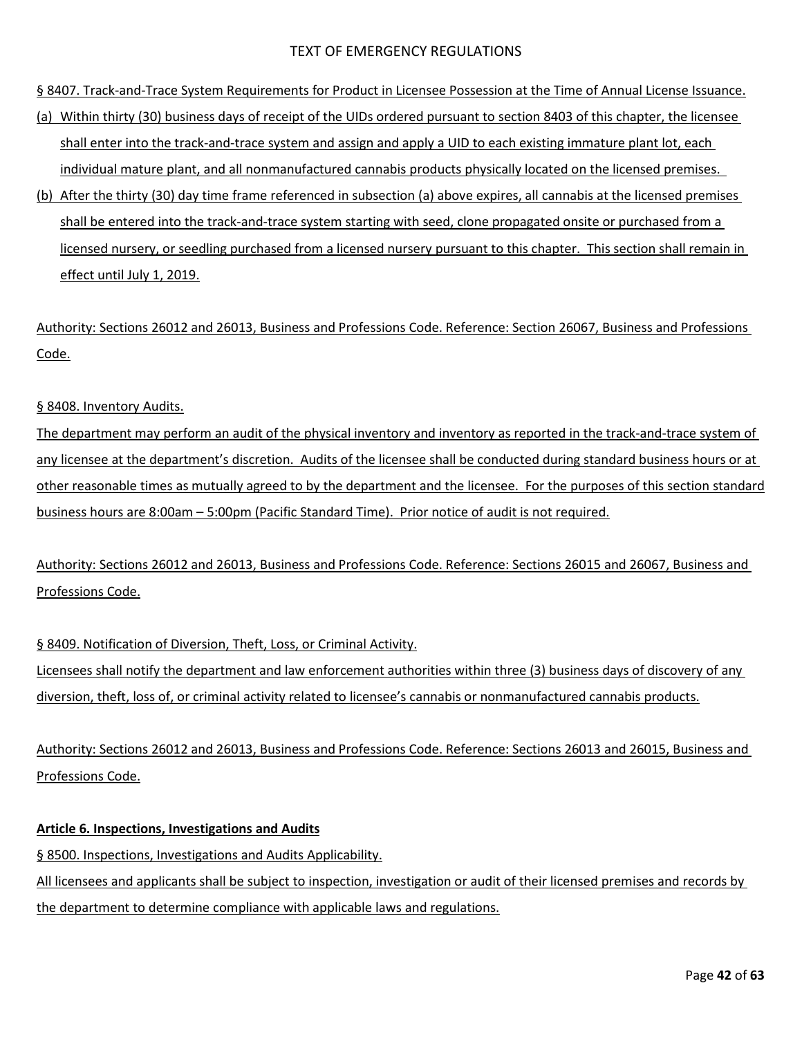§ 8407. Track-and-Trace System Requirements for Product in Licensee Possession at the Time of Annual License Issuance.

(a) Within thirty (30) business days of receipt of the UIDs ordered pursuant to section 8403 of this chapter, the licensee shall enter into the track-and-trace system and assign and apply a UID to each existing immature plant lot, each individual mature plant, and all nonmanufactured cannabis products physically located on the licensed premises.

(b) After the thirty (30) day time frame referenced in subsection (a) above expires, all cannabis at the licensed premises shall be entered into the track-and-trace system starting with seed, clone propagated onsite or purchased from a licensed nursery, or seedling purchased from a licensed nursery pursuant to this chapter. This section shall remain in effect until July 1, 2019.

Authority: Sections 26012 and 26013, Business and Professions Code. Reference: Section 26067, Business and Professions Code.

§ 8408. Inventory Audits.

The department may perform an audit of the physical inventory and inventory as reported in the track-and-trace system of any licensee at the department's discretion. Audits of the licensee shall be conducted during standard business hours or at other reasonable times as mutually agreed to by the department and the licensee. For the purposes of this section standard business hours are 8:00am – 5:00pm (Pacific Standard Time). Prior notice of audit is not required.

Authority: Sections 26012 and 26013, Business and Professions Code. Reference: Sections 26015 and 26067, Business and Professions Code.

§ 8409. Notification of Diversion, Theft, Loss, or Criminal Activity.

Licensees shall notify the department and law enforcement authorities within three (3) business days of discovery of any diversion, theft, loss of, or criminal activity related to licensee's cannabis or nonmanufactured cannabis products.

Authority: Sections 26012 and 26013, Business and Professions Code. Reference: Sections 26013 and 26015, Business and Professions Code.

**Article 6. Inspections, Investigations and Audits**

§ 8500. Inspections, Investigations and Audits Applicability.

All licensees and applicants shall be subject to inspection, investigation or audit of their licensed premises and records by the department to determine compliance with applicable laws and regulations.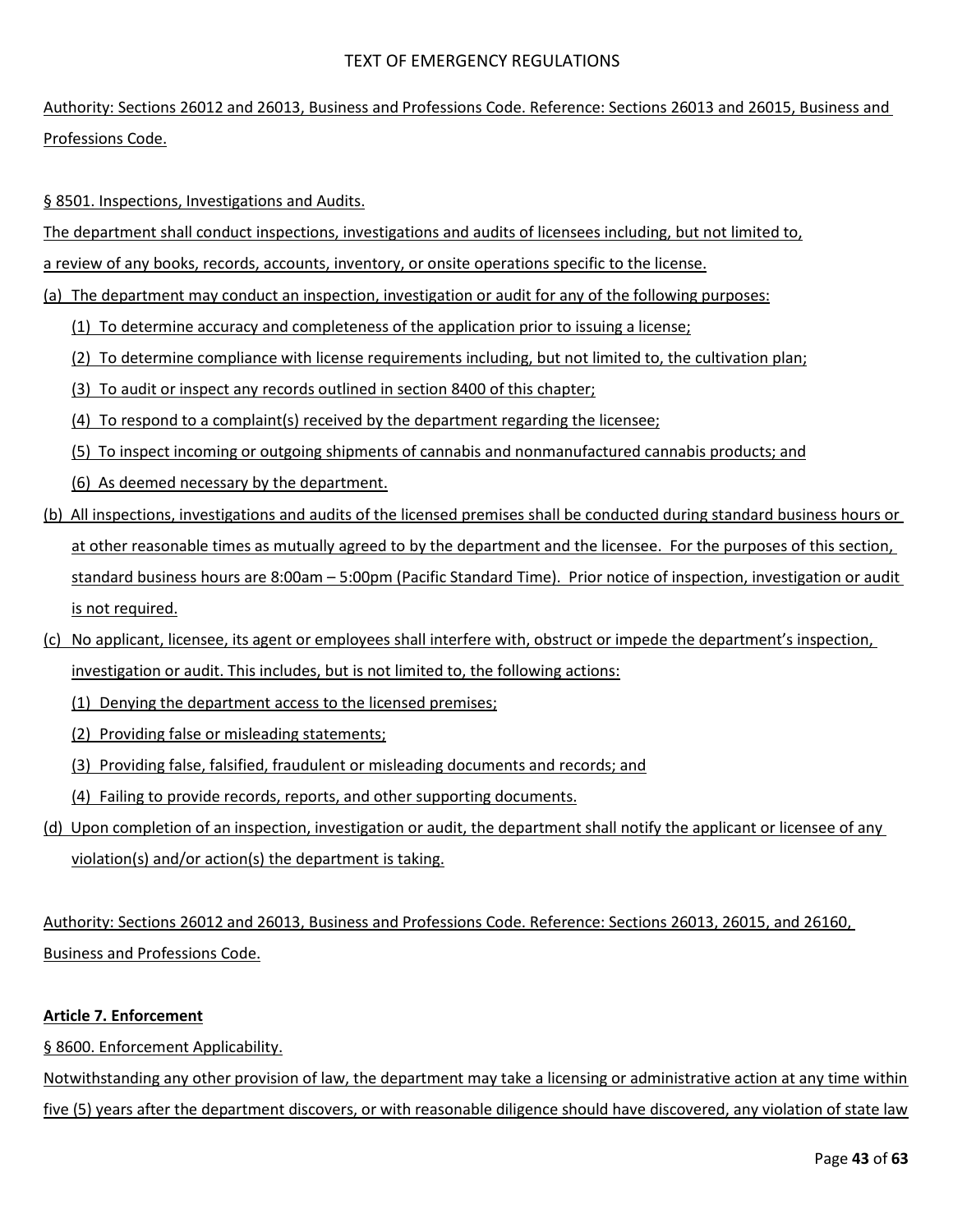Authority: Sections 26012 and 26013, Business and Professions Code. Reference: Sections 26013 and 26015, Business and Professions Code.

§ 8501. Inspections, Investigations and Audits.

The department shall conduct inspections, investigations and audits of licensees including, but not limited to, a review of any books, records, accounts, inventory, or onsite operations specific to the license.

(a) The department may conduct an inspection, investigation or audit for any of the following purposes:

(1) To determine accuracy and completeness of the application prior to issuing a license;

(2) To determine compliance with license requirements including, but not limited to, the cultivation plan;

(3) To audit or inspect any records outlined in section 8400 of this chapter;

(4) To respond to a complaint(s) received by the department regarding the licensee;

(5) To inspect incoming or outgoing shipments of cannabis and nonmanufactured cannabis products; and

(6) As deemed necessary by the department.

(b) All inspections, investigations and audits of the licensed premises shall be conducted during standard business hours or at other reasonable times as mutually agreed to by the department and the licensee. For the purposes of this section, standard business hours are 8:00am – 5:00pm (Pacific Standard Time). Prior notice of inspection, investigation or audit is not required.

(c) No applicant, licensee, its agent or employees shall interfere with, obstruct or impede the department's inspection, investigation or audit. This includes, but is not limited to, the following actions:

(1) Denying the department access to the licensed premises;

(2) Providing false or misleading statements;

(3) Providing false, falsified, fraudulent or misleading documents and records; and

(4) Failing to provide records, reports, and other supporting documents.

(d) Upon completion of an inspection, investigation or audit, the department shall notify the applicant or licensee of any violation(s) and/or action(s) the department is taking.

Authority: Sections 26012 and 26013, Business and Professions Code. Reference: Sections 26013, 26015, and 26160, Business and Professions Code.

**Article 7. Enforcement**

§ 8600. Enforcement Applicability.

Notwithstanding any other provision of law, the department may take a licensing or administrative action at any time within five (5) years after the department discovers, or with reasonable diligence should have discovered, any violation of state law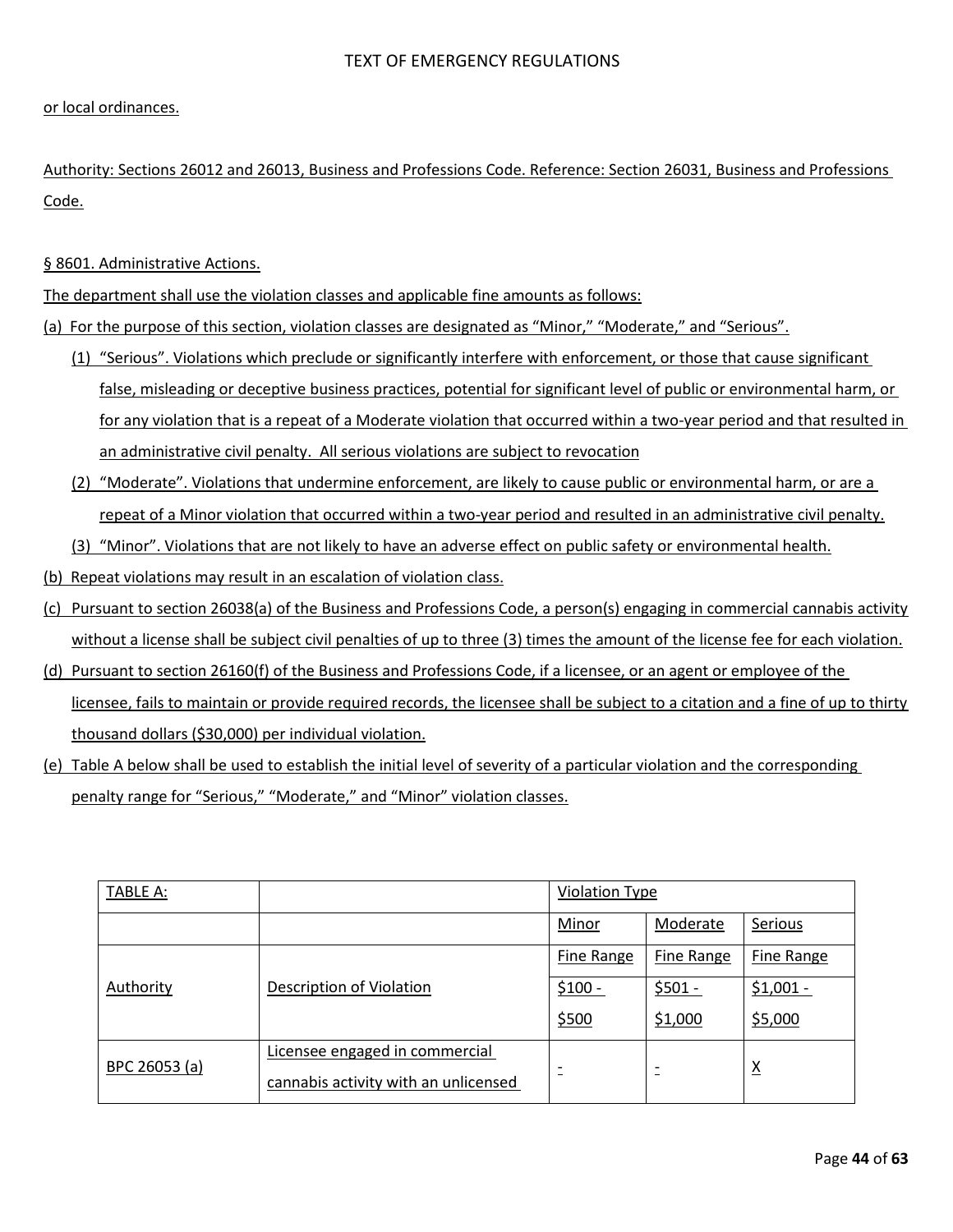or local ordinances.

Authority: Sections 26012 and 26013, Business and Professions Code. Reference: Section 26031, Business and Professions Code.

§ 8601. Administrative Actions.

The department shall use the violation classes and applicable fine amounts as follows:

(a) For the purpose of this section, violation classes are designated as “Minor,” “Moderate,” and “Serious”.

(1) “Serious”. Violations which preclude or significantly interfere with enforcement, or those that cause significant false, misleading or deceptive business practices, potential for significant level of public or environmental harm, or for any violation that is a repeat of a Moderate violation that occurred within a two-year period and that resulted in an administrative civil penalty. All serious violations are subject to revocation

(2) “Moderate”. Violations that undermine enforcement, are likely to cause public or environmental harm, or are a repeat of a Minor violation that occurred within a two-year period and resulted in an administrative civil penalty.

(3) “Minor”. Violations that are not likely to have an adverse effect on public safety or environmental health.

(b) Repeat violations may result in an escalation of violation class.

(c) Pursuant to section 26038(a) of the Business and Professions Code, a person(s) engaging in commercial cannabis activity without a license shall be subject civil penalties of up to three (3) times the amount of the license fee for each violation.

(d) Pursuant to section 26160(f) of the Business and Professions Code, if a licensee, or an agent or employee of the licensee, fails to maintain or provide required records, the licensee shall be subject to a citation and a fine of up to thirty thousand dollars ($30,000) per individual violation.

(e) Table A below shall be used to establish the initial level of severity of a particular violation and the corresponding penalty range for “Serious,” “Moderate,” and “Minor” violation classes.

| TABLE A: | | Violation Type | | |
|---|---|---|---|---|
| | | Minor | Moderate | Serious |
| Authority | Description of Violation | Fine Range $100 - $500 | Fine Range $501 - $1,000 | Fine Range $1,001 - $5,000 |
| BPC 26053 (a) | Licensee engaged in commercial cannabis activity with an unlicensed | - | - | X |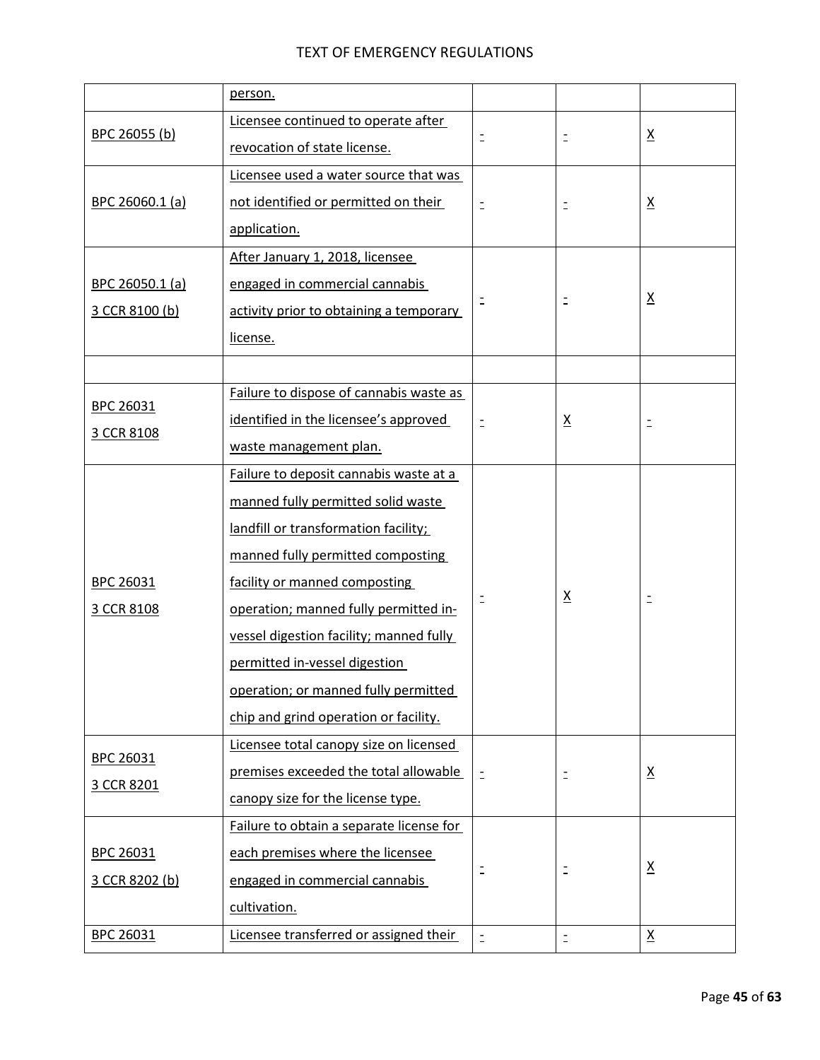| | | | | |
|---|---|---|---|---|
| | person. | | | |
| BPC 26055 (b) | Licensee continued to operate after revocation of state license. | - | - | X |
| BPC 26060.1 (a) | Licensee used a water source that was not identified or permitted on their application. | - | - | X |
| BPC 26050.1 (a) 3 CCR 8100 (b) | After January 1, 2018, licensee engaged in commercial cannabis activity prior to obtaining a temporary license. | - | - | X |
| | | | | |
| BPC 26031 3 CCR 8108 | Failure to dispose of cannabis waste as identified in the licensee's approved waste management plan. | - | X | - |
| BPC 26031 3 CCR 8108 | Failure to deposit cannabis waste at a manned fully permitted solid waste landfill or transformation facility; manned fully permitted composting facility or manned composting operation; manned fully permitted in-vessel digestion facility; manned fully permitted in-vessel digestion operation; or manned fully permitted chip and grind operation or facility. | - | X | - |
| BPC 26031 3 CCR 8201 | Licensee total canopy size on licensed premises exceeded the total allowable canopy size for the license type. | - | - | X |
| BPC 26031 3 CCR 8202 (b) | Failure to obtain a separate license for each premises where the licensee engaged in commercial cannabis cultivation. | - | - | X |
| BPC 26031 | Licensee transferred or assigned their | - | - | X |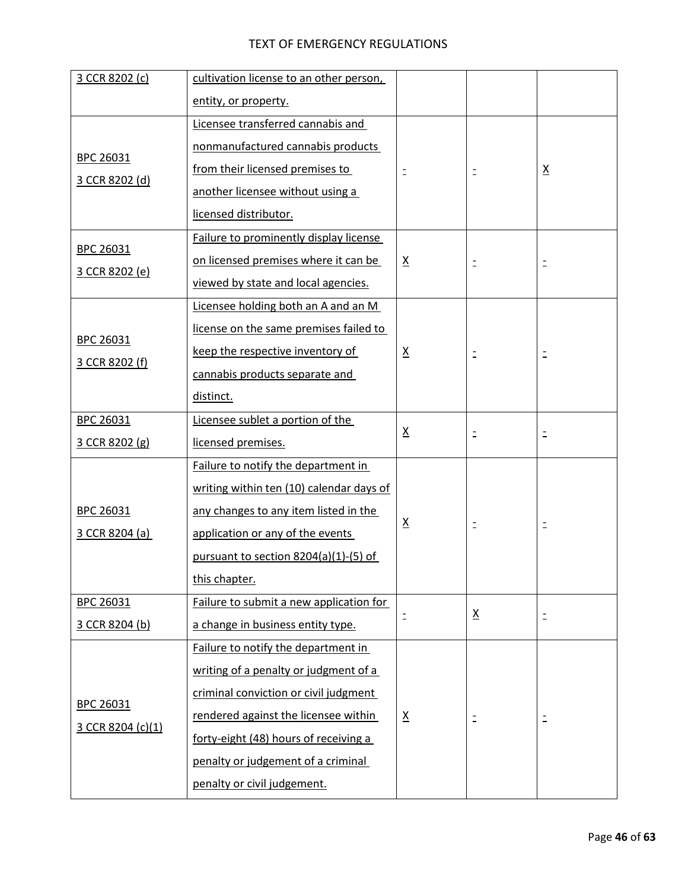TEXT OF EMERGENCY REGULATIONS

| | | | | |
|---|---|---|---|---|
| 3 CCR 8202 (c) | cultivation license to an other person, entity, or property. | | | |
| BPC 26031<br>3 CCR 8202 (d) | Licensee transferred cannabis and nonmanufactured cannabis products from their licensed premises to another licensee without using a licensed distributor. | - | - | X |
| BPC 26031<br>3 CCR 8202 (e) | Failure to prominently display license on licensed premises where it can be viewed by state and local agencies. | X | - | - |
| BPC 26031<br>3 CCR 8202 (f) | Licensee holding both an A and an M license on the same premises failed to keep the respective inventory of cannabis products separate and distinct. | X | - | - |
| BPC 26031<br>3 CCR 8202 (g) | Licensee sublet a portion of the licensed premises. | X | - | - |
| BPC 26031<br>3 CCR 8204 (a) | Failure to notify the department in writing within ten (10) calendar days of any changes to any item listed in the application or any of the events pursuant to section 8204(a)(1)-(5) of this chapter. | X | - | - |
| BPC 26031<br>3 CCR 8204 (b) | Failure to submit a new application for a change in business entity type. | - | X | - |
| BPC 26031<br>3 CCR 8204 (c)(1) | Failure to notify the department in writing of a penalty or judgment of a criminal conviction or civil judgment rendered against the licensee within forty-eight (48) hours of receiving a penalty or judgement of a criminal penalty or civil judgement. | X | - | - |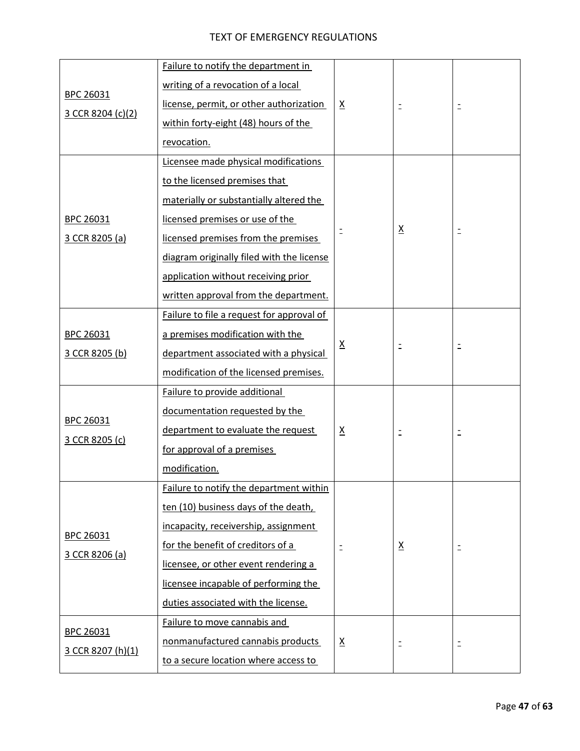| BPC 26031<br>3 CCR 8204 (c)(2) | Failure to notify the department in writing of a revocation of a local license, permit, or other authorization within forty-eight (48) hours of the revocation. | X | - | - |
|---|---|---|---|---|
| BPC 26031<br>3 CCR 8205 (a) | Licensee made physical modifications to the licensed premises that materially or substantially altered the licensed premises or use of the licensed premises from the premises diagram originally filed with the license application without receiving prior written approval from the department. | - | X | - |
| BPC 26031<br>3 CCR 8205 (b) | Failure to file a request for approval of a premises modification with the department associated with a physical modification of the licensed premises. | X | - | - |
| BPC 26031<br>3 CCR 8205 (c) | Failure to provide additional documentation requested by the department to evaluate the request for approval of a premises modification. | X | - | - |
| BPC 26031<br>3 CCR 8206 (a) | Failure to notify the department within ten (10) business days of the death, incapacity, receivership, assignment for the benefit of creditors of a licensee, or other event rendering a licensee incapable of performing the duties associated with the license. | - | X | - |
| BPC 26031<br>3 CCR 8207 (h)(1) | Failure to move cannabis and nonmanufactured cannabis products to a secure location where access to | X | - | - |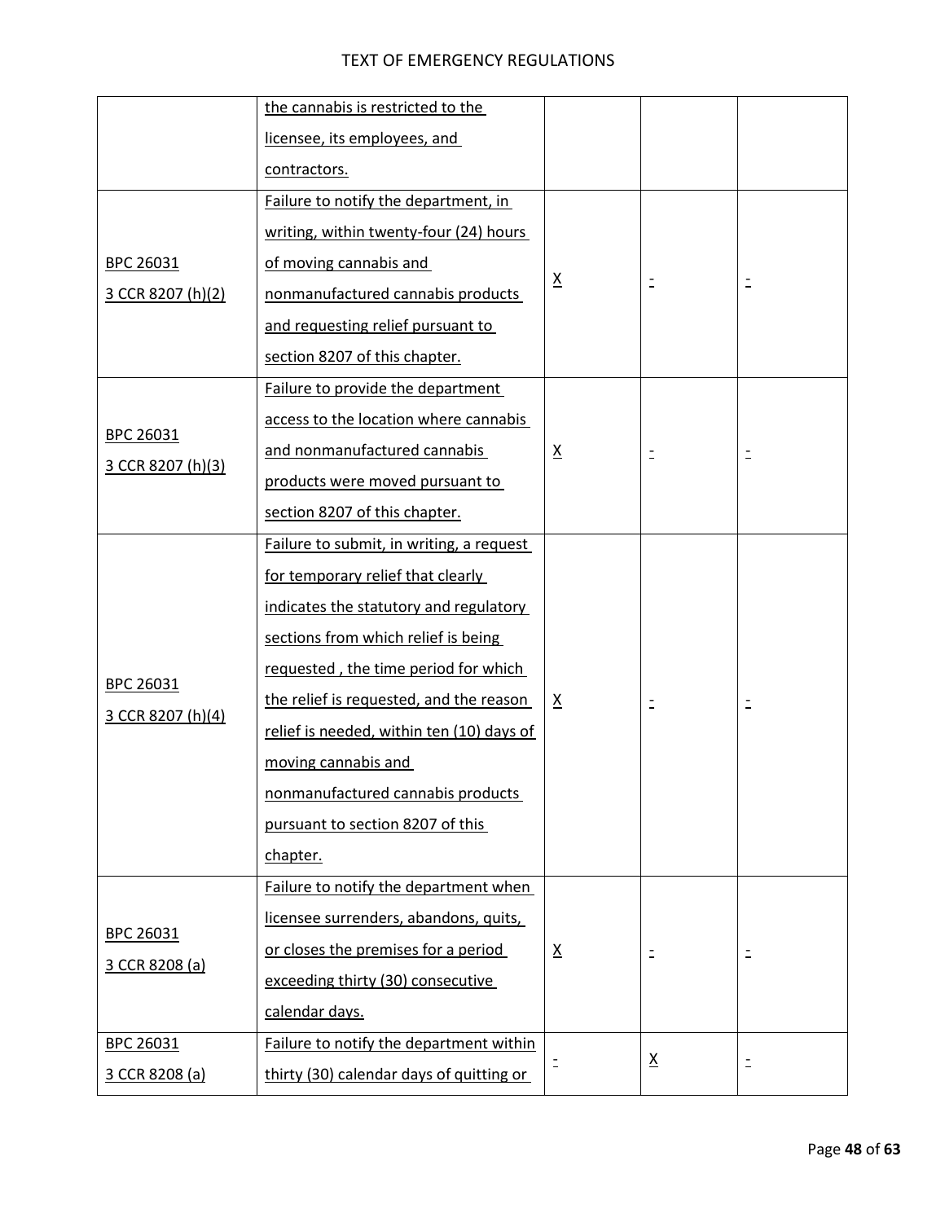TEXT OF EMERGENCY REGULATIONS

| | | | | |
|---|---|---|---|---|
| | the cannabis is restricted to the licensee, its employees, and contractors. | | | |
| BPC 26031<br>3 CCR 8207 (h)(2) | Failure to notify the department, in writing, within twenty-four (24) hours of moving cannabis and nonmanufactured cannabis products and requesting relief pursuant to section 8207 of this chapter. | X | - | - |
| BPC 26031<br>3 CCR 8207 (h)(3) | Failure to provide the department access to the location where cannabis and nonmanufactured cannabis products were moved pursuant to section 8207 of this chapter. | X | - | - |
| BPC 26031<br>3 CCR 8207 (h)(4) | Failure to submit, in writing, a request for temporary relief that clearly indicates the statutory and regulatory sections from which relief is being requested , the time period for which the relief is requested, and the reason relief is needed, within ten (10) days of moving cannabis and nonmanufactured cannabis products pursuant to section 8207 of this chapter. | X | - | - |
| BPC 26031<br>3 CCR 8208 (a) | Failure to notify the department when licensee surrenders, abandons, quits, or closes the premises for a period exceeding thirty (30) consecutive calendar days. | X | - | - |
| BPC 26031<br>3 CCR 8208 (a) | Failure to notify the department within thirty (30) calendar days of quitting or | - | X | - |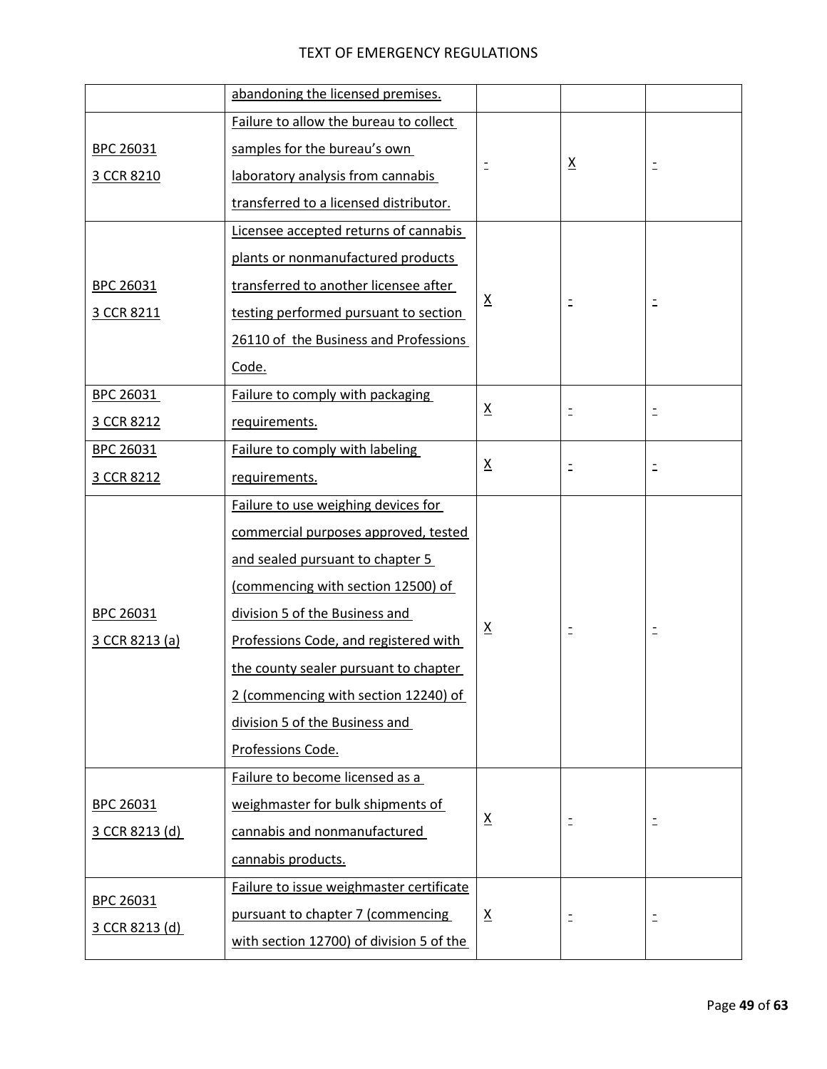| | | | | |
|---|---|---|---|---|
| | abandoning the licensed premises. | | | |
| BPC 26031<br>3 CCR 8210 | Failure to allow the bureau to collect samples for the bureau's own laboratory analysis from cannabis transferred to a licensed distributor. | - | X | - |
| BPC 26031<br>3 CCR 8211 | Licensee accepted returns of cannabis plants or nonmanufactured products transferred to another licensee after testing performed pursuant to section 26110 of the Business and Professions Code. | X | - | - |
| BPC 26031<br>3 CCR 8212 | Failure to comply with packaging requirements. | X | - | - |
| BPC 26031<br>3 CCR 8212 | Failure to comply with labeling requirements. | X | - | - |
| BPC 26031<br>3 CCR 8213 (a) | Failure to use weighing devices for commercial purposes approved, tested and sealed pursuant to chapter 5 (commencing with section 12500) of division 5 of the Business and Professions Code, and registered with the county sealer pursuant to chapter 2 (commencing with section 12240) of division 5 of the Business and Professions Code. | X | - | - |
| BPC 26031<br>3 CCR 8213 (d) | Failure to become licensed as a weighmaster for bulk shipments of cannabis and nonmanufactured cannabis products. | X | - | - |
| BPC 26031<br>3 CCR 8213 (d) | Failure to issue weighmaster certificate pursuant to chapter 7 (commencing with section 12700) of division 5 of the | X | - | - |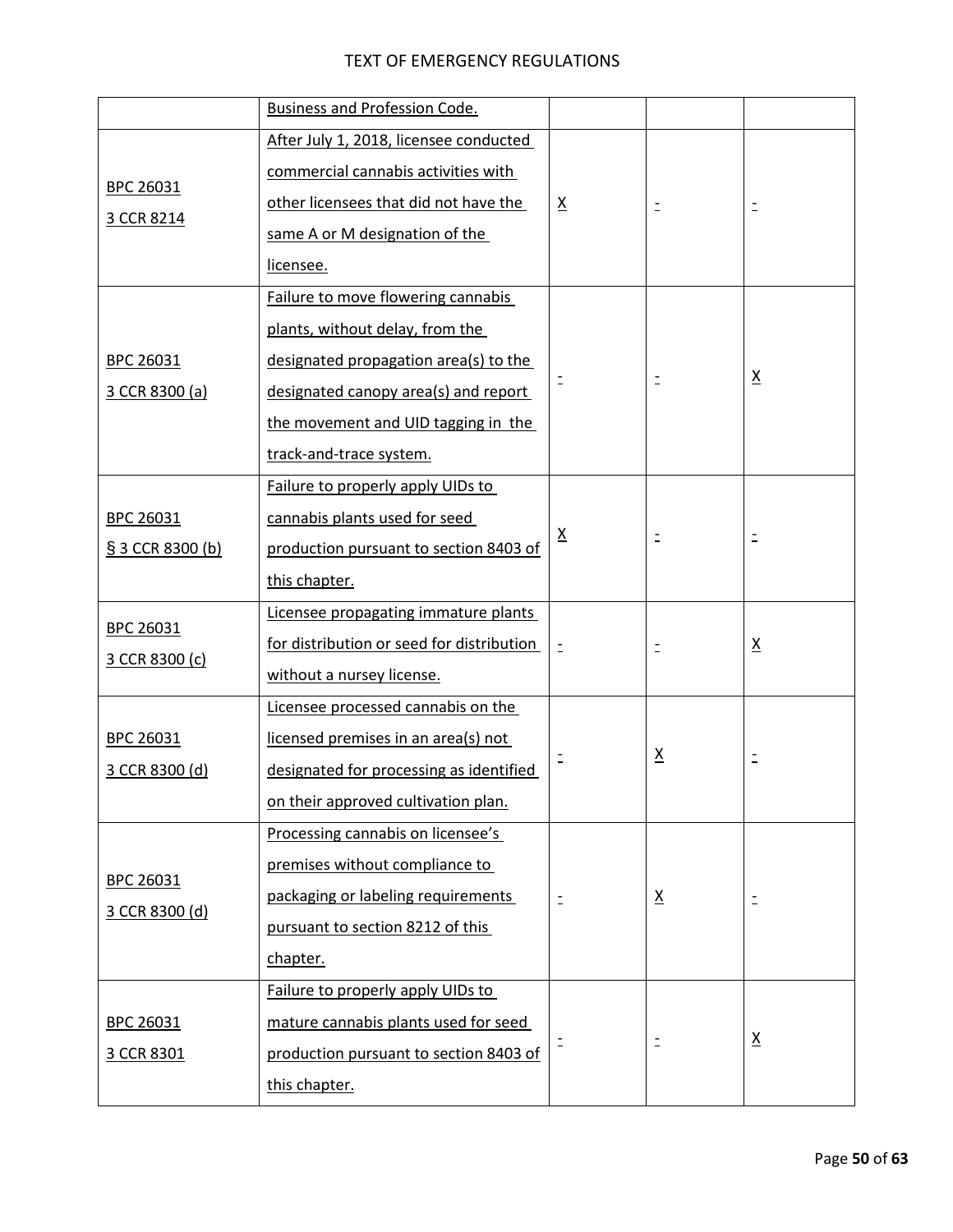| | Business and Profession Code. | | | |
|---|---|---|---|---|
| BPC 26031<br>3 CCR 8214 | After July 1, 2018, licensee conducted commercial cannabis activities with other licensees that did not have the same A or M designation of the licensee. | X | - | - |
| BPC 26031<br>3 CCR 8300 (a) | Failure to move flowering cannabis plants, without delay, from the designated propagation area(s) to the designated canopy area(s) and report the movement and UID tagging in the track-and-trace system. | - | - | X |
| BPC 26031<br>§ 3 CCR 8300 (b) | Failure to properly apply UIDs to cannabis plants used for seed production pursuant to section 8403 of this chapter. | X | - | - |
| BPC 26031<br>3 CCR 8300 (c) | Licensee propagating immature plants for distribution or seed for distribution without a nursey license. | - | - | X |
| BPC 26031<br>3 CCR 8300 (d) | Licensee processed cannabis on the licensed premises in an area(s) not designated for processing as identified on their approved cultivation plan. | - | X | - |
| BPC 26031<br>3 CCR 8300 (d) | Processing cannabis on licensee's premises without compliance to packaging or labeling requirements pursuant to section 8212 of this chapter. | - | X | - |
| BPC 26031<br>3 CCR 8301 | Failure to properly apply UIDs to mature cannabis plants used for seed production pursuant to section 8403 of this chapter. | - | - | X |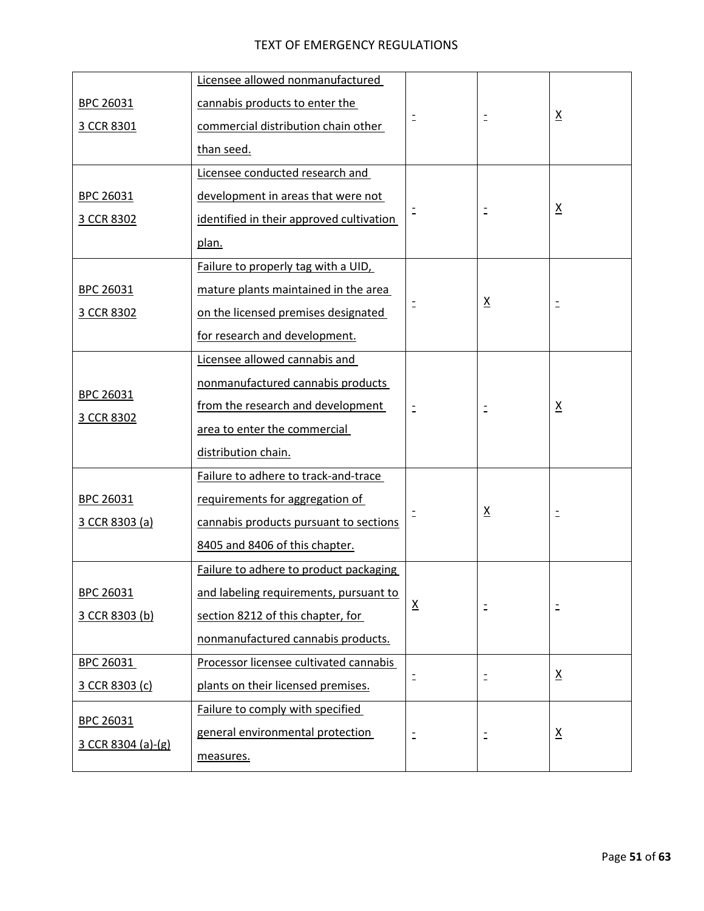| | | | | |
|---|---|---|---|---|
| BPC 26031<br>3 CCR 8301 | Licensee allowed nonmanufactured cannabis products to enter the commercial distribution chain other than seed. | - | - | X |
| BPC 26031<br>3 CCR 8302 | Licensee conducted research and development in areas that were not identified in their approved cultivation plan. | - | - | X |
| BPC 26031<br>3 CCR 8302 | Failure to properly tag with a UID, mature plants maintained in the area on the licensed premises designated for research and development. | - | X | - |
| BPC 26031<br>3 CCR 8302 | Licensee allowed cannabis and nonmanufactured cannabis products from the research and development area to enter the commercial distribution chain. | - | - | X |
| BPC 26031<br>3 CCR 8303 (a) | Failure to adhere to track-and-trace requirements for aggregation of cannabis products pursuant to sections 8405 and 8406 of this chapter. | - | X | - |
| BPC 26031<br>3 CCR 8303 (b) | Failure to adhere to product packaging and labeling requirements, pursuant to section 8212 of this chapter, for nonmanufactured cannabis products. | X | - | - |
| BPC 26031<br>3 CCR 8303 (c) | Processor licensee cultivated cannabis plants on their licensed premises. | - | - | X |
| BPC 26031<br>3 CCR 8304 (a)-(g) | Failure to comply with specified general environmental protection measures. | - | - | X |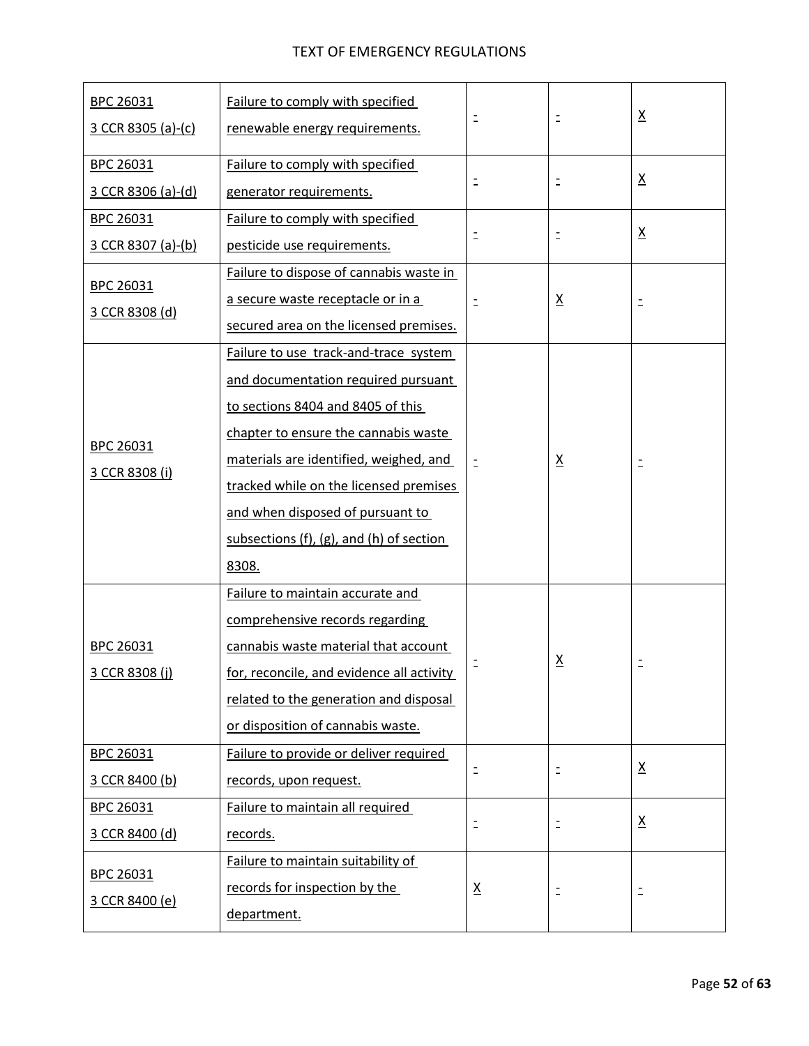| BPC 26031<br>3 CCR 8305 (a)-(c) | Failure to comply with specified renewable energy requirements. | - | - | X |
|---|---|---|---|---|
| BPC 26031<br>3 CCR 8306 (a)-(d) | Failure to comply with specified generator requirements. | - | - | X |
| BPC 26031<br>3 CCR 8307 (a)-(b) | Failure to comply with specified pesticide use requirements. | - | - | X |
| BPC 26031<br>3 CCR 8308 (d) | Failure to dispose of cannabis waste in a secure waste receptacle or in a secured area on the licensed premises. | - | X | - |
| BPC 26031<br>3 CCR 8308 (i) | Failure to use track-and-trace system and documentation required pursuant to sections 8404 and 8405 of this chapter to ensure the cannabis waste materials are identified, weighed, and tracked while on the licensed premises and when disposed of pursuant to subsections (f), (g), and (h) of section 8308. | - | X | - |
| BPC 26031<br>3 CCR 8308 (j) | Failure to maintain accurate and comprehensive records regarding cannabis waste material that account for, reconcile, and evidence all activity related to the generation and disposal or disposition of cannabis waste. | - | X | - |
| BPC 26031<br>3 CCR 8400 (b) | Failure to provide or deliver required records, upon request. | - | - | X |
| BPC 26031<br>3 CCR 8400 (d) | Failure to maintain all required records. | - | - | X |
| BPC 26031<br>3 CCR 8400 (e) | Failure to maintain suitability of records for inspection by the department. | X | - | - |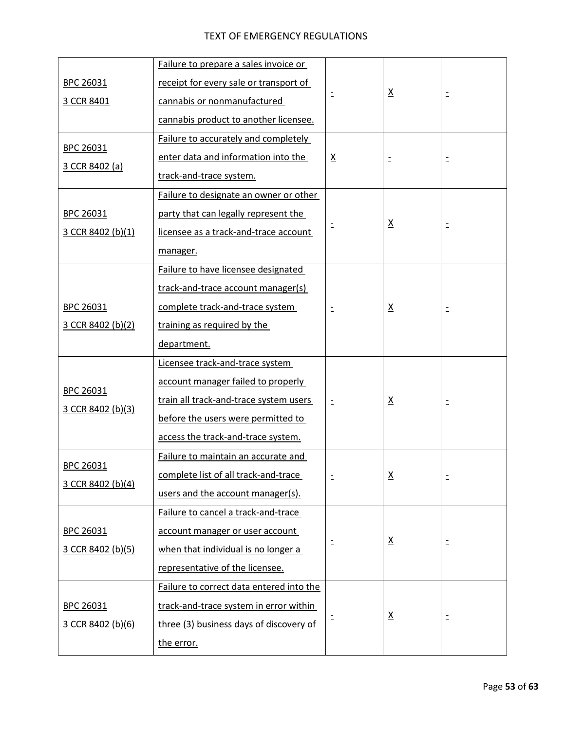| | | | | |
|---|---|---|---|---|
| BPC 26031<br>3 CCR 8401 | Failure to prepare a sales invoice or receipt for every sale or transport of cannabis or nonmanufactured cannabis product to another licensee. | - | X | - |
| BPC 26031<br>3 CCR 8402 (a) | Failure to accurately and completely enter data and information into the track-and-trace system. | X | - | - |
| BPC 26031<br>3 CCR 8402 (b)(1) | Failure to designate an owner or other party that can legally represent the licensee as a track-and-trace account manager. | - | X | - |
| BPC 26031<br>3 CCR 8402 (b)(2) | Failure to have licensee designated track-and-trace account manager(s) complete track-and-trace system training as required by the department. | - | X | - |
| BPC 26031<br>3 CCR 8402 (b)(3) | Licensee track-and-trace system account manager failed to properly train all track-and-trace system users before the users were permitted to access the track-and-trace system. | - | X | - |
| BPC 26031<br>3 CCR 8402 (b)(4) | Failure to maintain an accurate and complete list of all track-and-trace users and the account manager(s). | - | X | - |
| BPC 26031<br>3 CCR 8402 (b)(5) | Failure to cancel a track-and-trace account manager or user account when that individual is no longer a representative of the licensee. | - | X | - |
| BPC 26031<br>3 CCR 8402 (b)(6) | Failure to correct data entered into the track-and-trace system in error within three (3) business days of discovery of the error. | - | X | - |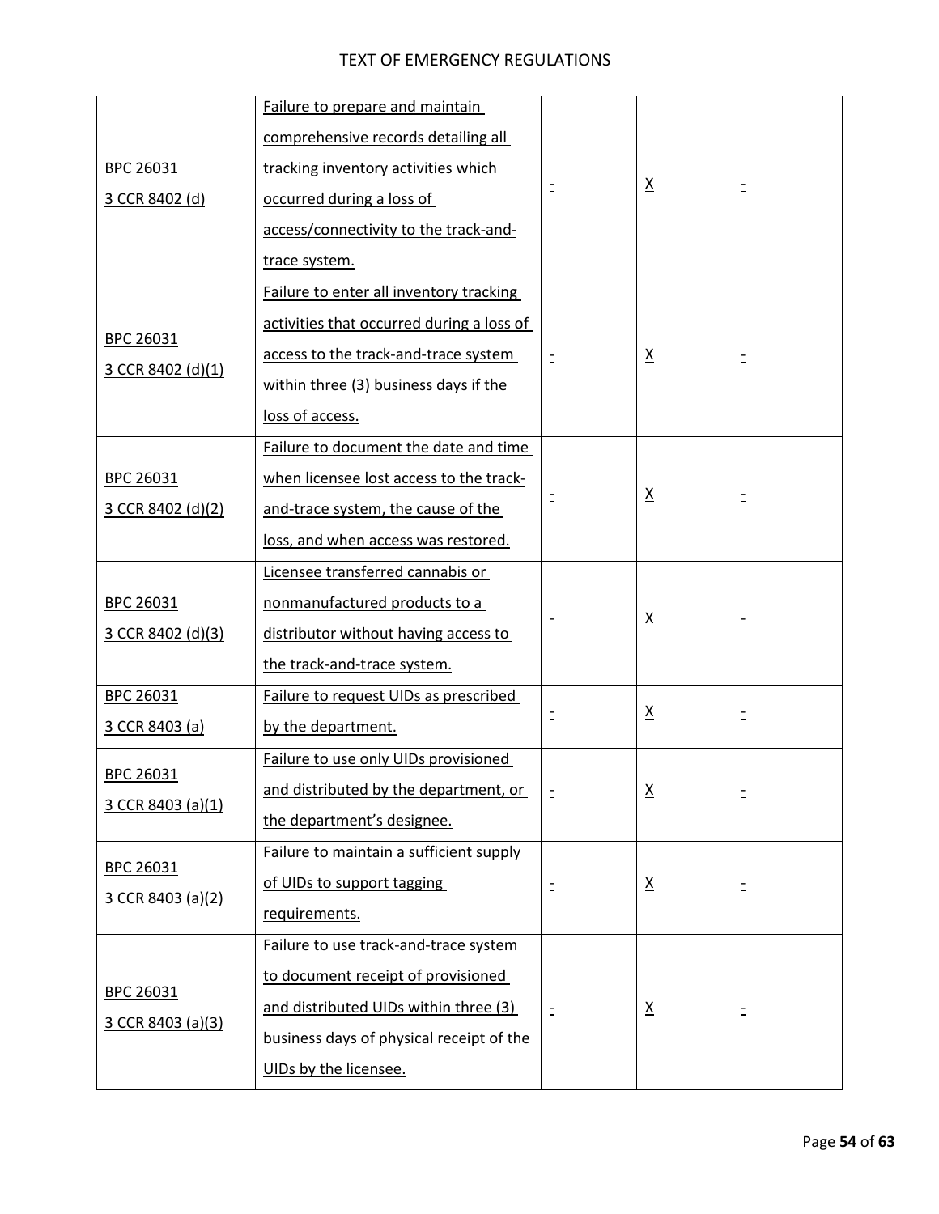| | | | | |
|---|---|---|---|---|
| BPC 26031<br>3 CCR 8402 (d) | Failure to prepare and maintain comprehensive records detailing all tracking inventory activities which occurred during a loss of access/connectivity to the track-and-trace system. | - | X | - |
| BPC 26031<br>3 CCR 8402 (d)(1) | Failure to enter all inventory tracking activities that occurred during a loss of access to the track-and-trace system within three (3) business days if the loss of access. | - | X | - |
| BPC 26031<br>3 CCR 8402 (d)(2) | Failure to document the date and time when licensee lost access to the track-and-trace system, the cause of the loss, and when access was restored. | - | X | - |
| BPC 26031<br>3 CCR 8402 (d)(3) | Licensee transferred cannabis or nonmanufactured products to a distributor without having access to the track-and-trace system. | - | X | - |
| BPC 26031<br>3 CCR 8403 (a) | Failure to request UIDs as prescribed by the department. | - | X | - |
| BPC 26031<br>3 CCR 8403 (a)(1) | Failure to use only UIDs provisioned and distributed by the department, or the department's designee. | - | X | - |
| BPC 26031<br>3 CCR 8403 (a)(2) | Failure to maintain a sufficient supply of UIDs to support tagging requirements. | - | X | - |
| BPC 26031<br>3 CCR 8403 (a)(3) | Failure to use track-and-trace system to document receipt of provisioned and distributed UIDs within three (3) business days of physical receipt of the UIDs by the licensee. | - | X | - |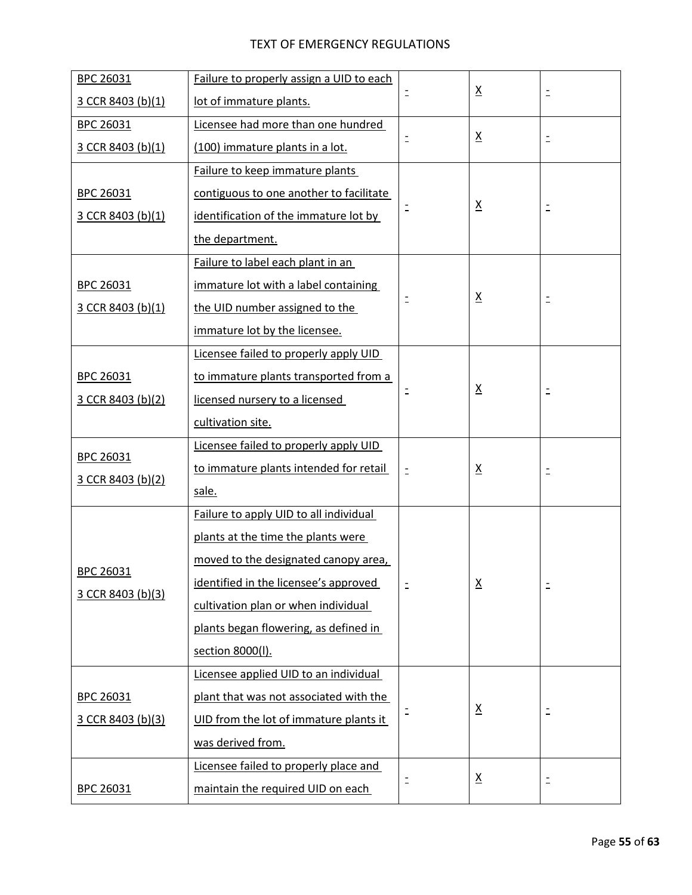| | | | | |
|---|---|---|---|---|
| BPC 26031<br>3 CCR 8403 (b)(1) | Failure to properly assign a UID to each lot of immature plants. | - | X | - |
| BPC 26031<br>3 CCR 8403 (b)(1) | Licensee had more than one hundred (100) immature plants in a lot. | - | X | - |
| BPC 26031<br>3 CCR 8403 (b)(1) | Failure to keep immature plants contiguous to one another to facilitate identification of the immature lot by the department. | - | X | - |
| BPC 26031<br>3 CCR 8403 (b)(1) | Failure to label each plant in an immature lot with a label containing the UID number assigned to the immature lot by the licensee. | - | X | - |
| BPC 26031<br>3 CCR 8403 (b)(2) | Licensee failed to properly apply UID to immature plants transported from a licensed nursery to a licensed cultivation site. | - | X | - |
| BPC 26031<br>3 CCR 8403 (b)(2) | Licensee failed to properly apply UID to immature plants intended for retail sale. | - | X | - |
| BPC 26031<br>3 CCR 8403 (b)(3) | Failure to apply UID to all individual plants at the time the plants were moved to the designated canopy area, identified in the licensee's approved cultivation plan or when individual plants began flowering, as defined in section 8000(l). | - | X | - |
| BPC 26031<br>3 CCR 8403 (b)(3) | Licensee applied UID to an individual plant that was not associated with the UID from the lot of immature plants it was derived from. | - | X | - |
| BPC 26031 | Licensee failed to properly place and maintain the required UID on each | - | X | - |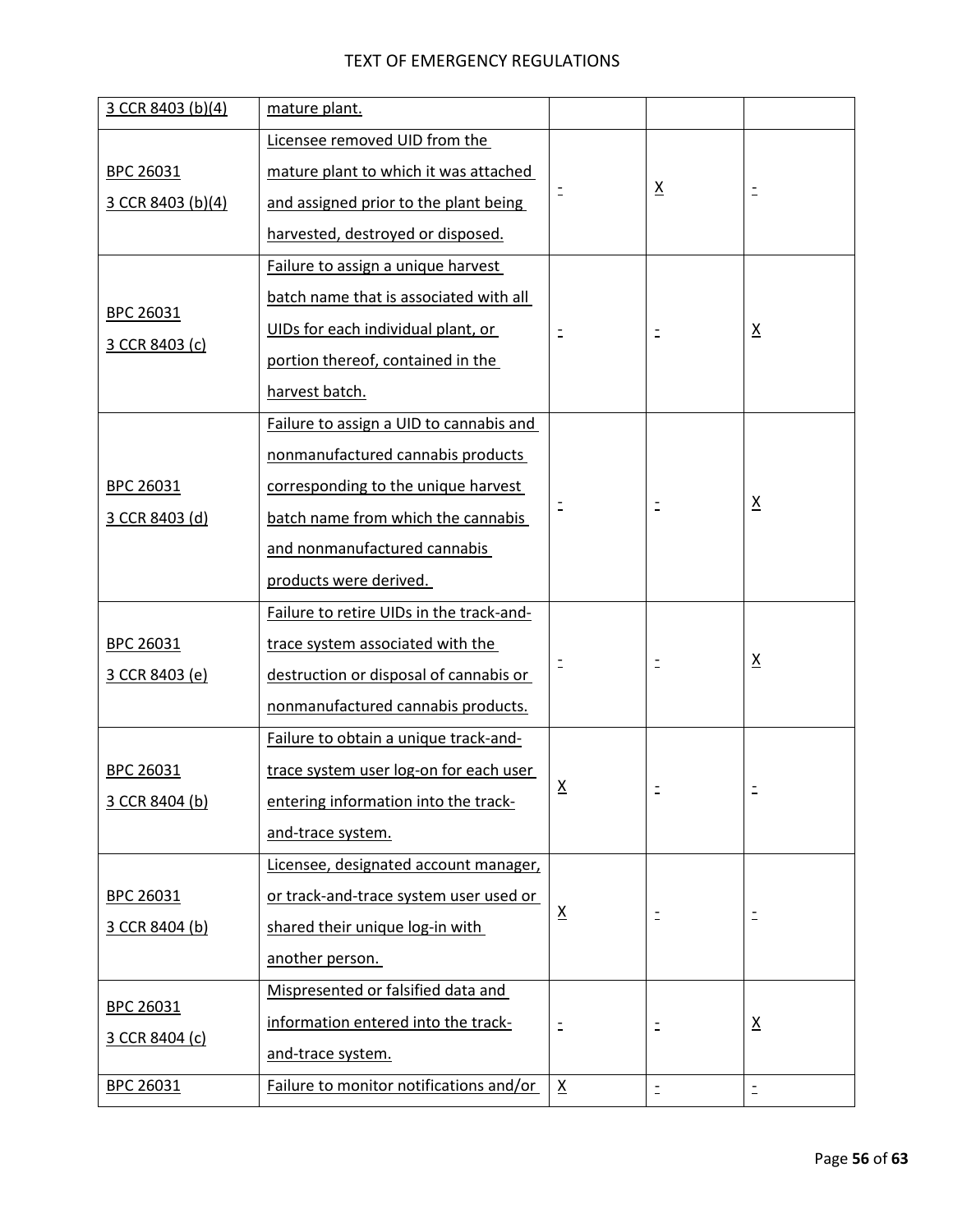| 3 CCR 8403 (b)(4) | mature plant. | | | |
|---|---|---|---|---|
| BPC 26031<br>3 CCR 8403 (b)(4) | Licensee removed UID from the mature plant to which it was attached and assigned prior to the plant being harvested, destroyed or disposed. | - | X | - |
| BPC 26031<br>3 CCR 8403 (c) | Failure to assign a unique harvest batch name that is associated with all UIDs for each individual plant, or portion thereof, contained in the harvest batch. | - | - | X |
| BPC 26031<br>3 CCR 8403 (d) | Failure to assign a UID to cannabis and nonmanufactured cannabis products corresponding to the unique harvest batch name from which the cannabis and nonmanufactured cannabis products were derived. | - | - | X |
| BPC 26031<br>3 CCR 8403 (e) | Failure to retire UIDs in the track-and-trace system associated with the destruction or disposal of cannabis or nonmanufactured cannabis products. | - | - | X |
| BPC 26031<br>3 CCR 8404 (b) | Failure to obtain a unique track-and-trace system user log-on for each user entering information into the track-and-trace system. | X | - | - |
| BPC 26031<br>3 CCR 8404 (b) | Licensee, designated account manager, or track-and-trace system user used or shared their unique log-in with another person. | X | - | - |
| BPC 26031<br>3 CCR 8404 (c) | Mispresented or falsified data and information entered into the track-and-trace system. | - | - | X |
| BPC 26031 | Failure to monitor notifications and/or | X | - | - |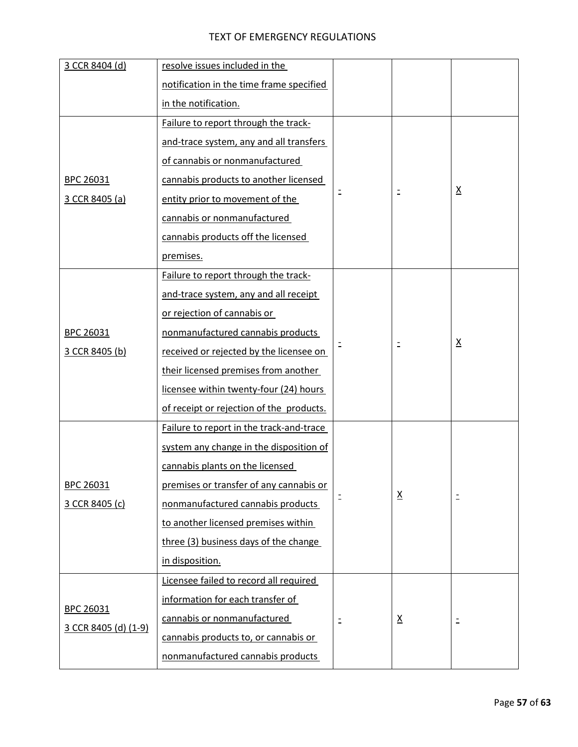| 3 CCR 8404 (d) | resolve issues included in the notification in the time frame specified in the notification. | | | |
|---|---|---|---|---|
| BPC 26031<br>3 CCR 8405 (a) | Failure to report through the track-and-trace system, any and all transfers of cannabis or nonmanufactured cannabis products to another licensed entity prior to movement of the cannabis or nonmanufactured cannabis products off the licensed premises. | - | - | X |
| BPC 26031<br>3 CCR 8405 (b) | Failure to report through the track-and-trace system, any and all receipt or rejection of cannabis or nonmanufactured cannabis products received or rejected by the licensee on their licensed premises from another licensee within twenty-four (24) hours of receipt or rejection of the products. | - | - | X |
| BPC 26031<br>3 CCR 8405 (c) | Failure to report in the track-and-trace system any change in the disposition of cannabis plants on the licensed premises or transfer of any cannabis or nonmanufactured cannabis products to another licensed premises within three (3) business days of the change in disposition. | - | X | - |
| BPC 26031<br>3 CCR 8405 (d) (1-9) | Licensee failed to record all required information for each transfer of cannabis or nonmanufactured cannabis products to, or cannabis or nonmanufactured cannabis products | - | X | - |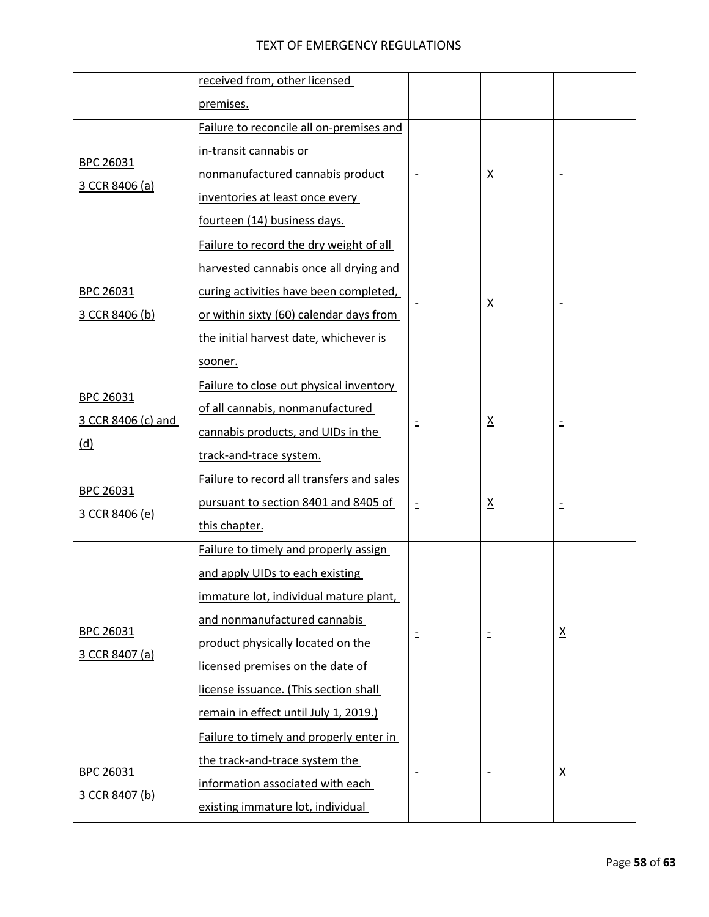| | | | | |
|---|---|---|---|---|
| | received from, other licensed premises. | | | |
| BPC 26031<br>3 CCR 8406 (a) | Failure to reconcile all on-premises and in-transit cannabis or nonmanufactured cannabis product inventories at least once every fourteen (14) business days. | - | X | - |
| BPC 26031<br>3 CCR 8406 (b) | Failure to record the dry weight of all harvested cannabis once all drying and curing activities have been completed, or within sixty (60) calendar days from the initial harvest date, whichever is sooner. | - | X | - |
| BPC 26031<br>3 CCR 8406 (c) and (d) | Failure to close out physical inventory of all cannabis, nonmanufactured cannabis products, and UIDs in the track-and-trace system. | - | X | - |
| BPC 26031<br>3 CCR 8406 (e) | Failure to record all transfers and sales pursuant to section 8401 and 8405 of this chapter. | - | X | - |
| BPC 26031<br>3 CCR 8407 (a) | Failure to timely and properly assign and apply UIDs to each existing immature lot, individual mature plant, and nonmanufactured cannabis product physically located on the licensed premises on the date of license issuance. (This section shall remain in effect until July 1, 2019.) | - | - | X |
| BPC 26031<br>3 CCR 8407 (b) | Failure to timely and properly enter in the track-and-trace system the information associated with each existing immature lot, individual | - | - | X |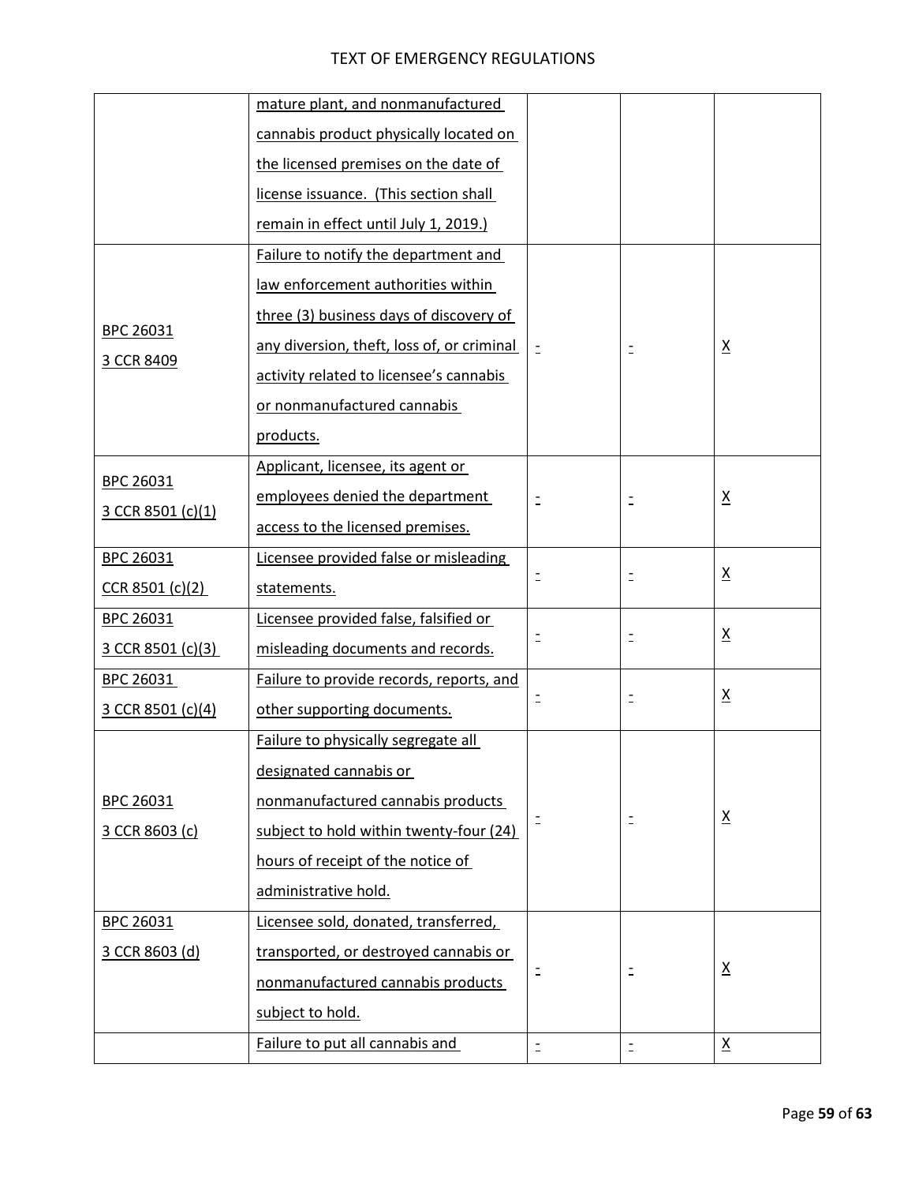| | | | | |
|---|---|---|---|---|
| | mature plant, and nonmanufactured cannabis product physically located on the licensed premises on the date of license issuance. (This section shall remain in effect until July 1, 2019.) | | | |
| BPC 26031<br>3 CCR 8409 | Failure to notify the department and law enforcement authorities within three (3) business days of discovery of any diversion, theft, loss of, or criminal activity related to licensee's cannabis or nonmanufactured cannabis products. | - | - | X |
| BPC 26031<br>3 CCR 8501 (c)(1) | Applicant, licensee, its agent or employees denied the department access to the licensed premises. | - | - | X |
| BPC 26031<br>CCR 8501 (c)(2) | Licensee provided false or misleading statements. | - | - | X |
| BPC 26031<br>3 CCR 8501 (c)(3) | Licensee provided false, falsified or misleading documents and records. | - | - | X |
| BPC 26031<br>3 CCR 8501 (c)(4) | Failure to provide records, reports, and other supporting documents. | - | - | X |
| BPC 26031<br>3 CCR 8603 (c) | Failure to physically segregate all designated cannabis or nonmanufactured cannabis products subject to hold within twenty-four (24) hours of receipt of the notice of administrative hold. | - | - | X |
| BPC 26031<br>3 CCR 8603 (d) | Licensee sold, donated, transferred, transported, or destroyed cannabis or nonmanufactured cannabis products subject to hold. | - | - | X |
| | Failure to put all cannabis and | - | - | X |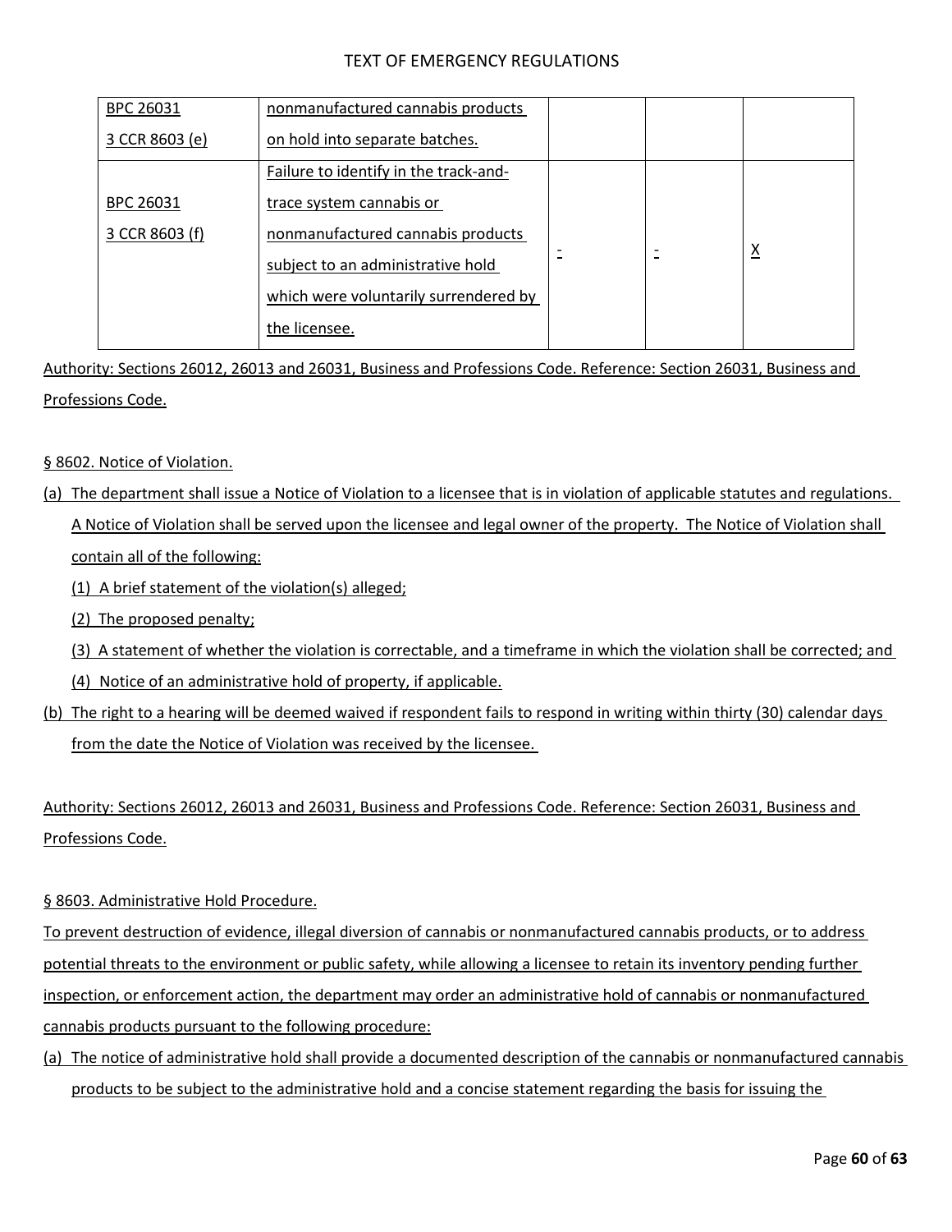| | | | | |
|---|---|---|---|---|
| BPC 26031<br>3 CCR 8603 (e) | nonmanufactured cannabis products on hold into separate batches. | | | |
| BPC 26031<br>3 CCR 8603 (f) | Failure to identify in the track-and-trace system cannabis or nonmanufactured cannabis products subject to an administrative hold which were voluntarily surrendered by the licensee. | - | - | X |

Authority: Sections 26012, 26013 and 26031, Business and Professions Code. Reference: Section 26031, Business and Professions Code.

§ 8602. Notice of Violation.

(a) The department shall issue a Notice of Violation to a licensee that is in violation of applicable statutes and regulations. A Notice of Violation shall be served upon the licensee and legal owner of the property. The Notice of Violation shall contain all of the following:

(1) A brief statement of the violation(s) alleged;

(2) The proposed penalty;

(3) A statement of whether the violation is correctable, and a timeframe in which the violation shall be corrected; and

(4) Notice of an administrative hold of property, if applicable.

(b) The right to a hearing will be deemed waived if respondent fails to respond in writing within thirty (30) calendar days from the date the Notice of Violation was received by the licensee.

Authority: Sections 26012, 26013 and 26031, Business and Professions Code. Reference: Section 26031, Business and Professions Code.

§ 8603. Administrative Hold Procedure.

To prevent destruction of evidence, illegal diversion of cannabis or nonmanufactured cannabis products, or to address potential threats to the environment or public safety, while allowing a licensee to retain its inventory pending further inspection, or enforcement action, the department may order an administrative hold of cannabis or nonmanufactured cannabis products pursuant to the following procedure:

(a) The notice of administrative hold shall provide a documented description of the cannabis or nonmanufactured cannabis products to be subject to the administrative hold and a concise statement regarding the basis for issuing the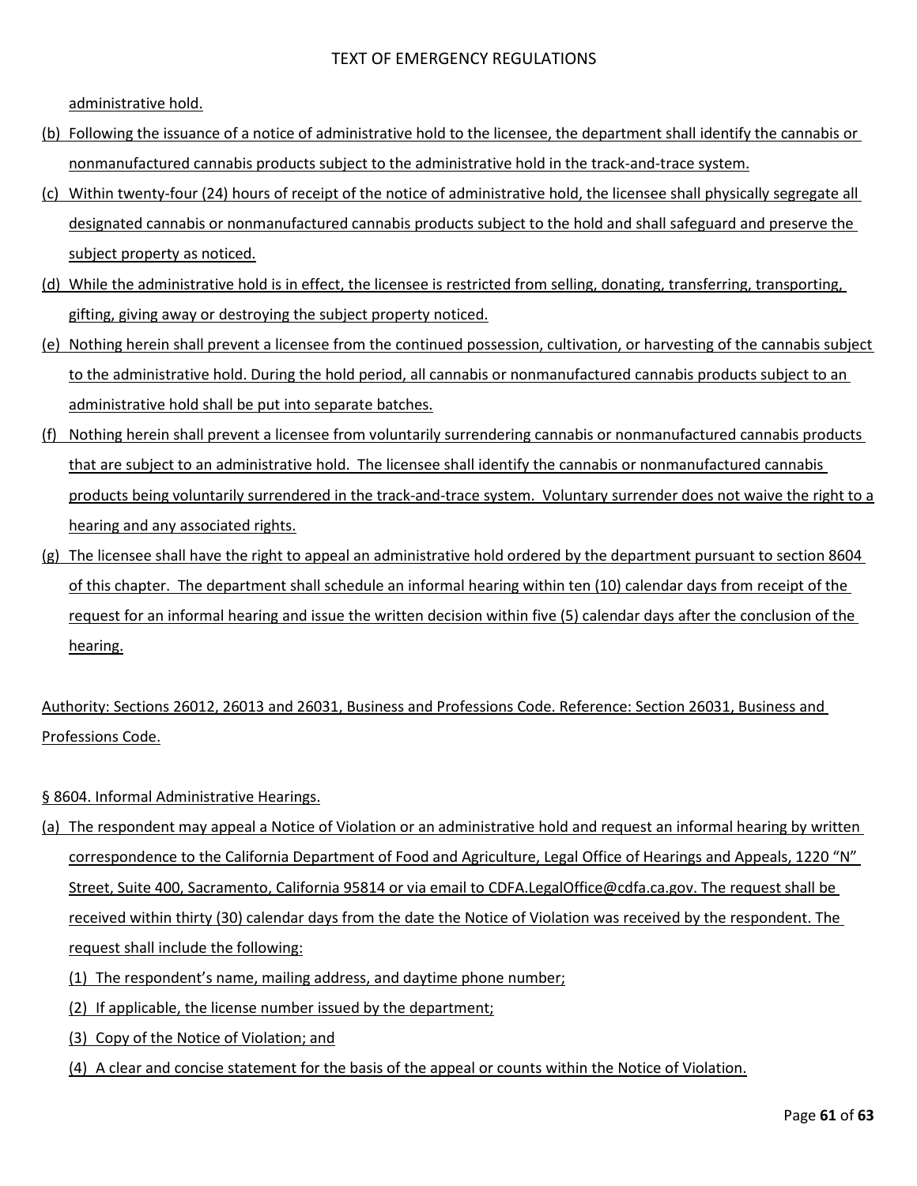administrative hold.

(b) Following the issuance of a notice of administrative hold to the licensee, the department shall identify the cannabis or nonmanufactured cannabis products subject to the administrative hold in the track-and-trace system.

(c) Within twenty-four (24) hours of receipt of the notice of administrative hold, the licensee shall physically segregate all designated cannabis or nonmanufactured cannabis products subject to the hold and shall safeguard and preserve the subject property as noticed.

(d) While the administrative hold is in effect, the licensee is restricted from selling, donating, transferring, transporting, gifting, giving away or destroying the subject property noticed.

(e) Nothing herein shall prevent a licensee from the continued possession, cultivation, or harvesting of the cannabis subject to the administrative hold. During the hold period, all cannabis or nonmanufactured cannabis products subject to an administrative hold shall be put into separate batches.

(f) Nothing herein shall prevent a licensee from voluntarily surrendering cannabis or nonmanufactured cannabis products that are subject to an administrative hold. The licensee shall identify the cannabis or nonmanufactured cannabis products being voluntarily surrendered in the track-and-trace system. Voluntary surrender does not waive the right to a hearing and any associated rights.

(g) The licensee shall have the right to appeal an administrative hold ordered by the department pursuant to section 8604 of this chapter. The department shall schedule an informal hearing within ten (10) calendar days from receipt of the request for an informal hearing and issue the written decision within five (5) calendar days after the conclusion of the hearing.

Authority: Sections 26012, 26013 and 26031, Business and Professions Code. Reference: Section 26031, Business and Professions Code.

§ 8604. Informal Administrative Hearings.

(a) The respondent may appeal a Notice of Violation or an administrative hold and request an informal hearing by written correspondence to the California Department of Food and Agriculture, Legal Office of Hearings and Appeals, 1220 "N" Street, Suite 400, Sacramento, California 95814 or via email to CDFA.LegalOffice@cdfa.ca.gov. The request shall be received within thirty (30) calendar days from the date the Notice of Violation was received by the respondent. The request shall include the following:

(1) The respondent's name, mailing address, and daytime phone number;

(2) If applicable, the license number issued by the department;

(3) Copy of the Notice of Violation; and

(4) A clear and concise statement for the basis of the appeal or counts within the Notice of Violation.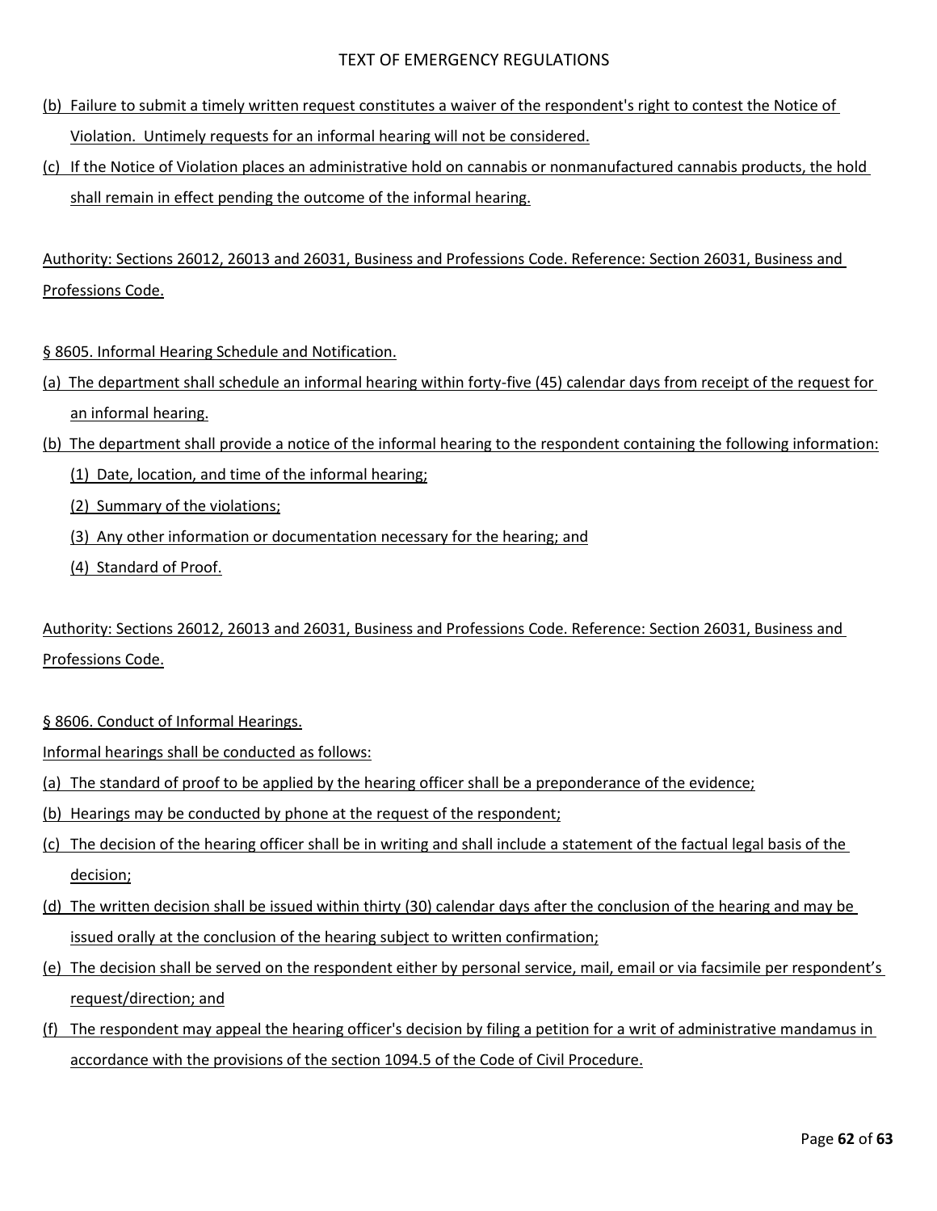(b) Failure to submit a timely written request constitutes a waiver of the respondent's right to contest the Notice of Violation. Untimely requests for an informal hearing will not be considered.

(c) If the Notice of Violation places an administrative hold on cannabis or nonmanufactured cannabis products, the hold shall remain in effect pending the outcome of the informal hearing.

Authority: Sections 26012, 26013 and 26031, Business and Professions Code. Reference: Section 26031, Business and Professions Code.

§ 8605. Informal Hearing Schedule and Notification.

(a) The department shall schedule an informal hearing within forty-five (45) calendar days from receipt of the request for an informal hearing.

(b) The department shall provide a notice of the informal hearing to the respondent containing the following information:

(1) Date, location, and time of the informal hearing;

(2) Summary of the violations;

(3) Any other information or documentation necessary for the hearing; and

(4) Standard of Proof.

Authority: Sections 26012, 26013 and 26031, Business and Professions Code. Reference: Section 26031, Business and Professions Code.

§ 8606. Conduct of Informal Hearings.

Informal hearings shall be conducted as follows:

(a) The standard of proof to be applied by the hearing officer shall be a preponderance of the evidence;

(b) Hearings may be conducted by phone at the request of the respondent;

(c) The decision of the hearing officer shall be in writing and shall include a statement of the factual legal basis of the decision;

(d) The written decision shall be issued within thirty (30) calendar days after the conclusion of the hearing and may be issued orally at the conclusion of the hearing subject to written confirmation;

(e) The decision shall be served on the respondent either by personal service, mail, email or via facsimile per respondent's request/direction; and

(f) The respondent may appeal the hearing officer's decision by filing a petition for a writ of administrative mandamus in accordance with the provisions of the section 1094.5 of the Code of Civil Procedure.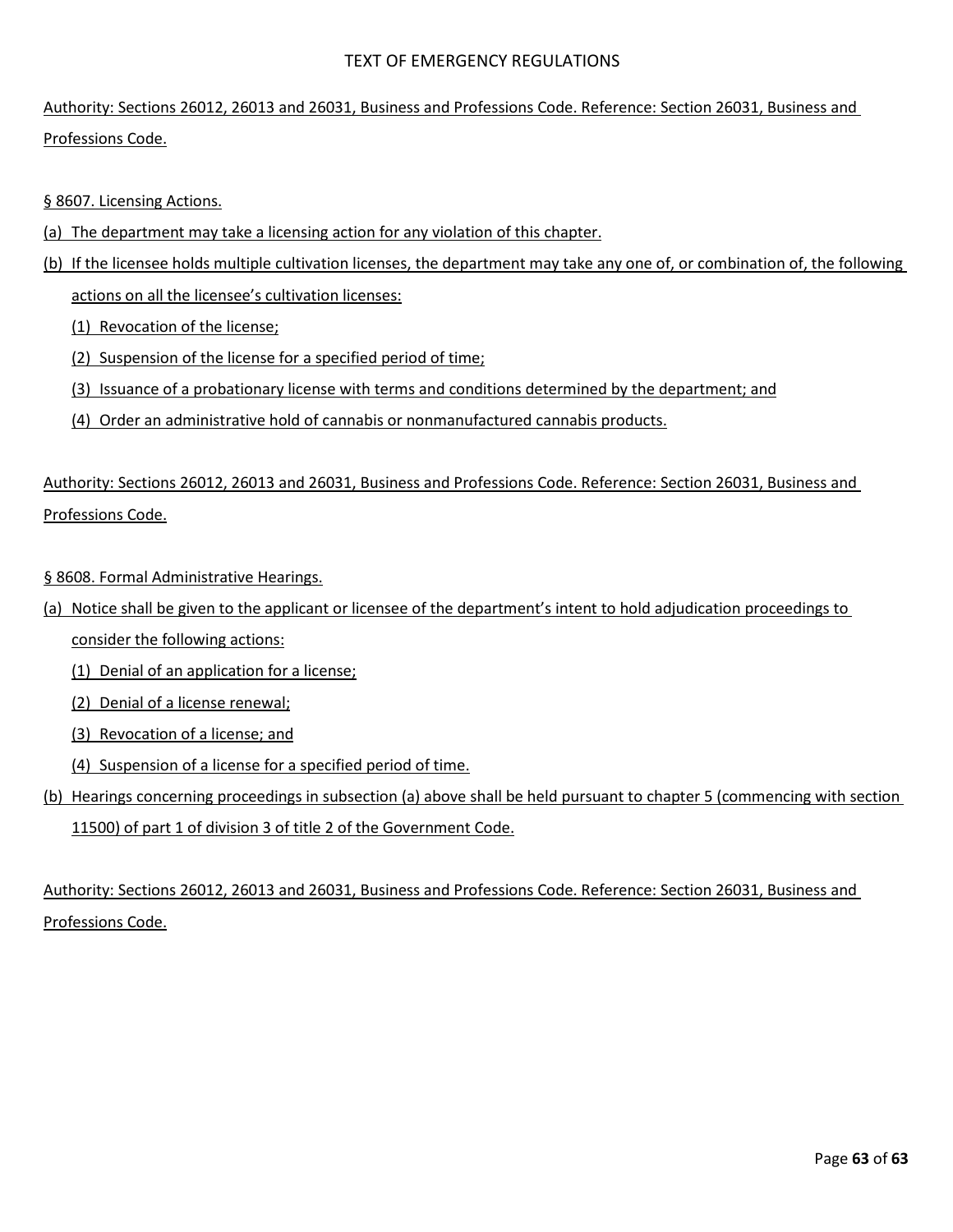Authority: Sections 26012, 26013 and 26031, Business and Professions Code. Reference: Section 26031, Business and Professions Code.

§ 8607. Licensing Actions.

(a) The department may take a licensing action for any violation of this chapter.

(b) If the licensee holds multiple cultivation licenses, the department may take any one of, or combination of, the following actions on all the licensee's cultivation licenses:

  (1) Revocation of the license;

  (2) Suspension of the license for a specified period of time;

  (3) Issuance of a probationary license with terms and conditions determined by the department; and

  (4) Order an administrative hold of cannabis or nonmanufactured cannabis products.

Authority: Sections 26012, 26013 and 26031, Business and Professions Code. Reference: Section 26031, Business and Professions Code.

§ 8608. Formal Administrative Hearings.

(a) Notice shall be given to the applicant or licensee of the department's intent to hold adjudication proceedings to consider the following actions:

  (1) Denial of an application for a license;

  (2) Denial of a license renewal;

  (3) Revocation of a license; and

  (4) Suspension of a license for a specified period of time.

(b) Hearings concerning proceedings in subsection (a) above shall be held pursuant to chapter 5 (commencing with section 11500) of part 1 of division 3 of title 2 of the Government Code.

Authority: Sections 26012, 26013 and 26031, Business and Professions Code. Reference: Section 26031, Business and Professions Code.